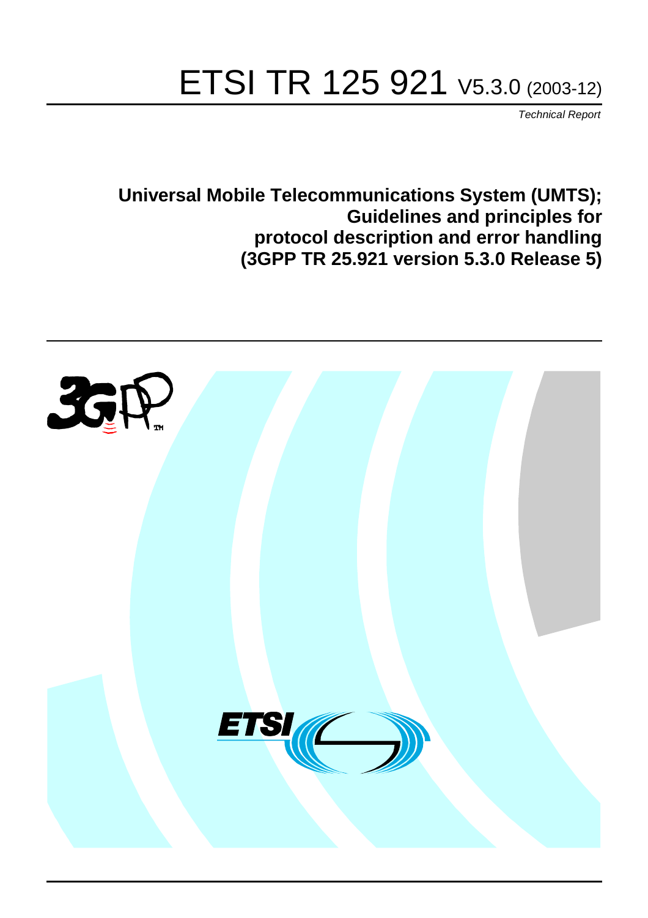# ETSI TR 125 921 V5.3.0 (2003-12)

*Technical Report*

**Universal Mobile Telecommunications System (UMTS); Guidelines and principles for protocol description and error handling (3GPP TR 25.921 version 5.3.0 Release 5)**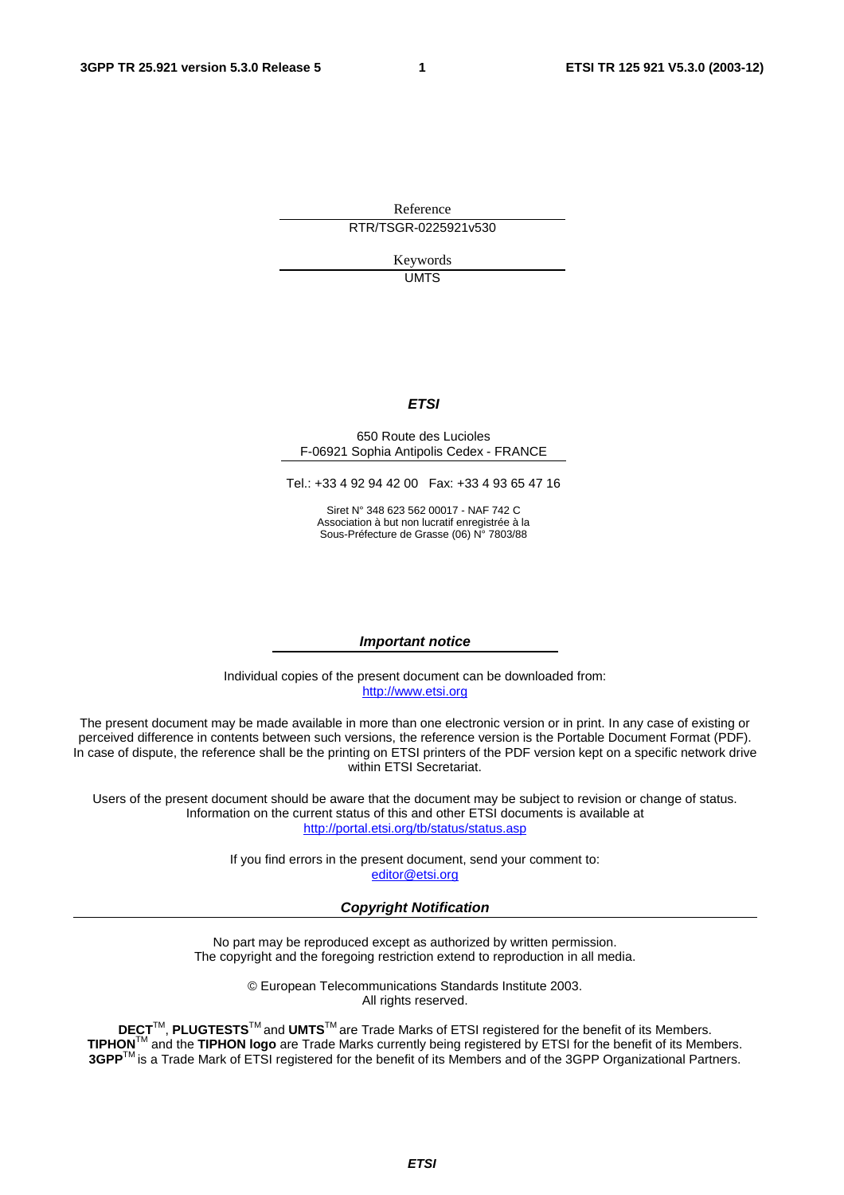Reference

RTR/TSGR-0225921v530

Keywords

UMTS

***ETSI***

650 Route des Lucioles
F-06921 Sophia Antipolis Cedex - FRANCE

Tel.: +33 4 92 94 42 00 Fax: +33 4 93 65 47 16

Siret N° 348 623 562 00017 - NAF 742 C
Association à but non lucratif enregistrée à la
Sous-Préfecture de Grasse (06) N° 7803/88

***Important notice***

Individual copies of the present document can be downloaded from:
http://www.etsi.org

The present document may be made available in more than one electronic version or in print. In any case of existing or perceived difference in contents between such versions, the reference version is the Portable Document Format (PDF). In case of dispute, the reference shall be the printing on ETSI printers of the PDF version kept on a specific network drive within ETSI Secretariat.

Users of the present document should be aware that the document may be subject to revision or change of status. Information on the current status of this and other ETSI documents is available at
http://portal.etsi.org/tb/status/status.asp

If you find errors in the present document, send your comment to:
editor@etsi.org

***Copyright Notification***

No part may be reproduced except as authorized by written permission.
The copyright and the foregoing restriction extend to reproduction in all media.

© European Telecommunications Standards Institute 2003.
All rights reserved.

**DECT**™, **PLUGTESTS**™ and **UMTS**™ are Trade Marks of ETSI registered for the benefit of its Members.
**TIPHON**™ and the **TIPHON logo** are Trade Marks currently being registered by ETSI for the benefit of its Members.
**3GPP**™ is a Trade Mark of ETSI registered for the benefit of its Members and of the 3GPP Organizational Partners.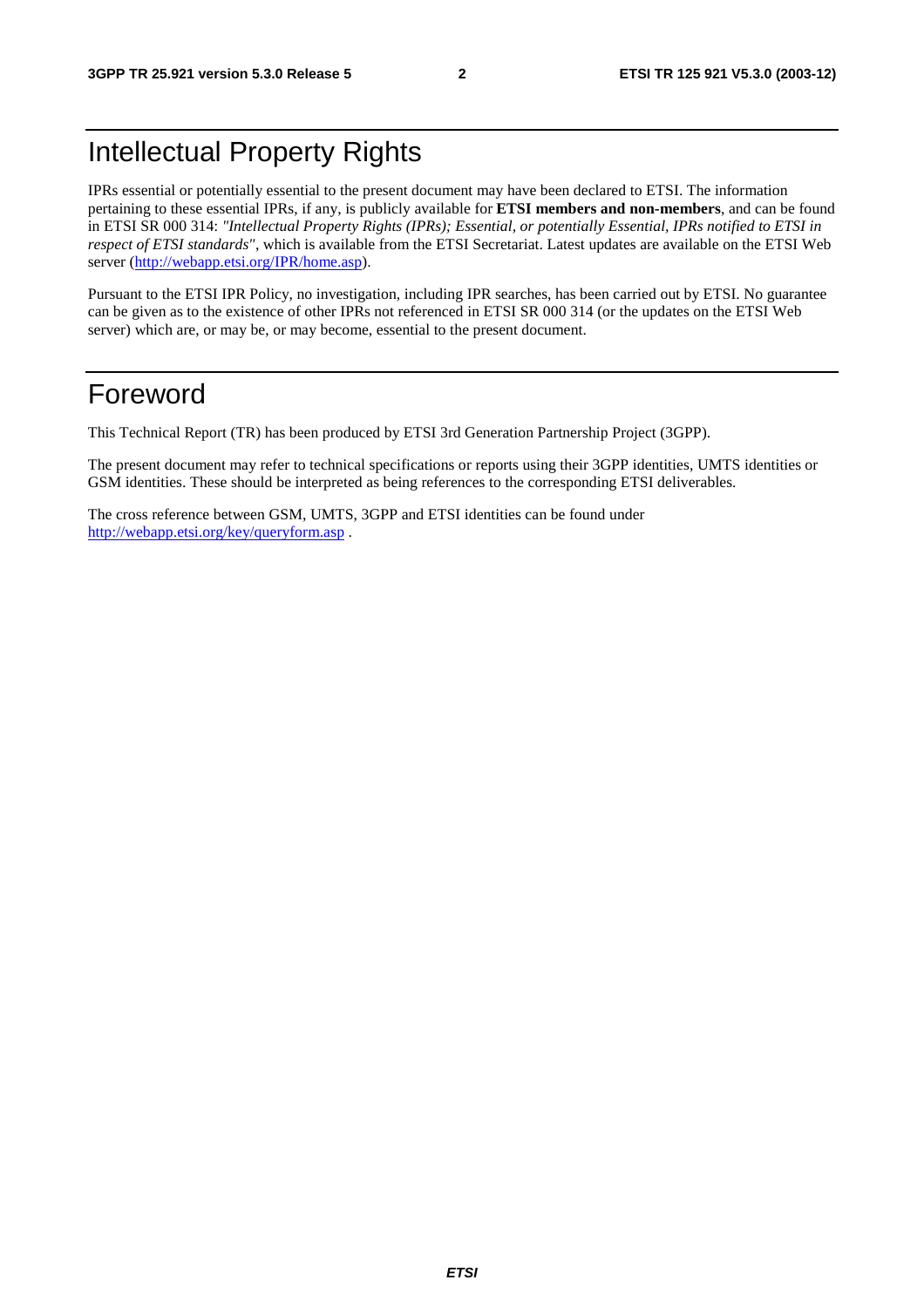# Intellectual Property Rights

IPRs essential or potentially essential to the present document may have been declared to ETSI. The information pertaining to these essential IPRs, if any, is publicly available for **ETSI members and non-members**, and can be found in ETSI SR 000 314: *"Intellectual Property Rights (IPRs); Essential, or potentially Essential, IPRs notified to ETSI in respect of ETSI standards"*, which is available from the ETSI Secretariat. Latest updates are available on the ETSI Web server (http://webapp.etsi.org/IPR/home.asp).

Pursuant to the ETSI IPR Policy, no investigation, including IPR searches, has been carried out by ETSI. No guarantee can be given as to the existence of other IPRs not referenced in ETSI SR 000 314 (or the updates on the ETSI Web server) which are, or may be, or may become, essential to the present document.

# Foreword

This Technical Report (TR) has been produced by ETSI 3rd Generation Partnership Project (3GPP).

The present document may refer to technical specifications or reports using their 3GPP identities, UMTS identities or GSM identities. These should be interpreted as being references to the corresponding ETSI deliverables.

The cross reference between GSM, UMTS, 3GPP and ETSI identities can be found under http://webapp.etsi.org/key/queryform.asp .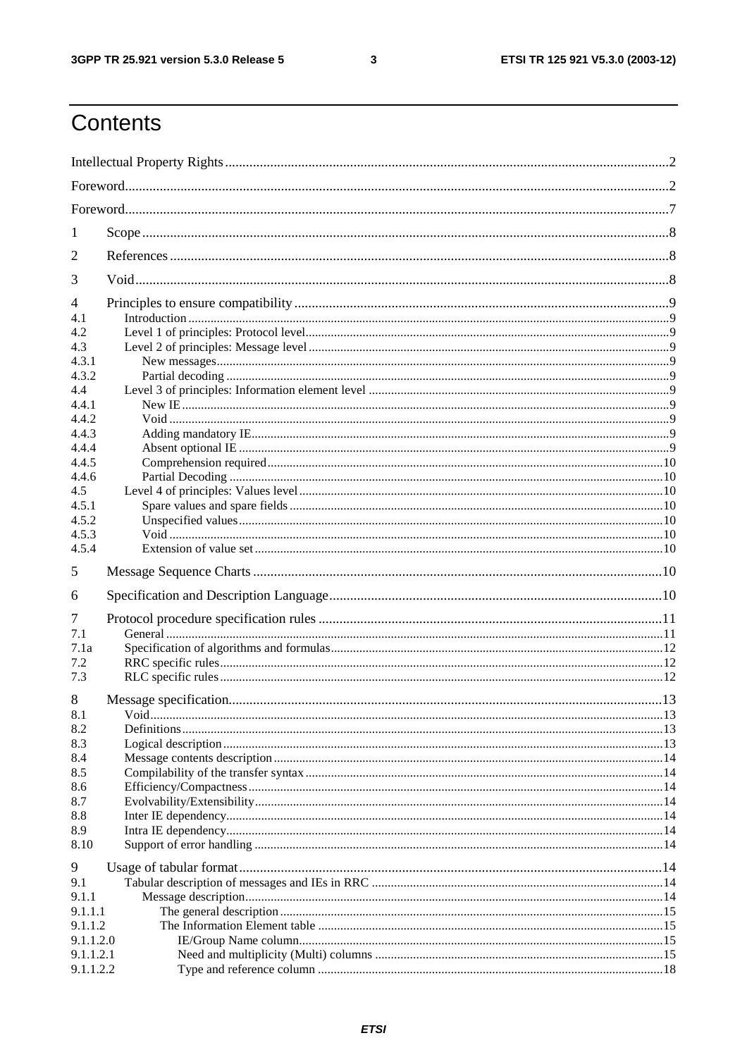# Contents

Intellectual Property Rights ..... 2

Foreword ..... 2

Foreword ..... 7

1 Scope ..... 8

2 References ..... 8

3 Void ..... 8

4 Principles to ensure compatibility ..... 9
4.1 Introduction ..... 9
4.2 Level 1 of principles: Protocol level ..... 9
4.3 Level 2 of principles: Message level ..... 9
4.3.1 New messages ..... 9
4.3.2 Partial decoding ..... 9
4.4 Level 3 of principles: Information element level ..... 9
4.4.1 New IE ..... 9
4.4.2 Void ..... 9
4.4.3 Adding mandatory IE ..... 9
4.4.4 Absent optional IE ..... 9
4.4.5 Comprehension required ..... 10
4.4.6 Partial Decoding ..... 10
4.5 Level 4 of principles: Values level ..... 10
4.5.1 Spare values and spare fields ..... 10
4.5.2 Unspecified values ..... 10
4.5.3 Void ..... 10
4.5.4 Extension of value set ..... 10

5 Message Sequence Charts ..... 10

6 Specification and Description Language ..... 10

7 Protocol procedure specification rules ..... 11
7.1 General ..... 11
7.1a Specification of algorithms and formulas ..... 12
7.2 RRC specific rules ..... 12
7.3 RLC specific rules ..... 12

8 Message specification ..... 13
8.1 Void ..... 13
8.2 Definitions ..... 13
8.3 Logical description ..... 13
8.4 Message contents description ..... 14
8.5 Compilability of the transfer syntax ..... 14
8.6 Efficiency/Compactness ..... 14
8.7 Evolvability/Extensibility ..... 14
8.8 Inter IE dependency ..... 14
8.9 Intra IE dependency ..... 14
8.10 Support of error handling ..... 14

9 Usage of tabular format ..... 14
9.1 Tabular description of messages and IEs in RRC ..... 14
9.1.1 Message description ..... 14
9.1.1.1 The general description ..... 15
9.1.1.2 The Information Element table ..... 15
9.1.1.2.0 IE/Group Name column ..... 15
9.1.1.2.1 Need and multiplicity (Multi) columns ..... 15
9.1.1.2.2 Type and reference column ..... 18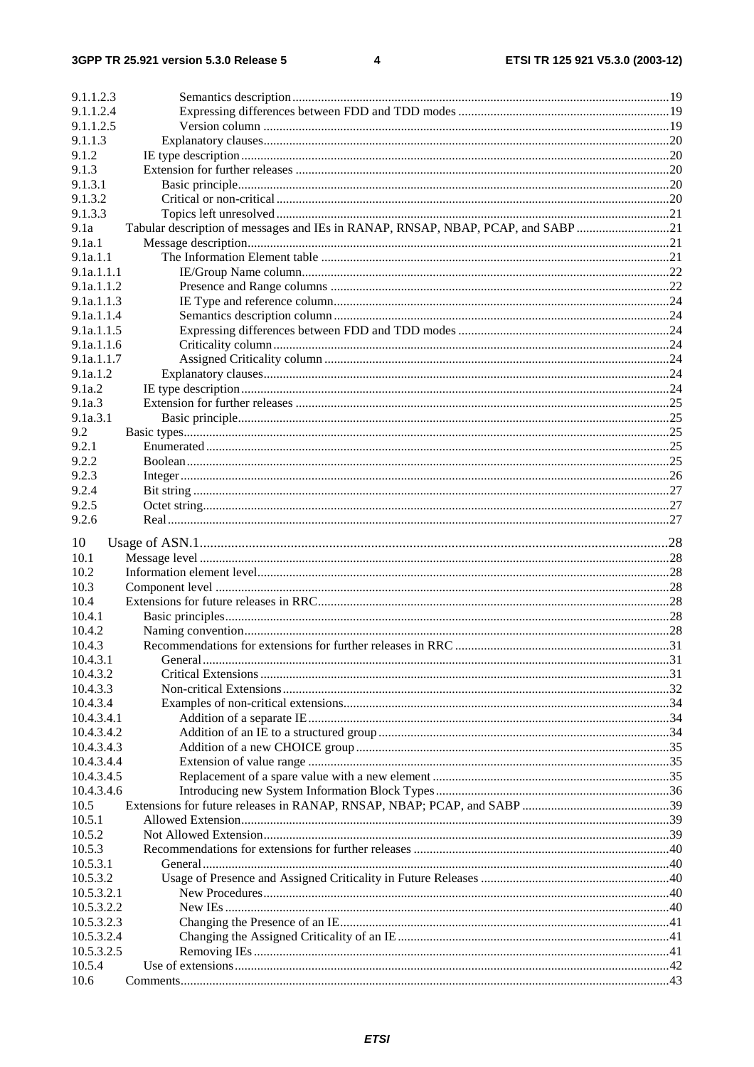9.1.1.2.3 Semantics description .....19
9.1.1.2.4 Expressing differences between FDD and TDD modes .....19
9.1.1.2.5 Version column .....19
9.1.1.3 Explanatory clauses .....20
9.1.2 IE type description .....20
9.1.3 Extension for further releases .....20
9.1.3.1 Basic principle .....20
9.1.3.2 Critical or non-critical .....20
9.1.3.3 Topics left unresolved .....21
9.1a Tabular description of messages and IEs in RANAP, RNSAP, NBAP, PCAP, and SABP .....21
9.1a.1 Message description .....21
9.1a.1.1 The Information Element table .....21
9.1a.1.1.1 IE/Group Name column .....22
9.1a.1.1.2 Presence and Range columns .....22
9.1a.1.1.3 IE Type and reference column .....24
9.1a.1.1.4 Semantics description column .....24
9.1a.1.1.5 Expressing differences between FDD and TDD modes .....24
9.1a.1.1.6 Criticality column .....24
9.1a.1.1.7 Assigned Criticality column .....24
9.1a.1.2 Explanatory clauses .....24
9.1a.2 IE type description .....24
9.1a.3 Extension for further releases .....25
9.1a.3.1 Basic principle .....25
9.2 Basic types .....25
9.2.1 Enumerated .....25
9.2.2 Boolean .....25
9.2.3 Integer .....26
9.2.4 Bit string .....27
9.2.5 Octet string .....27
9.2.6 Real .....27

10 Usage of ASN.1 .....28
10.1 Message level .....28
10.2 Information element level .....28
10.3 Component level .....28
10.4 Extensions for future releases in RRC .....28
10.4.1 Basic principles .....28
10.4.2 Naming convention .....28
10.4.3 Recommendations for extensions for further releases in RRC .....31
10.4.3.1 General .....31
10.4.3.2 Critical Extensions .....31
10.4.3.3 Non-critical Extensions .....32
10.4.3.4 Examples of non-critical extensions .....34
10.4.3.4.1 Addition of a separate IE .....34
10.4.3.4.2 Addition of an IE to a structured group .....34
10.4.3.4.3 Addition of a new CHOICE group .....35
10.4.3.4.4 Extension of value range .....35
10.4.3.4.5 Replacement of a spare value with a new element .....35
10.4.3.4.6 Introducing new System Information Block Types .....36
10.5 Extensions for future releases in RANAP, RNSAP, NBAP; PCAP, and SABP .....39
10.5.1 Allowed Extension .....39
10.5.2 Not Allowed Extension .....39
10.5.3 Recommendations for extensions for further releases .....40
10.5.3.1 General .....40
10.5.3.2 Usage of Presence and Assigned Criticality in Future Releases .....40
10.5.3.2.1 New Procedures .....40
10.5.3.2.2 New IEs .....40
10.5.3.2.3 Changing the Presence of an IE .....41
10.5.3.2.4 Changing the Assigned Criticality of an IE .....41
10.5.3.2.5 Removing IEs .....41
10.5.4 Use of extensions .....42
10.6 Comments .....43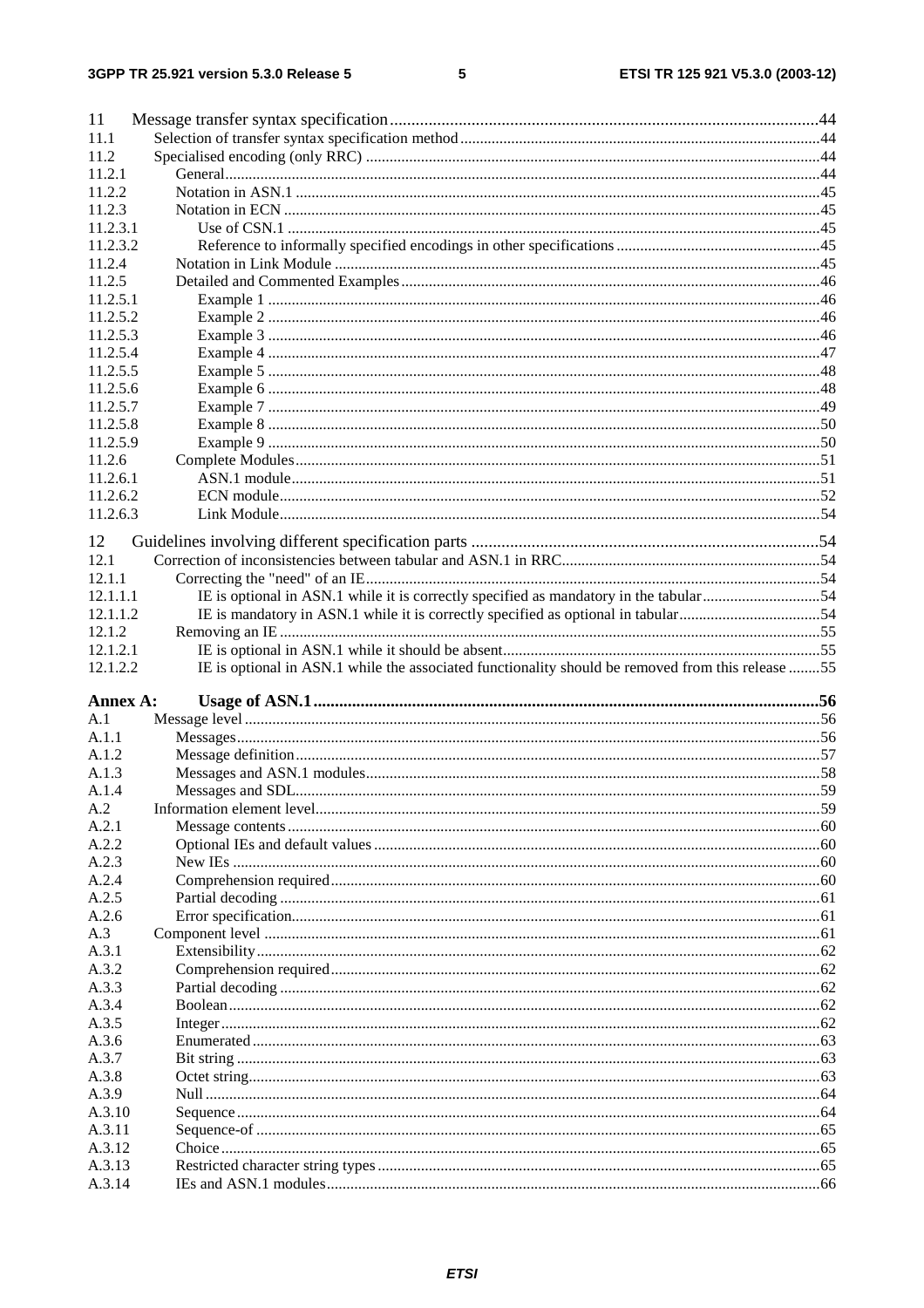| | | |
|---|---|---|
| 11 | Message transfer syntax specification | 44 |
| 11.1 | Selection of transfer syntax specification method | 44 |
| 11.2 | Specialised encoding (only RRC) | 44 |
| 11.2.1 | General | 44 |
| 11.2.2 | Notation in ASN.1 | 45 |
| 11.2.3 | Notation in ECN | 45 |
| 11.2.3.1 | Use of CSN.1 | 45 |
| 11.2.3.2 | Reference to informally specified encodings in other specifications | 45 |
| 11.2.4 | Notation in Link Module | 45 |
| 11.2.5 | Detailed and Commented Examples | 46 |
| 11.2.5.1 | Example 1 | 46 |
| 11.2.5.2 | Example 2 | 46 |
| 11.2.5.3 | Example 3 | 46 |
| 11.2.5.4 | Example 4 | 47 |
| 11.2.5.5 | Example 5 | 48 |
| 11.2.5.6 | Example 6 | 48 |
| 11.2.5.7 | Example 7 | 49 |
| 11.2.5.8 | Example 8 | 50 |
| 11.2.5.9 | Example 9 | 50 |
| 11.2.6 | Complete Modules | 51 |
| 11.2.6.1 | ASN.1 module | 51 |
| 11.2.6.2 | ECN module | 52 |
| 11.2.6.3 | Link Module | 54 |
| 12 | Guidelines involving different specification parts | 54 |
| 12.1 | Correction of inconsistencies between tabular and ASN.1 in RRC | 54 |
| 12.1.1 | Correcting the "need" of an IE | 54 |
| 12.1.1.1 | IE is optional in ASN.1 while it is correctly specified as mandatory in the tabular | 54 |
| 12.1.1.2 | IE is mandatory in ASN.1 while it is correctly specified as optional in tabular | 54 |
| 12.1.2 | Removing an IE | 55 |
| 12.1.2.1 | IE is optional in ASN.1 while it should be absent | 55 |
| 12.1.2.2 | IE is optional in ASN.1 while the associated functionality should be removed from this release | 55 |
| **Annex A:** | **Usage of ASN.1** | **56** |
| A.1 | Message level | 56 |
| A.1.1 | Messages | 56 |
| A.1.2 | Message definition | 57 |
| A.1.3 | Messages and ASN.1 modules | 58 |
| A.1.4 | Messages and SDL | 59 |
| A.2 | Information element level | 59 |
| A.2.1 | Message contents | 60 |
| A.2.2 | Optional IEs and default values | 60 |
| A.2.3 | New IEs | 60 |
| A.2.4 | Comprehension required | 60 |
| A.2.5 | Partial decoding | 61 |
| A.2.6 | Error specification | 61 |
| A.3 | Component level | 61 |
| A.3.1 | Extensibility | 62 |
| A.3.2 | Comprehension required | 62 |
| A.3.3 | Partial decoding | 62 |
| A.3.4 | Boolean | 62 |
| A.3.5 | Integer | 62 |
| A.3.6 | Enumerated | 63 |
| A.3.7 | Bit string | 63 |
| A.3.8 | Octet string | 63 |
| A.3.9 | Null | 64 |
| A.3.10 | Sequence | 64 |
| A.3.11 | Sequence-of | 65 |
| A.3.12 | Choice | 65 |
| A.3.13 | Restricted character string types | 65 |
| A.3.14 | IEs and ASN.1 modules | 66 |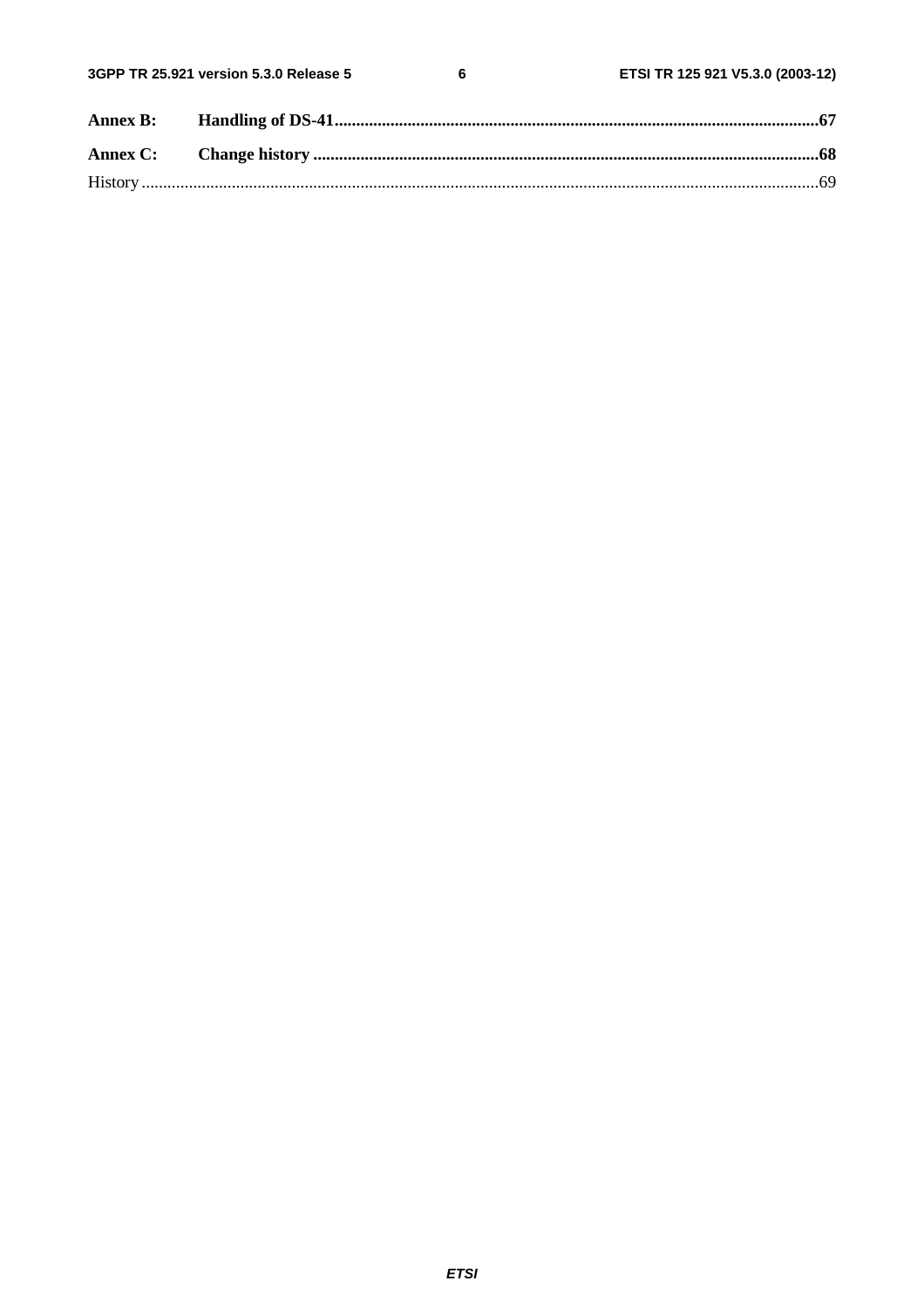**Annex B: Handling of DS-41**......................................................................................................................67

**Annex C: Change history**.........................................................................................................................68

History..............................................................................................................................................................69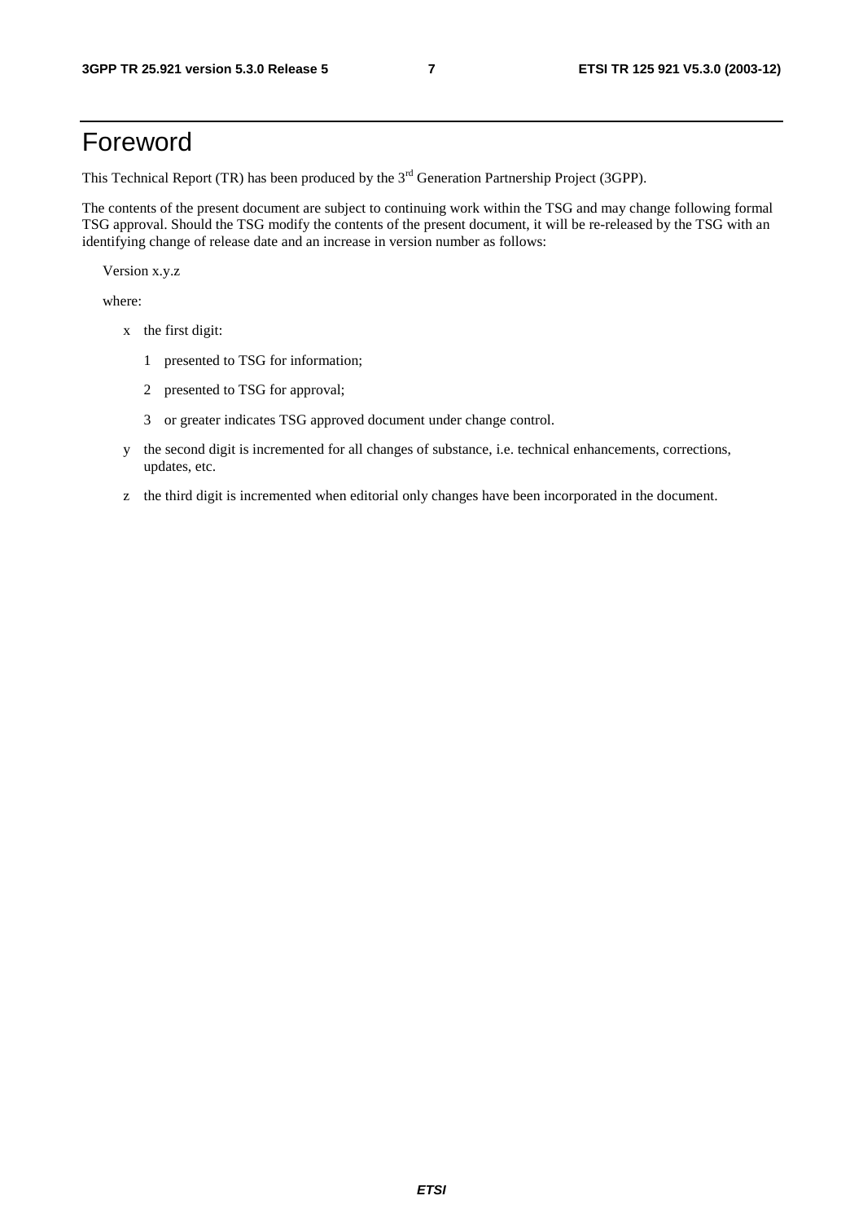# Foreword

This Technical Report (TR) has been produced by the 3rd Generation Partnership Project (3GPP).

The contents of the present document are subject to continuing work within the TSG and may change following formal TSG approval. Should the TSG modify the contents of the present document, it will be re-released by the TSG with an identifying change of release date and an increase in version number as follows:

Version x.y.z

where:

- x the first digit:
  - 1 presented to TSG for information;
  - 2 presented to TSG for approval;
  - 3 or greater indicates TSG approved document under change control.
- y the second digit is incremented for all changes of substance, i.e. technical enhancements, corrections, updates, etc.
- z the third digit is incremented when editorial only changes have been incorporated in the document.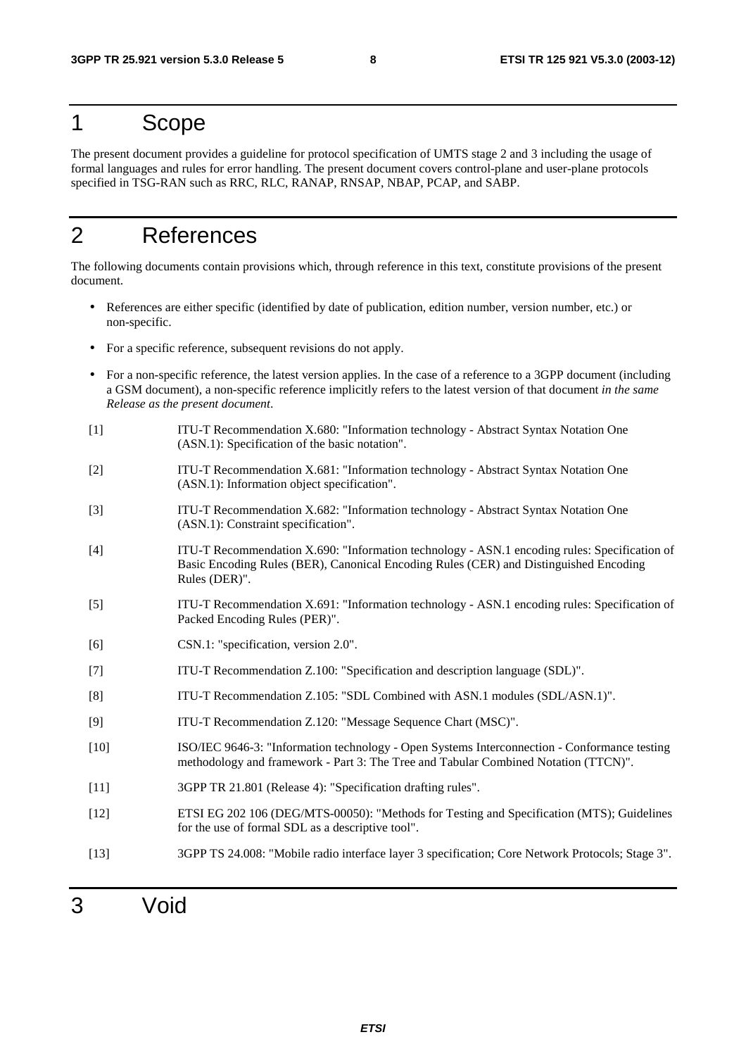# 1 Scope

The present document provides a guideline for protocol specification of UMTS stage 2 and 3 including the usage of formal languages and rules for error handling. The present document covers control-plane and user-plane protocols specified in TSG-RAN such as RRC, RLC, RANAP, RNSAP, NBAP, PCAP, and SABP.

# 2 References

The following documents contain provisions which, through reference in this text, constitute provisions of the present document.

- References are either specific (identified by date of publication, edition number, version number, etc.) or non-specific.
- For a specific reference, subsequent revisions do not apply.
- For a non-specific reference, the latest version applies. In the case of a reference to a 3GPP document (including a GSM document), a non-specific reference implicitly refers to the latest version of that document *in the same Release as the present document*.

[1] ITU-T Recommendation X.680: "Information technology - Abstract Syntax Notation One (ASN.1): Specification of the basic notation".

[2] ITU-T Recommendation X.681: "Information technology - Abstract Syntax Notation One (ASN.1): Information object specification".

[3] ITU-T Recommendation X.682: "Information technology - Abstract Syntax Notation One (ASN.1): Constraint specification".

[4] ITU-T Recommendation X.690: "Information technology - ASN.1 encoding rules: Specification of Basic Encoding Rules (BER), Canonical Encoding Rules (CER) and Distinguished Encoding Rules (DER)".

[5] ITU-T Recommendation X.691: "Information technology - ASN.1 encoding rules: Specification of Packed Encoding Rules (PER)".

[6] CSN.1: "specification, version 2.0".

[7] ITU-T Recommendation Z.100: "Specification and description language (SDL)".

[8] ITU-T Recommendation Z.105: "SDL Combined with ASN.1 modules (SDL/ASN.1)".

[9] ITU-T Recommendation Z.120: "Message Sequence Chart (MSC)".

[10] ISO/IEC 9646-3: "Information technology - Open Systems Interconnection - Conformance testing methodology and framework - Part 3: The Tree and Tabular Combined Notation (TTCN)".

[11] 3GPP TR 21.801 (Release 4): "Specification drafting rules".

[12] ETSI EG 202 106 (DEG/MTS-00050): "Methods for Testing and Specification (MTS); Guidelines for the use of formal SDL as a descriptive tool".

[13] 3GPP TS 24.008: "Mobile radio interface layer 3 specification; Core Network Protocols; Stage 3".

# 3 Void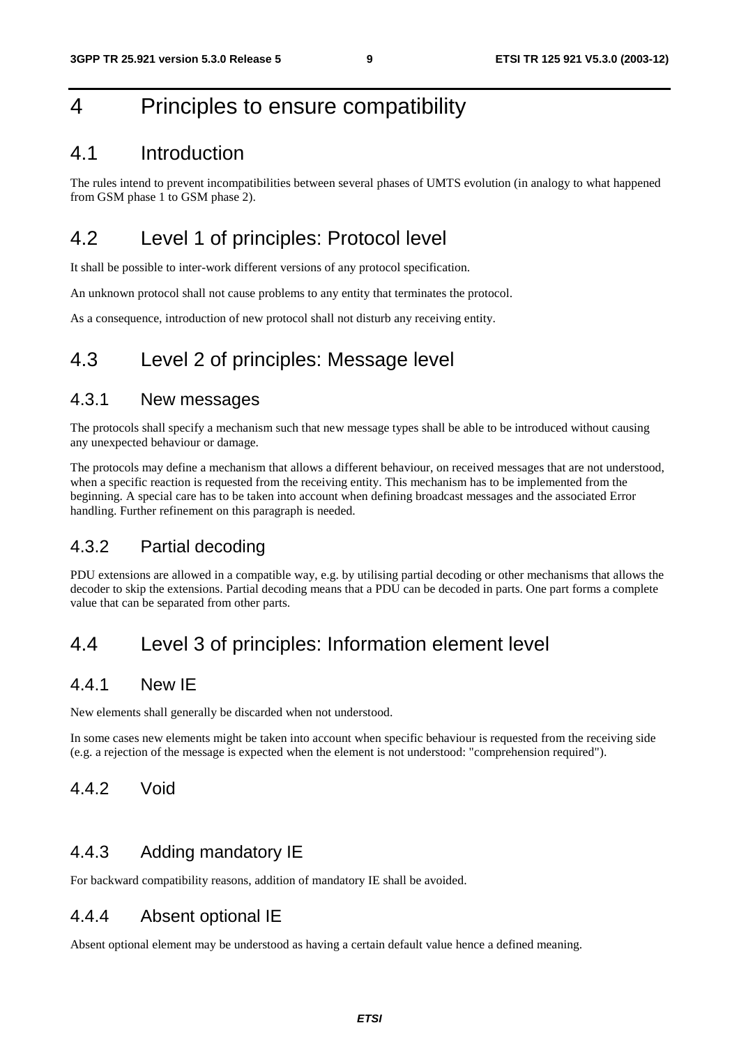# 4 Principles to ensure compatibility

## 4.1 Introduction

The rules intend to prevent incompatibilities between several phases of UMTS evolution (in analogy to what happened from GSM phase 1 to GSM phase 2).

## 4.2 Level 1 of principles: Protocol level

It shall be possible to inter-work different versions of any protocol specification.

An unknown protocol shall not cause problems to any entity that terminates the protocol.

As a consequence, introduction of new protocol shall not disturb any receiving entity.

## 4.3 Level 2 of principles: Message level

### 4.3.1 New messages

The protocols shall specify a mechanism such that new message types shall be able to be introduced without causing any unexpected behaviour or damage.

The protocols may define a mechanism that allows a different behaviour, on received messages that are not understood, when a specific reaction is requested from the receiving entity. This mechanism has to be implemented from the beginning. A special care has to be taken into account when defining broadcast messages and the associated Error handling. Further refinement on this paragraph is needed.

### 4.3.2 Partial decoding

PDU extensions are allowed in a compatible way, e.g. by utilising partial decoding or other mechanisms that allows the decoder to skip the extensions. Partial decoding means that a PDU can be decoded in parts. One part forms a complete value that can be separated from other parts.

## 4.4 Level 3 of principles: Information element level

### 4.4.1 New IE

New elements shall generally be discarded when not understood.

In some cases new elements might be taken into account when specific behaviour is requested from the receiving side (e.g. a rejection of the message is expected when the element is not understood: "comprehension required").

### 4.4.2 Void

### 4.4.3 Adding mandatory IE

For backward compatibility reasons, addition of mandatory IE shall be avoided.

### 4.4.4 Absent optional IE

Absent optional element may be understood as having a certain default value hence a defined meaning.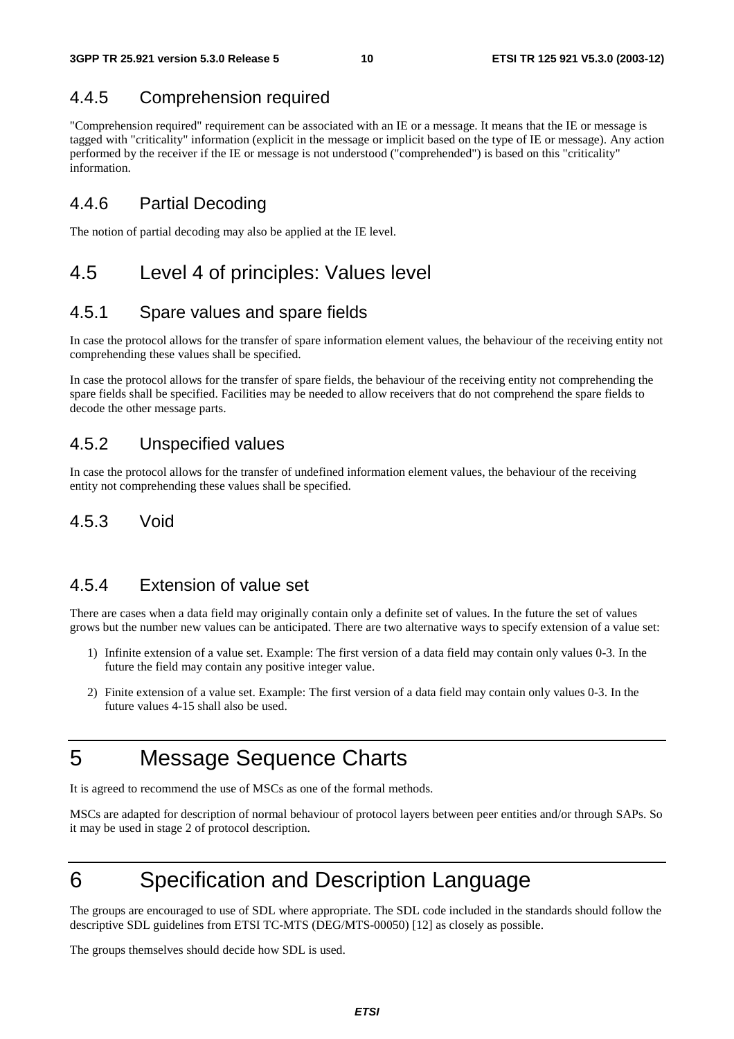### 4.4.5 Comprehension required

"Comprehension required" requirement can be associated with an IE or a message. It means that the IE or message is tagged with "criticality" information (explicit in the message or implicit based on the type of IE or message). Any action performed by the receiver if the IE or message is not understood ("comprehended") is based on this "criticality" information.

### 4.4.6 Partial Decoding

The notion of partial decoding may also be applied at the IE level.

## 4.5 Level 4 of principles: Values level

### 4.5.1 Spare values and spare fields

In case the protocol allows for the transfer of spare information element values, the behaviour of the receiving entity not comprehending these values shall be specified.

In case the protocol allows for the transfer of spare fields, the behaviour of the receiving entity not comprehending the spare fields shall be specified. Facilities may be needed to allow receivers that do not comprehend the spare fields to decode the other message parts.

### 4.5.2 Unspecified values

In case the protocol allows for the transfer of undefined information element values, the behaviour of the receiving entity not comprehending these values shall be specified.

### 4.5.3 Void

### 4.5.4 Extension of value set

There are cases when a data field may originally contain only a definite set of values. In the future the set of values grows but the number new values can be anticipated. There are two alternative ways to specify extension of a value set:

1) Infinite extension of a value set. Example: The first version of a data field may contain only values 0-3. In the future the field may contain any positive integer value.

2) Finite extension of a value set. Example: The first version of a data field may contain only values 0-3. In the future values 4-15 shall also be used.

# 5 Message Sequence Charts

It is agreed to recommend the use of MSCs as one of the formal methods.

MSCs are adapted for description of normal behaviour of protocol layers between peer entities and/or through SAPs. So it may be used in stage 2 of protocol description.

# 6 Specification and Description Language

The groups are encouraged to use of SDL where appropriate. The SDL code included in the standards should follow the descriptive SDL guidelines from ETSI TC-MTS (DEG/MTS-00050) [12] as closely as possible.

The groups themselves should decide how SDL is used.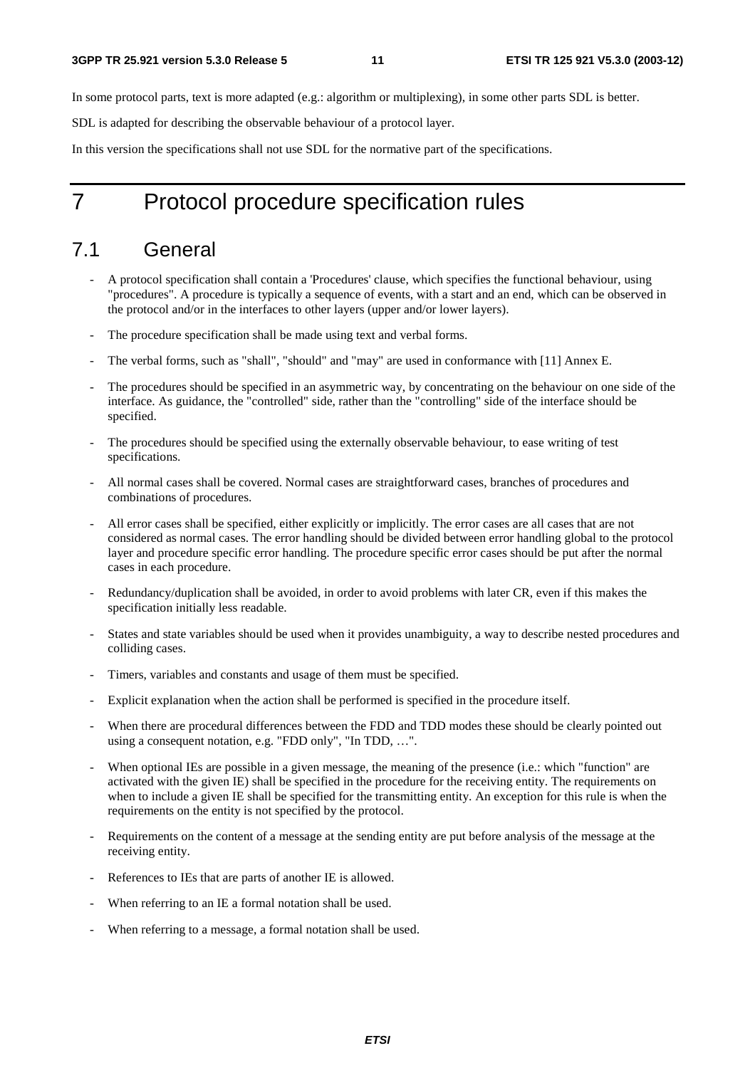In some protocol parts, text is more adapted (e.g.: algorithm or multiplexing), in some other parts SDL is better.

SDL is adapted for describing the observable behaviour of a protocol layer.

In this version the specifications shall not use SDL for the normative part of the specifications.

# 7 Protocol procedure specification rules

## 7.1 General

- A protocol specification shall contain a 'Procedures' clause, which specifies the functional behaviour, using "procedures". A procedure is typically a sequence of events, with a start and an end, which can be observed in the protocol and/or in the interfaces to other layers (upper and/or lower layers).
- The procedure specification shall be made using text and verbal forms.
- The verbal forms, such as "shall", "should" and "may" are used in conformance with [11] Annex E.
- The procedures should be specified in an asymmetric way, by concentrating on the behaviour on one side of the interface. As guidance, the "controlled" side, rather than the "controlling" side of the interface should be specified.
- The procedures should be specified using the externally observable behaviour, to ease writing of test specifications.
- All normal cases shall be covered. Normal cases are straightforward cases, branches of procedures and combinations of procedures.
- All error cases shall be specified, either explicitly or implicitly. The error cases are all cases that are not considered as normal cases. The error handling should be divided between error handling global to the protocol layer and procedure specific error handling. The procedure specific error cases should be put after the normal cases in each procedure.
- Redundancy/duplication shall be avoided, in order to avoid problems with later CR, even if this makes the specification initially less readable.
- States and state variables should be used when it provides unambiguity, a way to describe nested procedures and colliding cases.
- Timers, variables and constants and usage of them must be specified.
- Explicit explanation when the action shall be performed is specified in the procedure itself.
- When there are procedural differences between the FDD and TDD modes these should be clearly pointed out using a consequent notation, e.g. "FDD only", "In TDD, …".
- When optional IEs are possible in a given message, the meaning of the presence (i.e.: which "function" are activated with the given IE) shall be specified in the procedure for the receiving entity. The requirements on when to include a given IE shall be specified for the transmitting entity. An exception for this rule is when the requirements on the entity is not specified by the protocol.
- Requirements on the content of a message at the sending entity are put before analysis of the message at the receiving entity.
- References to IEs that are parts of another IE is allowed.
- When referring to an IE a formal notation shall be used.
- When referring to a message, a formal notation shall be used.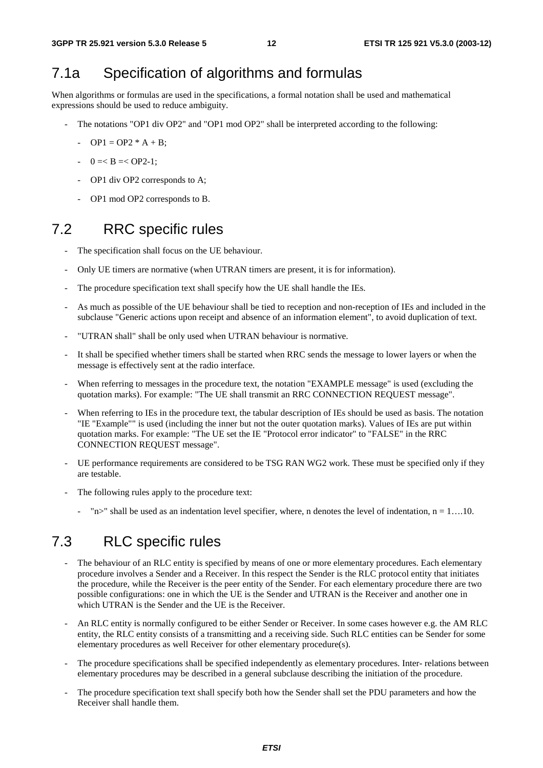## 7.1a Specification of algorithms and formulas

When algorithms or formulas are used in the specifications, a formal notation shall be used and mathematical expressions should be used to reduce ambiguity.

- The notations "OP1 div OP2" and "OP1 mod OP2" shall be interpreted according to the following:
  - OP1 = OP2 * A + B;
  - 0 =< B =< OP2-1;
  - OP1 div OP2 corresponds to A;
  - OP1 mod OP2 corresponds to B.

## 7.2 RRC specific rules

- The specification shall focus on the UE behaviour.
- Only UE timers are normative (when UTRAN timers are present, it is for information).
- The procedure specification text shall specify how the UE shall handle the IEs.
- As much as possible of the UE behaviour shall be tied to reception and non-reception of IEs and included in the subclause "Generic actions upon receipt and absence of an information element", to avoid duplication of text.
- "UTRAN shall" shall be only used when UTRAN behaviour is normative.
- It shall be specified whether timers shall be started when RRC sends the message to lower layers or when the message is effectively sent at the radio interface.
- When referring to messages in the procedure text, the notation "EXAMPLE message" is used (excluding the quotation marks). For example: "The UE shall transmit an RRC CONNECTION REQUEST message".
- When referring to IEs in the procedure text, the tabular description of IEs should be used as basis. The notation "IE "Example"" is used (including the inner but not the outer quotation marks). Values of IEs are put within quotation marks. For example: "The UE set the IE "Protocol error indicator" to "FALSE" in the RRC CONNECTION REQUEST message".
- UE performance requirements are considered to be TSG RAN WG2 work. These must be specified only if they are testable.
- The following rules apply to the procedure text:
  - "n>" shall be used as an indentation level specifier, where, n denotes the level of indentation, n = 1….10.

## 7.3 RLC specific rules

- The behaviour of an RLC entity is specified by means of one or more elementary procedures. Each elementary procedure involves a Sender and a Receiver. In this respect the Sender is the RLC protocol entity that initiates the procedure, while the Receiver is the peer entity of the Sender. For each elementary procedure there are two possible configurations: one in which the UE is the Sender and UTRAN is the Receiver and another one in which UTRAN is the Sender and the UE is the Receiver.
- An RLC entity is normally configured to be either Sender or Receiver. In some cases however e.g. the AM RLC entity, the RLC entity consists of a transmitting and a receiving side. Such RLC entities can be Sender for some elementary procedures as well Receiver for other elementary procedure(s).
- The procedure specifications shall be specified independently as elementary procedures. Inter- relations between elementary procedures may be described in a general subclause describing the initiation of the procedure.
- The procedure specification text shall specify both how the Sender shall set the PDU parameters and how the Receiver shall handle them.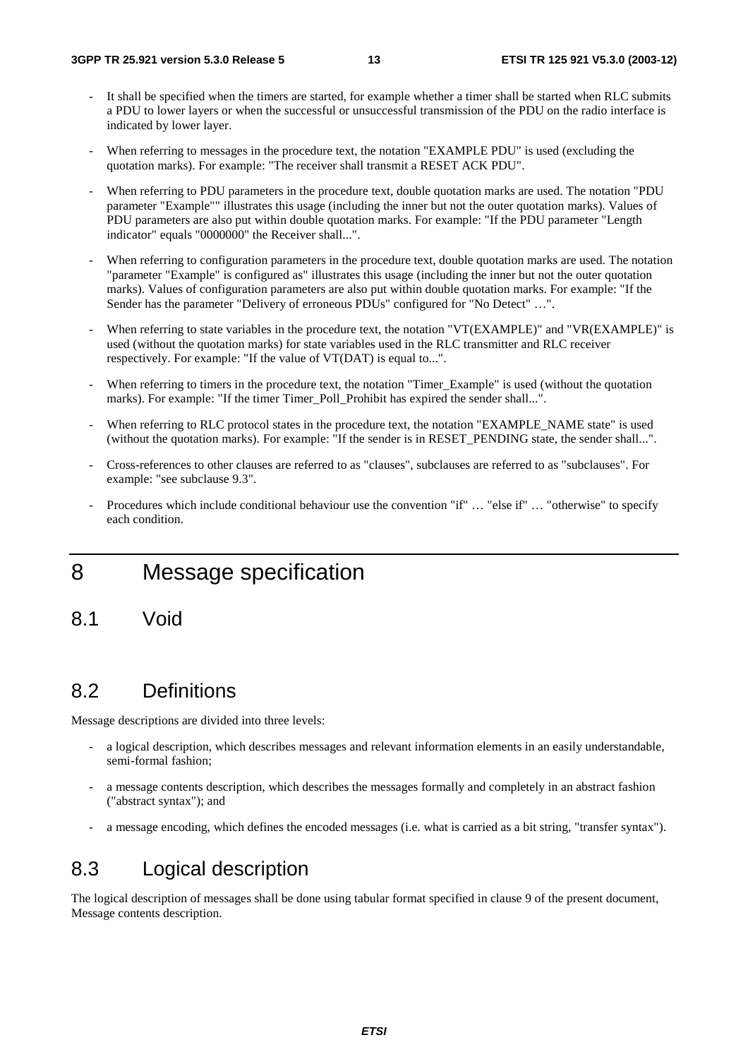- It shall be specified when the timers are started, for example whether a timer shall be started when RLC submits a PDU to lower layers or when the successful or unsuccessful transmission of the PDU on the radio interface is indicated by lower layer.
- When referring to messages in the procedure text, the notation "EXAMPLE PDU" is used (excluding the quotation marks). For example: "The receiver shall transmit a RESET ACK PDU".
- When referring to PDU parameters in the procedure text, double quotation marks are used. The notation "PDU parameter "Example"" illustrates this usage (including the inner but not the outer quotation marks). Values of PDU parameters are also put within double quotation marks. For example: "If the PDU parameter "Length indicator" equals "0000000" the Receiver shall...".
- When referring to configuration parameters in the procedure text, double quotation marks are used. The notation "parameter "Example" is configured as" illustrates this usage (including the inner but not the outer quotation marks). Values of configuration parameters are also put within double quotation marks. For example: "If the Sender has the parameter "Delivery of erroneous PDUs" configured for "No Detect" …".
- When referring to state variables in the procedure text, the notation "VT(EXAMPLE)" and "VR(EXAMPLE)" is used (without the quotation marks) for state variables used in the RLC transmitter and RLC receiver respectively. For example: "If the value of VT(DAT) is equal to...".
- When referring to timers in the procedure text, the notation "Timer_Example" is used (without the quotation marks). For example: "If the timer Timer_Poll_Prohibit has expired the sender shall...".
- When referring to RLC protocol states in the procedure text, the notation "EXAMPLE_NAME state" is used (without the quotation marks). For example: "If the sender is in RESET_PENDING state, the sender shall...".
- Cross-references to other clauses are referred to as "clauses", subclauses are referred to as "subclauses". For example: "see subclause 9.3".
- Procedures which include conditional behaviour use the convention "if" … "else if" … "otherwise" to specify each condition.

# 8 Message specification

## 8.1 Void

## 8.2 Definitions

Message descriptions are divided into three levels:

- a logical description, which describes messages and relevant information elements in an easily understandable, semi-formal fashion;
- a message contents description, which describes the messages formally and completely in an abstract fashion ("abstract syntax"); and
- a message encoding, which defines the encoded messages (i.e. what is carried as a bit string, "transfer syntax").

## 8.3 Logical description

The logical description of messages shall be done using tabular format specified in clause 9 of the present document, Message contents description.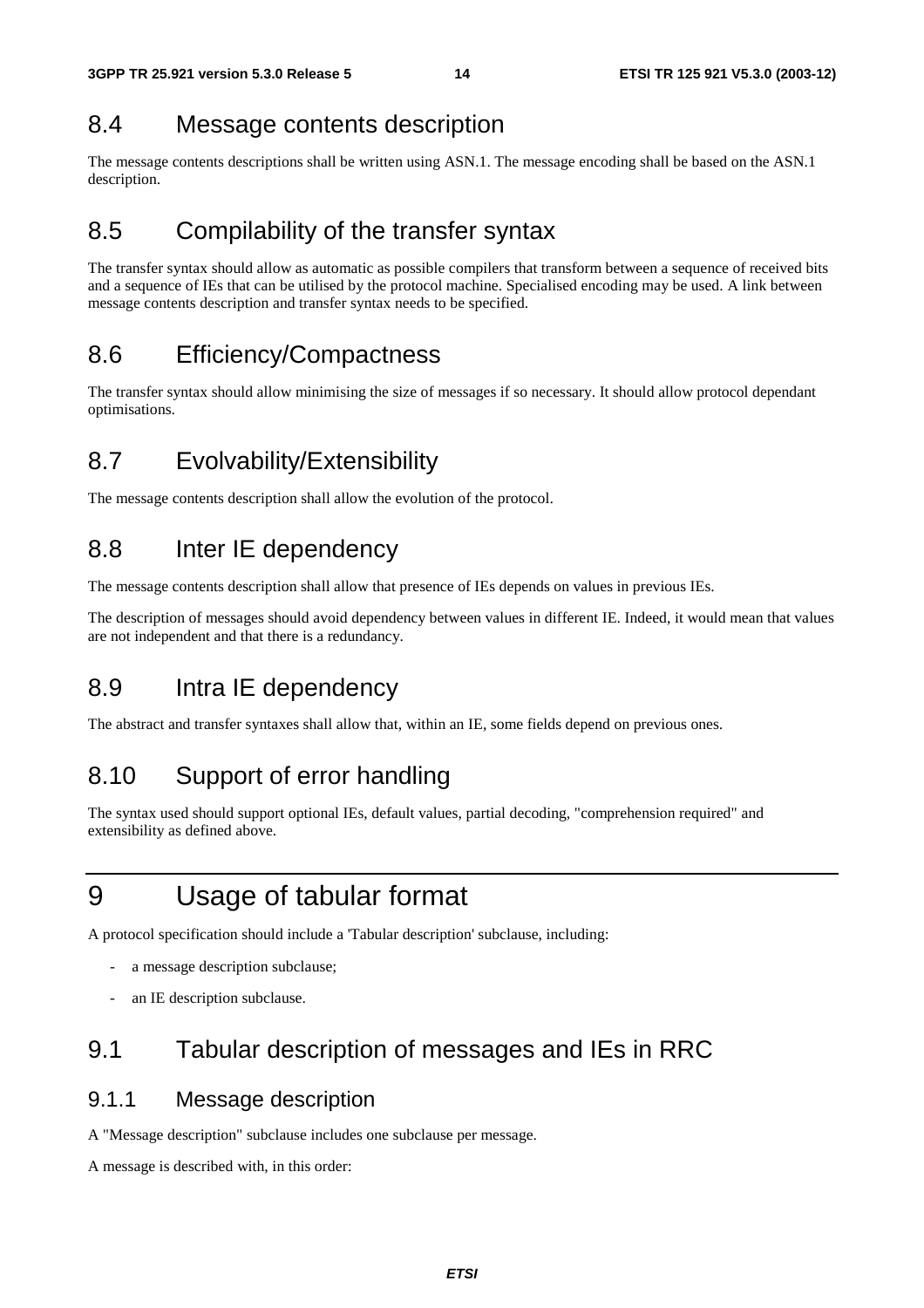## 8.4 Message contents description

The message contents descriptions shall be written using ASN.1. The message encoding shall be based on the ASN.1 description.

## 8.5 Compilability of the transfer syntax

The transfer syntax should allow as automatic as possible compilers that transform between a sequence of received bits and a sequence of IEs that can be utilised by the protocol machine. Specialised encoding may be used. A link between message contents description and transfer syntax needs to be specified.

## 8.6 Efficiency/Compactness

The transfer syntax should allow minimising the size of messages if so necessary. It should allow protocol dependant optimisations.

## 8.7 Evolvability/Extensibility

The message contents description shall allow the evolution of the protocol.

## 8.8 Inter IE dependency

The message contents description shall allow that presence of IEs depends on values in previous IEs.

The description of messages should avoid dependency between values in different IE. Indeed, it would mean that values are not independent and that there is a redundancy.

## 8.9 Intra IE dependency

The abstract and transfer syntaxes shall allow that, within an IE, some fields depend on previous ones.

## 8.10 Support of error handling

The syntax used should support optional IEs, default values, partial decoding, "comprehension required" and extensibility as defined above.

# 9 Usage of tabular format

A protocol specification should include a 'Tabular description' subclause, including:

- a message description subclause;
- an IE description subclause.

## 9.1 Tabular description of messages and IEs in RRC

### 9.1.1 Message description

A "Message description" subclause includes one subclause per message.

A message is described with, in this order: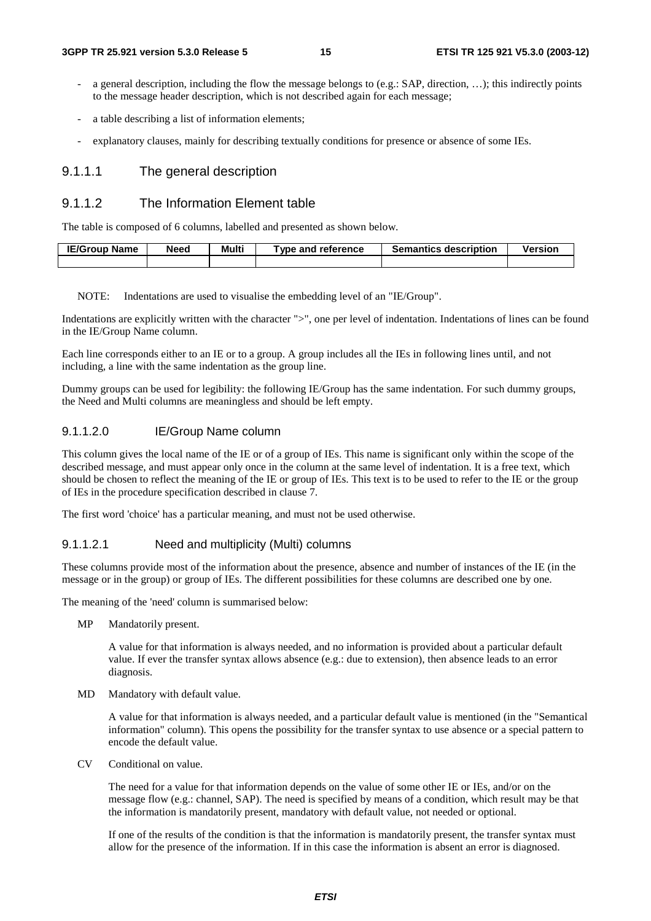- a general description, including the flow the message belongs to (e.g.: SAP, direction, …); this indirectly points to the message header description, which is not described again for each message;
- a table describing a list of information elements;
- explanatory clauses, mainly for describing textually conditions for presence or absence of some IEs.

### 9.1.1.1 The general description

### 9.1.1.2 The Information Element table

The table is composed of 6 columns, labelled and presented as shown below.

| IE/Group Name | Need | Multi | Type and reference | Semantics description | Version |
|---|---|---|---|---|---|
| | | | | | |

NOTE: Indentations are used to visualise the embedding level of an "IE/Group".

Indentations are explicitly written with the character ">", one per level of indentation. Indentations of lines can be found in the IE/Group Name column.

Each line corresponds either to an IE or to a group. A group includes all the IEs in following lines until, and not including, a line with the same indentation as the group line.

Dummy groups can be used for legibility: the following IE/Group has the same indentation. For such dummy groups, the Need and Multi columns are meaningless and should be left empty.

#### 9.1.1.2.0 IE/Group Name column

This column gives the local name of the IE or of a group of IEs. This name is significant only within the scope of the described message, and must appear only once in the column at the same level of indentation. It is a free text, which should be chosen to reflect the meaning of the IE or group of IEs. This text is to be used to refer to the IE or the group of IEs in the procedure specification described in clause 7.

The first word 'choice' has a particular meaning, and must not be used otherwise.

#### 9.1.1.2.1 Need and multiplicity (Multi) columns

These columns provide most of the information about the presence, absence and number of instances of the IE (in the message or in the group) or group of IEs. The different possibilities for these columns are described one by one.

The meaning of the 'need' column is summarised below:

MP Mandatorily present.

A value for that information is always needed, and no information is provided about a particular default value. If ever the transfer syntax allows absence (e.g.: due to extension), then absence leads to an error diagnosis.

MD Mandatory with default value.

A value for that information is always needed, and a particular default value is mentioned (in the "Semantical information" column). This opens the possibility for the transfer syntax to use absence or a special pattern to encode the default value.

CV Conditional on value.

The need for a value for that information depends on the value of some other IE or IEs, and/or on the message flow (e.g.: channel, SAP). The need is specified by means of a condition, which result may be that the information is mandatorily present, mandatory with default value, not needed or optional.

If one of the results of the condition is that the information is mandatorily present, the transfer syntax must allow for the presence of the information. If in this case the information is absent an error is diagnosed.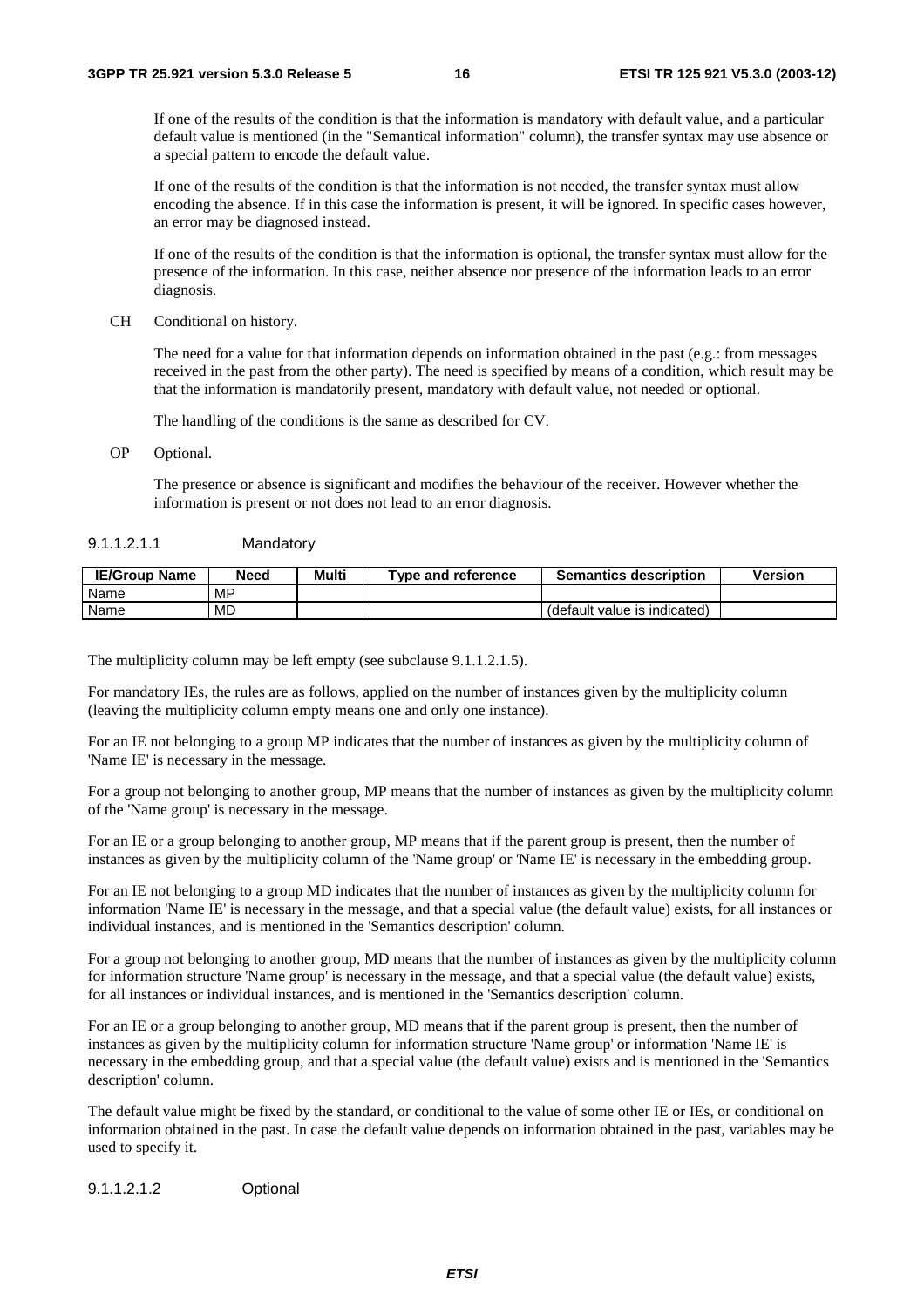If one of the results of the condition is that the information is mandatory with default value, and a particular default value is mentioned (in the "Semantical information" column), the transfer syntax may use absence or a special pattern to encode the default value.

If one of the results of the condition is that the information is not needed, the transfer syntax must allow encoding the absence. If in this case the information is present, it will be ignored. In specific cases however, an error may be diagnosed instead.

If one of the results of the condition is that the information is optional, the transfer syntax must allow for the presence of the information. In this case, neither absence nor presence of the information leads to an error diagnosis.

CH Conditional on history.

The need for a value for that information depends on information obtained in the past (e.g.: from messages received in the past from the other party). The need is specified by means of a condition, which result may be that the information is mandatorily present, mandatory with default value, not needed or optional.

The handling of the conditions is the same as described for CV.

OP Optional.

The presence or absence is significant and modifies the behaviour of the receiver. However whether the information is present or not does not lead to an error diagnosis.

###### 9.1.1.2.1.1 Mandatory

| IE/Group Name | Need | Multi | Type and reference | Semantics description | Version |
|---|---|---|---|---|---|
| Name | MP | | | | |
| Name | MD | | | (default value is indicated) | |

The multiplicity column may be left empty (see subclause 9.1.1.2.1.5).

For mandatory IEs, the rules are as follows, applied on the number of instances given by the multiplicity column (leaving the multiplicity column empty means one and only one instance).

For an IE not belonging to a group MP indicates that the number of instances as given by the multiplicity column of 'Name IE' is necessary in the message.

For a group not belonging to another group, MP means that the number of instances as given by the multiplicity column of the 'Name group' is necessary in the message.

For an IE or a group belonging to another group, MP means that if the parent group is present, then the number of instances as given by the multiplicity column of the 'Name group' or 'Name IE' is necessary in the embedding group.

For an IE not belonging to a group MD indicates that the number of instances as given by the multiplicity column for information 'Name IE' is necessary in the message, and that a special value (the default value) exists, for all instances or individual instances, and is mentioned in the 'Semantics description' column.

For a group not belonging to another group, MD means that the number of instances as given by the multiplicity column for information structure 'Name group' is necessary in the message, and that a special value (the default value) exists, for all instances or individual instances, and is mentioned in the 'Semantics description' column.

For an IE or a group belonging to another group, MD means that if the parent group is present, then the number of instances as given by the multiplicity column for information structure 'Name group' or information 'Name IE' is necessary in the embedding group, and that a special value (the default value) exists and is mentioned in the 'Semantics description' column.

The default value might be fixed by the standard, or conditional to the value of some other IE or IEs, or conditional on information obtained in the past. In case the default value depends on information obtained in the past, variables may be used to specify it.

###### 9.1.1.2.1.2 Optional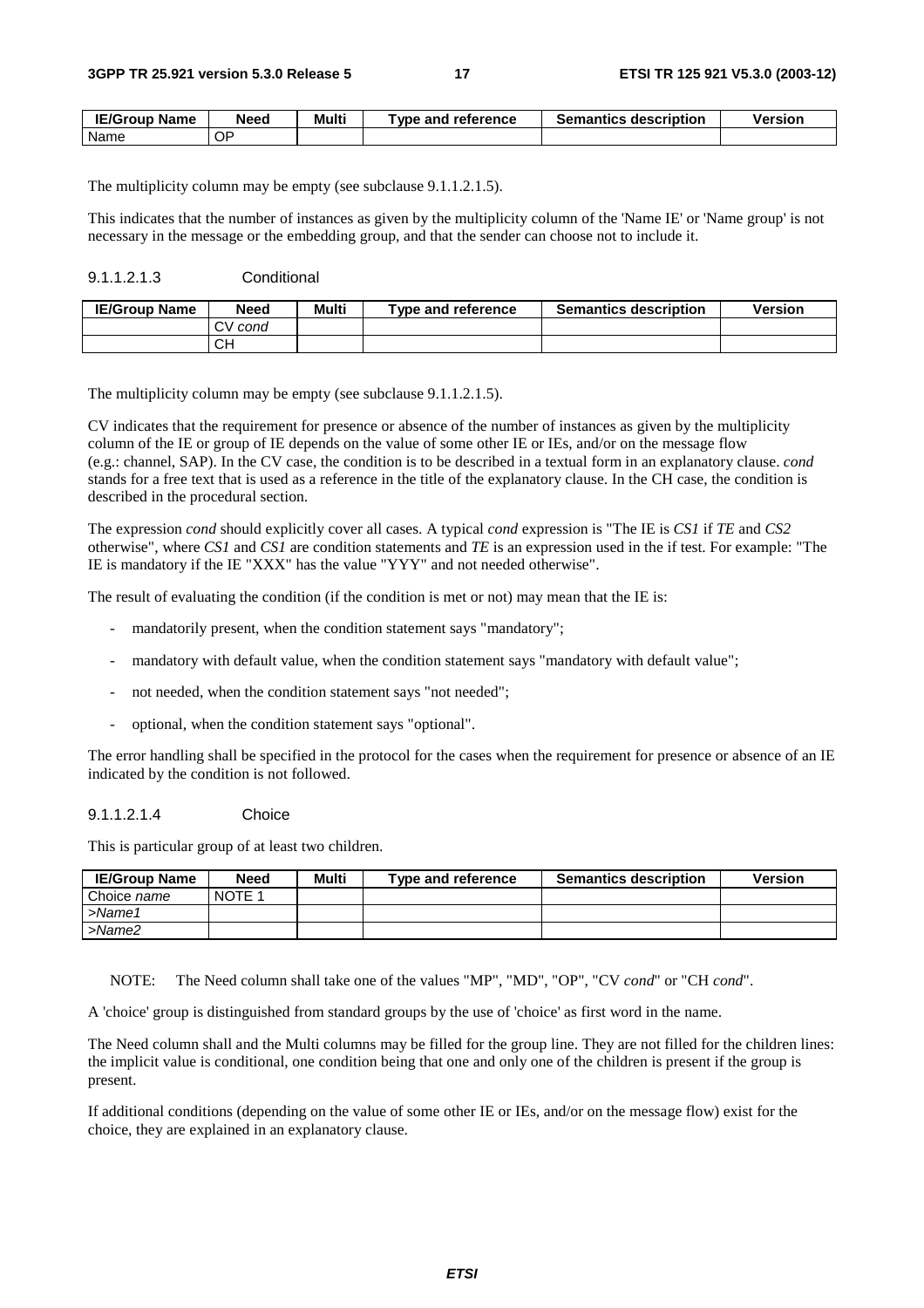| IE/Group Name | Need | Multi | Type and reference | Semantics description | Version |
|---|---|---|---|---|---|
| Name | OP | | | | |

The multiplicity column may be empty (see subclause 9.1.1.2.1.5).

This indicates that the number of instances as given by the multiplicity column of the 'Name IE' or 'Name group' is not necessary in the message or the embedding group, and that the sender can choose not to include it.

#### 9.1.1.2.1.3 Conditional

| IE/Group Name | Need | Multi | Type and reference | Semantics description | Version |
|---|---|---|---|---|---|
| | CV *cond* | | | | |
| | CH | | | | |

The multiplicity column may be empty (see subclause 9.1.1.2.1.5).

CV indicates that the requirement for presence or absence of the number of instances as given by the multiplicity column of the IE or group of IE depends on the value of some other IE or IEs, and/or on the message flow (e.g.: channel, SAP). In the CV case, the condition is to be described in a textual form in an explanatory clause. *cond* stands for a free text that is used as a reference in the title of the explanatory clause. In the CH case, the condition is described in the procedural section.

The expression *cond* should explicitly cover all cases. A typical *cond* expression is "The IE is *CS1* if *TE* and *CS2* otherwise", where *CS1* and *CS1* are condition statements and *TE* is an expression used in the if test. For example: "The IE is mandatory if the IE "XXX" has the value "YYY" and not needed otherwise".

The result of evaluating the condition (if the condition is met or not) may mean that the IE is:

- mandatorily present, when the condition statement says "mandatory";
- mandatory with default value, when the condition statement says "mandatory with default value";
- not needed, when the condition statement says "not needed";
- optional, when the condition statement says "optional".

The error handling shall be specified in the protocol for the cases when the requirement for presence or absence of an IE indicated by the condition is not followed.

#### 9.1.1.2.1.4 Choice

This is particular group of at least two children.

| IE/Group Name | Need | Multi | Type and reference | Semantics description | Version |
|---|---|---|---|---|---|
| Choice *name* | NOTE 1 | | | | |
| >*Name1* | | | | | |
| >*Name2* | | | | | |

NOTE: The Need column shall take one of the values "MP", "MD", "OP", "CV *cond*" or "CH *cond*".

A 'choice' group is distinguished from standard groups by the use of 'choice' as first word in the name.

The Need column shall and the Multi columns may be filled for the group line. They are not filled for the children lines: the implicit value is conditional, one condition being that one and only one of the children is present if the group is present.

If additional conditions (depending on the value of some other IE or IEs, and/or on the message flow) exist for the choice, they are explained in an explanatory clause.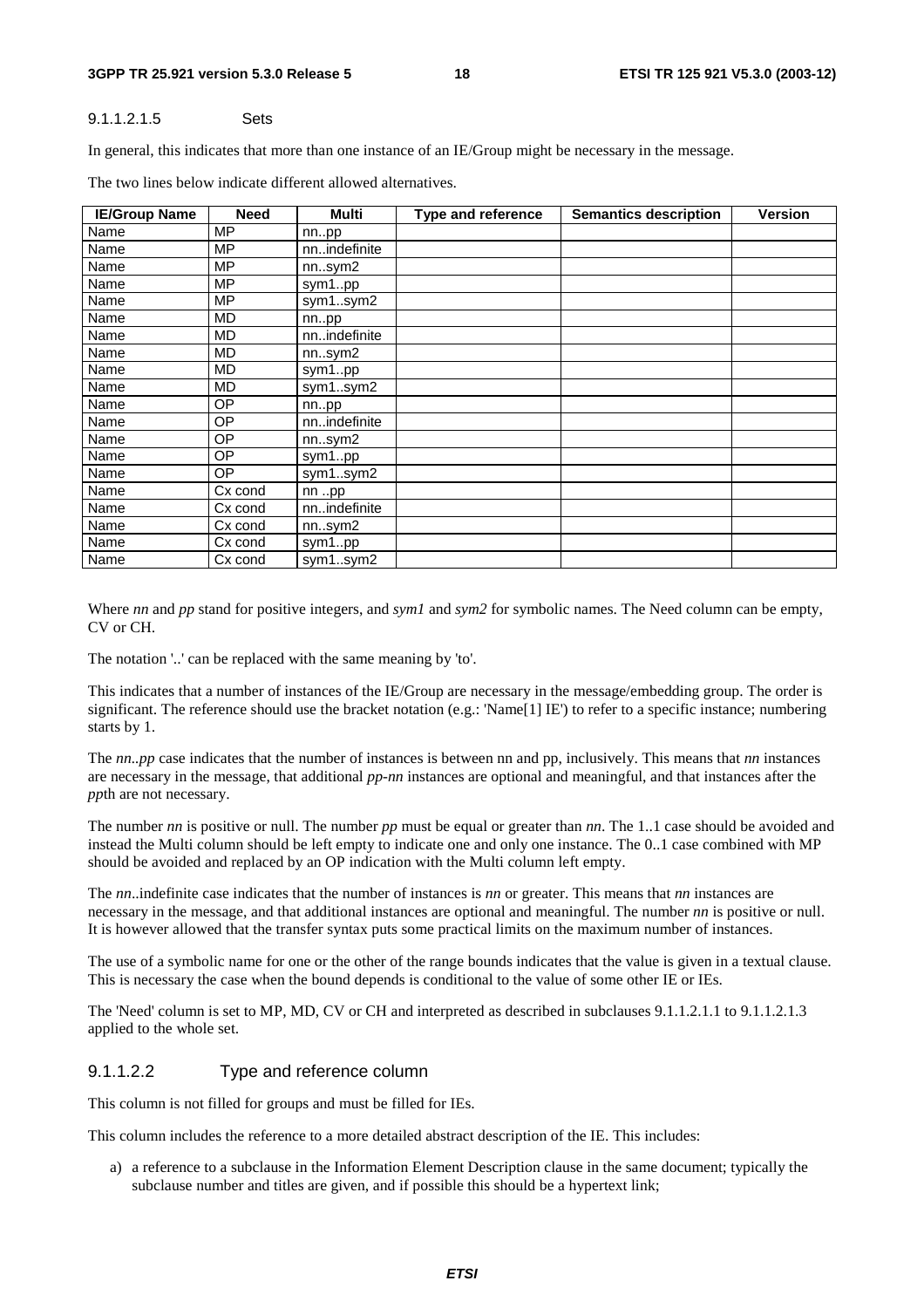##### 9.1.1.2.1.5 Sets

In general, this indicates that more than one instance of an IE/Group might be necessary in the message.

The two lines below indicate different allowed alternatives.

| IE/Group Name | Need | Multi | Type and reference | Semantics description | Version |
|---|---|---|---|---|---|
| Name | MP | nn..pp | | | |
| Name | MP | nn..indefinite | | | |
| Name | MP | nn..sym2 | | | |
| Name | MP | sym1..pp | | | |
| Name | MP | sym1..sym2 | | | |
| Name | MD | nn..pp | | | |
| Name | MD | nn..indefinite | | | |
| Name | MD | nn..sym2 | | | |
| Name | MD | sym1..pp | | | |
| Name | MD | sym1..sym2 | | | |
| Name | OP | nn..pp | | | |
| Name | OP | nn..indefinite | | | |
| Name | OP | nn..sym2 | | | |
| Name | OP | sym1..pp | | | |
| Name | OP | sym1..sym2 | | | |
| Name | Cx cond | nn ..pp | | | |
| Name | Cx cond | nn..indefinite | | | |
| Name | Cx cond | nn..sym2 | | | |
| Name | Cx cond | sym1..pp | | | |
| Name | Cx cond | sym1..sym2 | | | |

Where *nn* and *pp* stand for positive integers, and *sym1* and *sym2* for symbolic names. The Need column can be empty, CV or CH.

The notation '..' can be replaced with the same meaning by 'to'.

This indicates that a number of instances of the IE/Group are necessary in the message/embedding group. The order is significant. The reference should use the bracket notation (e.g.: 'Name[1] IE') to refer to a specific instance; numbering starts by 1.

The *nn..pp* case indicates that the number of instances is between nn and pp, inclusively. This means that *nn* instances are necessary in the message, that additional *pp-nn* instances are optional and meaningful, and that instances after the *pp*th are not necessary.

The number *nn* is positive or null. The number *pp* must be equal or greater than *nn*. The 1..1 case should be avoided and instead the Multi column should be left empty to indicate one and only one instance. The 0..1 case combined with MP should be avoided and replaced by an OP indication with the Multi column left empty.

The *nn*..indefinite case indicates that the number of instances is *nn* or greater. This means that *nn* instances are necessary in the message, and that additional instances are optional and meaningful. The number *nn* is positive or null. It is however allowed that the transfer syntax puts some practical limits on the maximum number of instances.

The use of a symbolic name for one or the other of the range bounds indicates that the value is given in a textual clause. This is necessary the case when the bound depends is conditional to the value of some other IE or IEs.

The 'Need' column is set to MP, MD, CV or CH and interpreted as described in subclauses 9.1.1.2.1.1 to 9.1.1.2.1.3 applied to the whole set.

#### 9.1.1.2.2 Type and reference column

This column is not filled for groups and must be filled for IEs.

This column includes the reference to a more detailed abstract description of the IE. This includes:

a) a reference to a subclause in the Information Element Description clause in the same document; typically the subclause number and titles are given, and if possible this should be a hypertext link;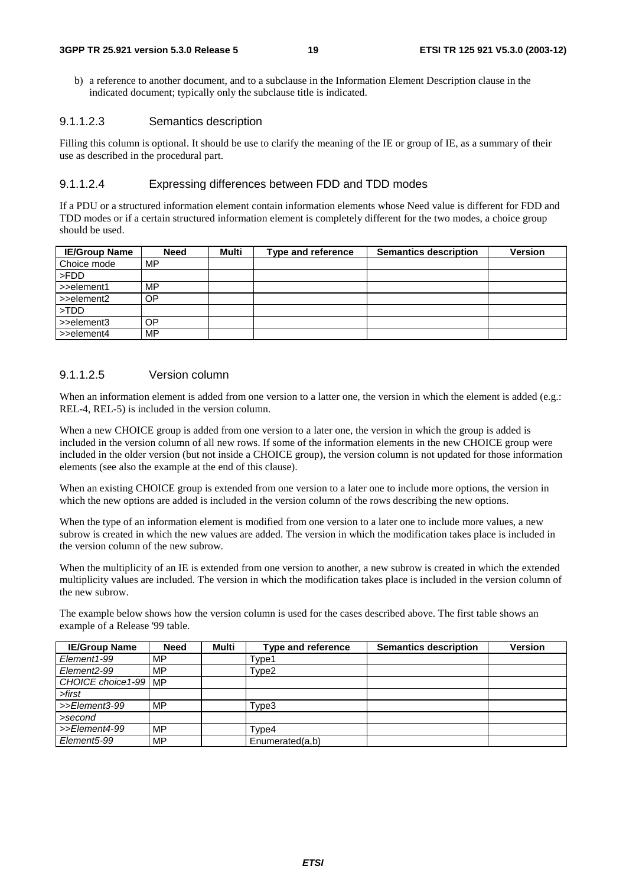b) a reference to another document, and to a subclause in the Information Element Description clause in the indicated document; typically only the subclause title is indicated.

#### 9.1.1.2.3 Semantics description

Filling this column is optional. It should be use to clarify the meaning of the IE or group of IE, as a summary of their use as described in the procedural part.

#### 9.1.1.2.4 Expressing differences between FDD and TDD modes

If a PDU or a structured information element contain information elements whose Need value is different for FDD and TDD modes or if a certain structured information element is completely different for the two modes, a choice group should be used.

| IE/Group Name | Need | Multi | Type and reference | Semantics description | Version |
|---|---|---|---|---|---|
| Choice mode | MP | | | | |
| >FDD | | | | | |
| >>element1 | MP | | | | |
| >>element2 | OP | | | | |
| >TDD | | | | | |
| >>element3 | OP | | | | |
| >>element4 | MP | | | | |

#### 9.1.1.2.5 Version column

When an information element is added from one version to a latter one, the version in which the element is added (e.g.: REL-4, REL-5) is included in the version column.

When a new CHOICE group is added from one version to a later one, the version in which the group is added is included in the version column of all new rows. If some of the information elements in the new CHOICE group were included in the older version (but not inside a CHOICE group), the version column is not updated for those information elements (see also the example at the end of this clause).

When an existing CHOICE group is extended from one version to a later one to include more options, the version in which the new options are added is included in the version column of the rows describing the new options.

When the type of an information element is modified from one version to a later one to include more values, a new subrow is created in which the new values are added. The version in which the modification takes place is included in the version column of the new subrow.

When the multiplicity of an IE is extended from one version to another, a new subrow is created in which the extended multiplicity values are included. The version in which the modification takes place is included in the version column of the new subrow.

The example below shows how the version column is used for the cases described above. The first table shows an example of a Release '99 table.

| IE/Group Name | Need | Multi | Type and reference | Semantics description | Version |
|---|---|---|---|---|---|
| *Element1-99* | MP | | Type1 | | |
| *Element2-99* | MP | | Type2 | | |
| *CHOICE choice1-99* | MP | | | | |
| *>first* | | | | | |
| *>>Element3-99* | MP | | Type3 | | |
| *>second* | | | | | |
| *>>Element4-99* | MP | | Type4 | | |
| *Element5-99* | MP | | Enumerated(a,b) | | |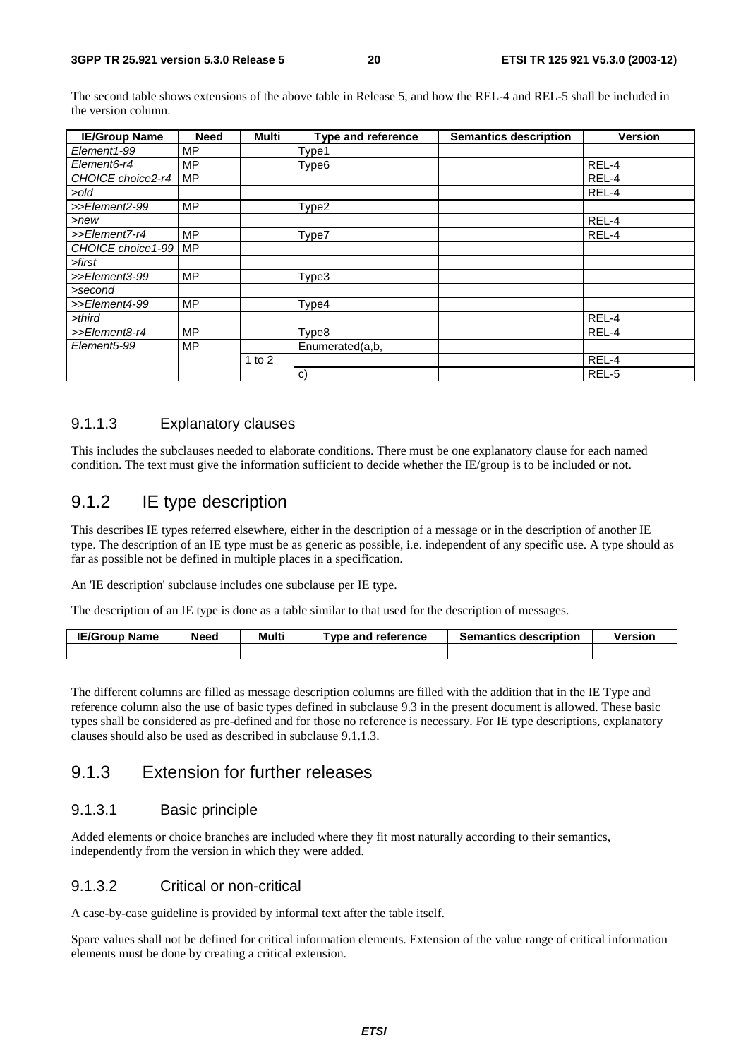The second table shows extensions of the above table in Release 5, and how the REL-4 and REL-5 shall be included in the version column.

| IE/Group Name | Need | Multi | Type and reference | Semantics description | Version |
|---|---|---|---|---|---|
| *Element1-99* | MP | | Type1 | | |
| *Element6-r4* | MP | | Type6 | | REL-4 |
| *CHOICE choice2-r4* | MP | | | | REL-4 |
| *>old* | | | | | REL-4 |
| *>>Element2-99* | MP | | Type2 | | |
| *>new* | | | | | REL-4 |
| *>>Element7-r4* | MP | | Type7 | | REL-4 |
| *CHOICE choice1-99* | MP | | | | |
| *>first* | | | | | |
| *>>Element3-99* | MP | | Type3 | | |
| *>second* | | | | | |
| *>>Element4-99* | MP | | Type4 | | |
| *>third* | | | | | REL-4 |
| *>>Element8-r4* | MP | | Type8 | | REL-4 |
| *Element5-99* | MP | | Enumerated(a,b, | | |
| | | 1 to 2 | | | REL-4 |
| | | | c) | | REL-5 |

### 9.1.1.3 Explanatory clauses

This includes the subclauses needed to elaborate conditions. There must be one explanatory clause for each named condition. The text must give the information sufficient to decide whether the IE/group is to be included or not.

## 9.1.2 IE type description

This describes IE types referred elsewhere, either in the description of a message or in the description of another IE type. The description of an IE type must be as generic as possible, i.e. independent of any specific use. A type should as far as possible not be defined in multiple places in a specification.

An 'IE description' subclause includes one subclause per IE type.

The description of an IE type is done as a table similar to that used for the description of messages.

| IE/Group Name | Need | Multi | Type and reference | Semantics description | Version |
|---|---|---|---|---|---|
| | | | | | |

The different columns are filled as message description columns are filled with the addition that in the IE Type and reference column also the use of basic types defined in subclause 9.3 in the present document is allowed. These basic types shall be considered as pre-defined and for those no reference is necessary. For IE type descriptions, explanatory clauses should also be used as described in subclause 9.1.1.3.

## 9.1.3 Extension for further releases

### 9.1.3.1 Basic principle

Added elements or choice branches are included where they fit most naturally according to their semantics, independently from the version in which they were added.

### 9.1.3.2 Critical or non-critical

A case-by-case guideline is provided by informal text after the table itself.

Spare values shall not be defined for critical information elements. Extension of the value range of critical information elements must be done by creating a critical extension.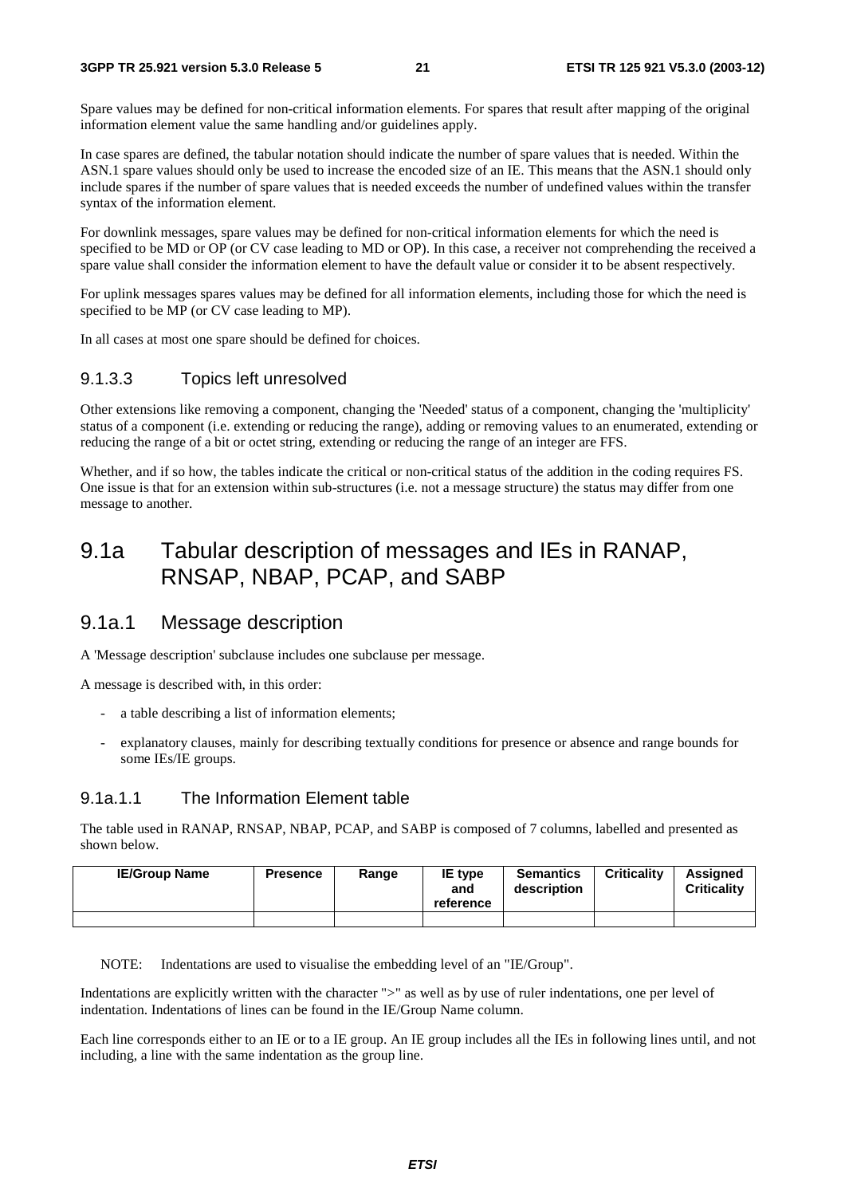Spare values may be defined for non-critical information elements. For spares that result after mapping of the original information element value the same handling and/or guidelines apply.

In case spares are defined, the tabular notation should indicate the number of spare values that is needed. Within the ASN.1 spare values should only be used to increase the encoded size of an IE. This means that the ASN.1 should only include spares if the number of spare values that is needed exceeds the number of undefined values within the transfer syntax of the information element.

For downlink messages, spare values may be defined for non-critical information elements for which the need is specified to be MD or OP (or CV case leading to MD or OP). In this case, a receiver not comprehending the received a spare value shall consider the information element to have the default value or consider it to be absent respectively.

For uplink messages spares values may be defined for all information elements, including those for which the need is specified to be MP (or CV case leading to MP).

In all cases at most one spare should be defined for choices.

#### 9.1.3.3 Topics left unresolved

Other extensions like removing a component, changing the 'Needed' status of a component, changing the 'multiplicity' status of a component (i.e. extending or reducing the range), adding or removing values to an enumerated, extending or reducing the range of a bit or octet string, extending or reducing the range of an integer are FFS.

Whether, and if so how, the tables indicate the critical or non-critical status of the addition in the coding requires FS. One issue is that for an extension within sub-structures (i.e. not a message structure) the status may differ from one message to another.

## 9.1a Tabular description of messages and IEs in RANAP, RNSAP, NBAP, PCAP, and SABP

### 9.1a.1 Message description

A 'Message description' subclause includes one subclause per message.

A message is described with, in this order:

- a table describing a list of information elements;
- explanatory clauses, mainly for describing textually conditions for presence or absence and range bounds for some IEs/IE groups.

#### 9.1a.1.1 The Information Element table

The table used in RANAP, RNSAP, NBAP, PCAP, and SABP is composed of 7 columns, labelled and presented as shown below.

| IE/Group Name | Presence | Range | IE type and reference | Semantics description | Criticality | Assigned Criticality |
|---|---|---|---|---|---|---|
| | | | | | | |

NOTE: Indentations are used to visualise the embedding level of an "IE/Group".

Indentations are explicitly written with the character ">" as well as by use of ruler indentations, one per level of indentation. Indentations of lines can be found in the IE/Group Name column.

Each line corresponds either to an IE or to a IE group. An IE group includes all the IEs in following lines until, and not including, a line with the same indentation as the group line.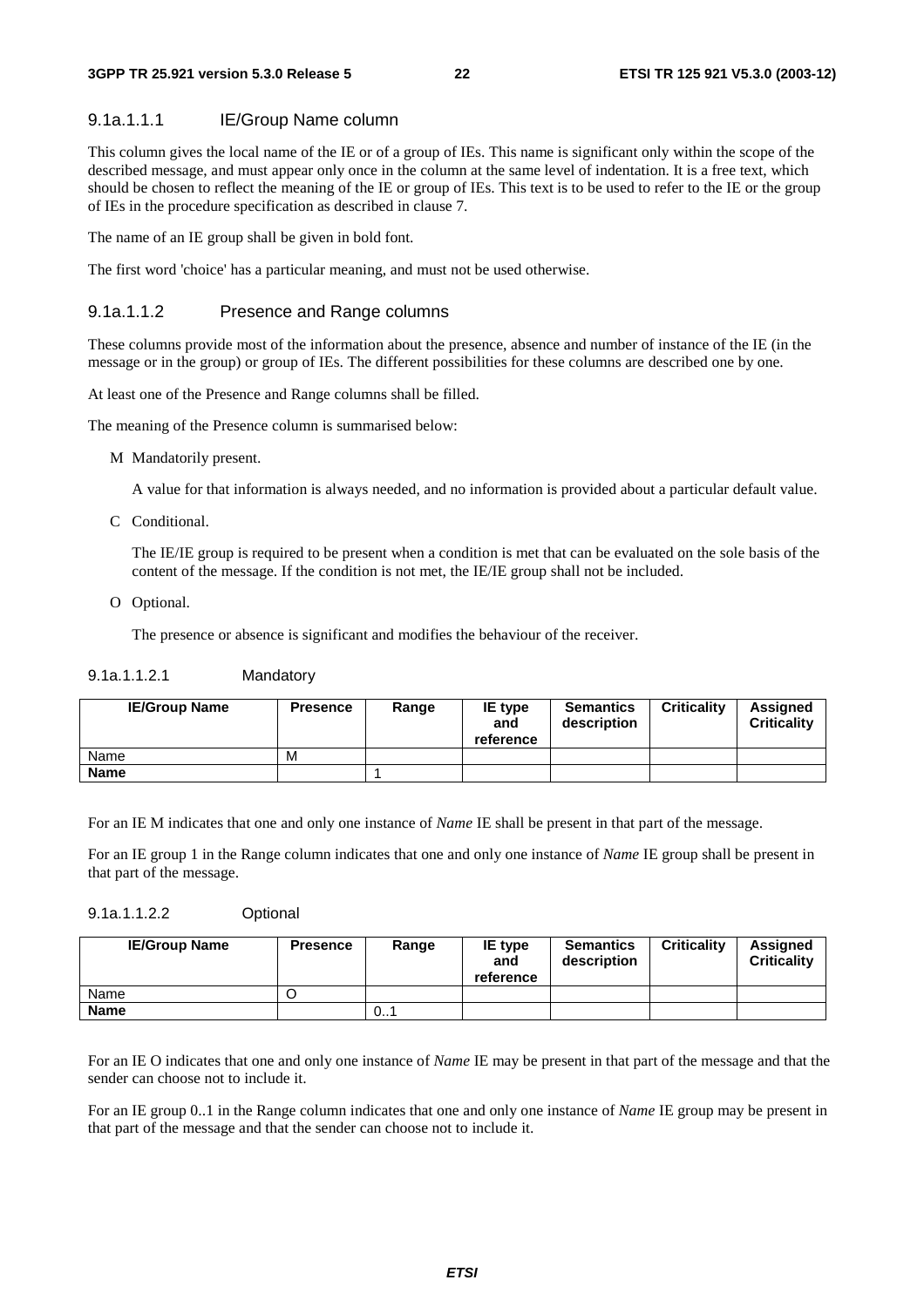##### 9.1a.1.1.1 IE/Group Name column

This column gives the local name of the IE or of a group of IEs. This name is significant only within the scope of the described message, and must appear only once in the column at the same level of indentation. It is a free text, which should be chosen to reflect the meaning of the IE or group of IEs. This text is to be used to refer to the IE or the group of IEs in the procedure specification as described in clause 7.

The name of an IE group shall be given in bold font.

The first word 'choice' has a particular meaning, and must not be used otherwise.

##### 9.1a.1.1.2 Presence and Range columns

These columns provide most of the information about the presence, absence and number of instance of the IE (in the message or in the group) or group of IEs. The different possibilities for these columns are described one by one.

At least one of the Presence and Range columns shall be filled.

The meaning of the Presence column is summarised below:

M Mandatorily present.

A value for that information is always needed, and no information is provided about a particular default value.

C Conditional.

The IE/IE group is required to be present when a condition is met that can be evaluated on the sole basis of the content of the message. If the condition is not met, the IE/IE group shall not be included.

O Optional.

The presence or absence is significant and modifies the behaviour of the receiver.

###### 9.1a.1.1.2.1 Mandatory

| IE/Group Name | Presence | Range | IE type and reference | Semantics description | Criticality | Assigned Criticality |
|---|---|---|---|---|---|---|
| Name | M | | | | | |
| **Name** | | 1 | | | | |

For an IE M indicates that one and only one instance of *Name* IE shall be present in that part of the message.

For an IE group 1 in the Range column indicates that one and only one instance of *Name* IE group shall be present in that part of the message.

###### 9.1a.1.1.2.2 Optional

| IE/Group Name | Presence | Range | IE type and reference | Semantics description | Criticality | Assigned Criticality |
|---|---|---|---|---|---|---|
| Name | O | | | | | |
| **Name** | | 0..1 | | | | |

For an IE O indicates that one and only one instance of *Name* IE may be present in that part of the message and that the sender can choose not to include it.

For an IE group 0..1 in the Range column indicates that one and only one instance of *Name* IE group may be present in that part of the message and that the sender can choose not to include it.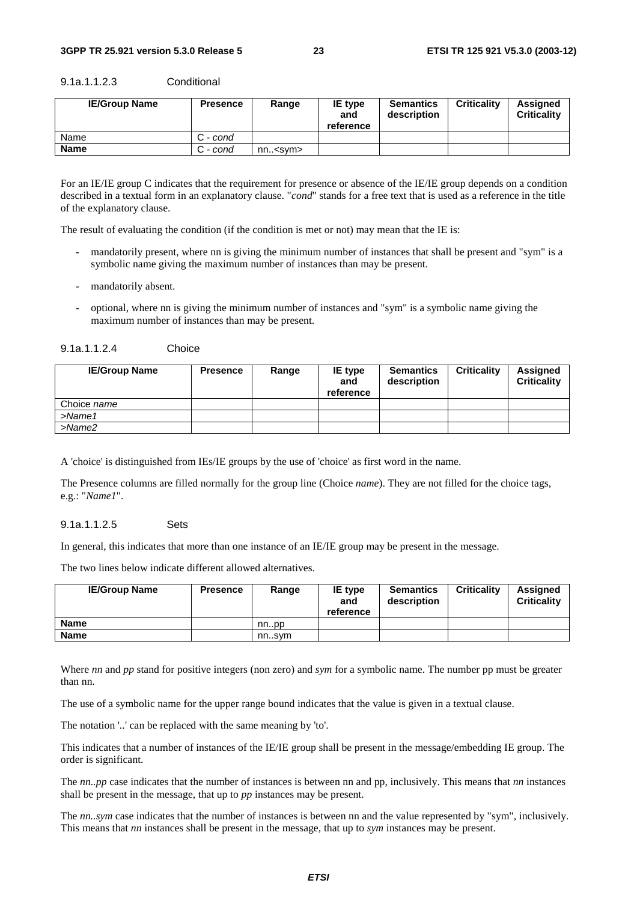#### 9.1a.1.1.2.3 Conditional

| IE/Group Name | Presence | Range | IE type and reference | Semantics description | Criticality | Assigned Criticality |
|---|---|---|---|---|---|---|
| Name | C - *cond* | | | | | |
| **Name** | C - *cond* | nn..<sym> | | | | |

For an IE/IE group C indicates that the requirement for presence or absence of the IE/IE group depends on a condition described in a textual form in an explanatory clause. "*cond*" stands for a free text that is used as a reference in the title of the explanatory clause.

The result of evaluating the condition (if the condition is met or not) may mean that the IE is:

- mandatorily present, where nn is giving the minimum number of instances that shall be present and "sym" is a symbolic name giving the maximum number of instances than may be present.
- mandatorily absent.
- optional, where nn is giving the minimum number of instances and "sym" is a symbolic name giving the maximum number of instances than may be present.

#### 9.1a.1.1.2.4 Choice

| IE/Group Name | Presence | Range | IE type and reference | Semantics description | Criticality | Assigned Criticality |
|---|---|---|---|---|---|---|
| Choice *name* | | | | | | |
| *>Name1* | | | | | | |
| *>Name2* | | | | | | |

A 'choice' is distinguished from IEs/IE groups by the use of 'choice' as first word in the name.

The Presence columns are filled normally for the group line (Choice *name*). They are not filled for the choice tags, e.g.: "*Name1*".

#### 9.1a.1.1.2.5 Sets

In general, this indicates that more than one instance of an IE/IE group may be present in the message.

The two lines below indicate different allowed alternatives.

| IE/Group Name | Presence | Range | IE type and reference | Semantics description | Criticality | Assigned Criticality |
|---|---|---|---|---|---|---|
| **Name** | | nn..pp | | | | |
| **Name** | | nn..sym | | | | |

Where *nn* and *pp* stand for positive integers (non zero) and *sym* for a symbolic name. The number pp must be greater than nn.

The use of a symbolic name for the upper range bound indicates that the value is given in a textual clause.

The notation '..' can be replaced with the same meaning by 'to'.

This indicates that a number of instances of the IE/IE group shall be present in the message/embedding IE group. The order is significant.

The *nn..pp* case indicates that the number of instances is between nn and pp, inclusively. This means that *nn* instances shall be present in the message, that up to *pp* instances may be present.

The *nn..sym* case indicates that the number of instances is between nn and the value represented by "sym", inclusively. This means that *nn* instances shall be present in the message, that up to *sym* instances may be present.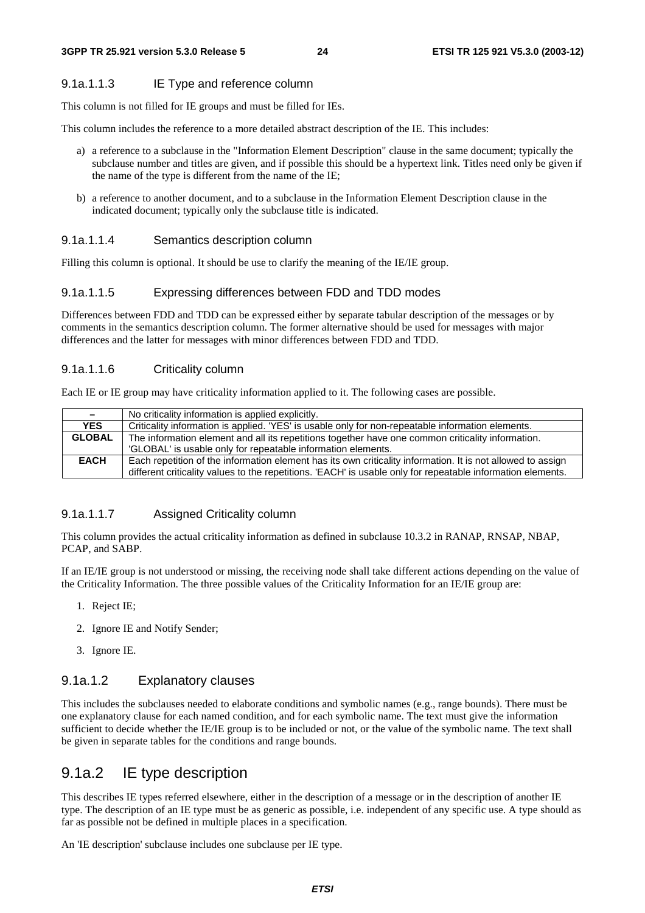#### 9.1a.1.1.3 IE Type and reference column

This column is not filled for IE groups and must be filled for IEs.

This column includes the reference to a more detailed abstract description of the IE. This includes:

a) a reference to a subclause in the "Information Element Description" clause in the same document; typically the subclause number and titles are given, and if possible this should be a hypertext link. Titles need only be given if the name of the type is different from the name of the IE;

b) a reference to another document, and to a subclause in the Information Element Description clause in the indicated document; typically only the subclause title is indicated.

#### 9.1a.1.1.4 Semantics description column

Filling this column is optional. It should be use to clarify the meaning of the IE/IE group.

#### 9.1a.1.1.5 Expressing differences between FDD and TDD modes

Differences between FDD and TDD can be expressed either by separate tabular description of the messages or by comments in the semantics description column. The former alternative should be used for messages with major differences and the latter for messages with minor differences between FDD and TDD.

#### 9.1a.1.1.6 Criticality column

Each IE or IE group may have criticality information applied to it. The following cases are possible.

| | |
|---|---|
| **–** | No criticality information is applied explicitly. |
| **YES** | Criticality information is applied. 'YES' is usable only for non-repeatable information elements. |
| **GLOBAL** | The information element and all its repetitions together have one common criticality information. 'GLOBAL' is usable only for repeatable information elements. |
| **EACH** | Each repetition of the information element has its own criticality information. It is not allowed to assign different criticality values to the repetitions. 'EACH' is usable only for repeatable information elements. |

#### 9.1a.1.1.7 Assigned Criticality column

This column provides the actual criticality information as defined in subclause 10.3.2 in RANAP, RNSAP, NBAP, PCAP, and SABP.

If an IE/IE group is not understood or missing, the receiving node shall take different actions depending on the value of the Criticality Information. The three possible values of the Criticality Information for an IE/IE group are:

1. Reject IE;
2. Ignore IE and Notify Sender;
3. Ignore IE.

### 9.1a.1.2 Explanatory clauses

This includes the subclauses needed to elaborate conditions and symbolic names (e.g., range bounds). There must be one explanatory clause for each named condition, and for each symbolic name. The text must give the information sufficient to decide whether the IE/IE group is to be included or not, or the value of the symbolic name. The text shall be given in separate tables for the conditions and range bounds.

## 9.1a.2 IE type description

This describes IE types referred elsewhere, either in the description of a message or in the description of another IE type. The description of an IE type must be as generic as possible, i.e. independent of any specific use. A type should as far as possible not be defined in multiple places in a specification.

An 'IE description' subclause includes one subclause per IE type.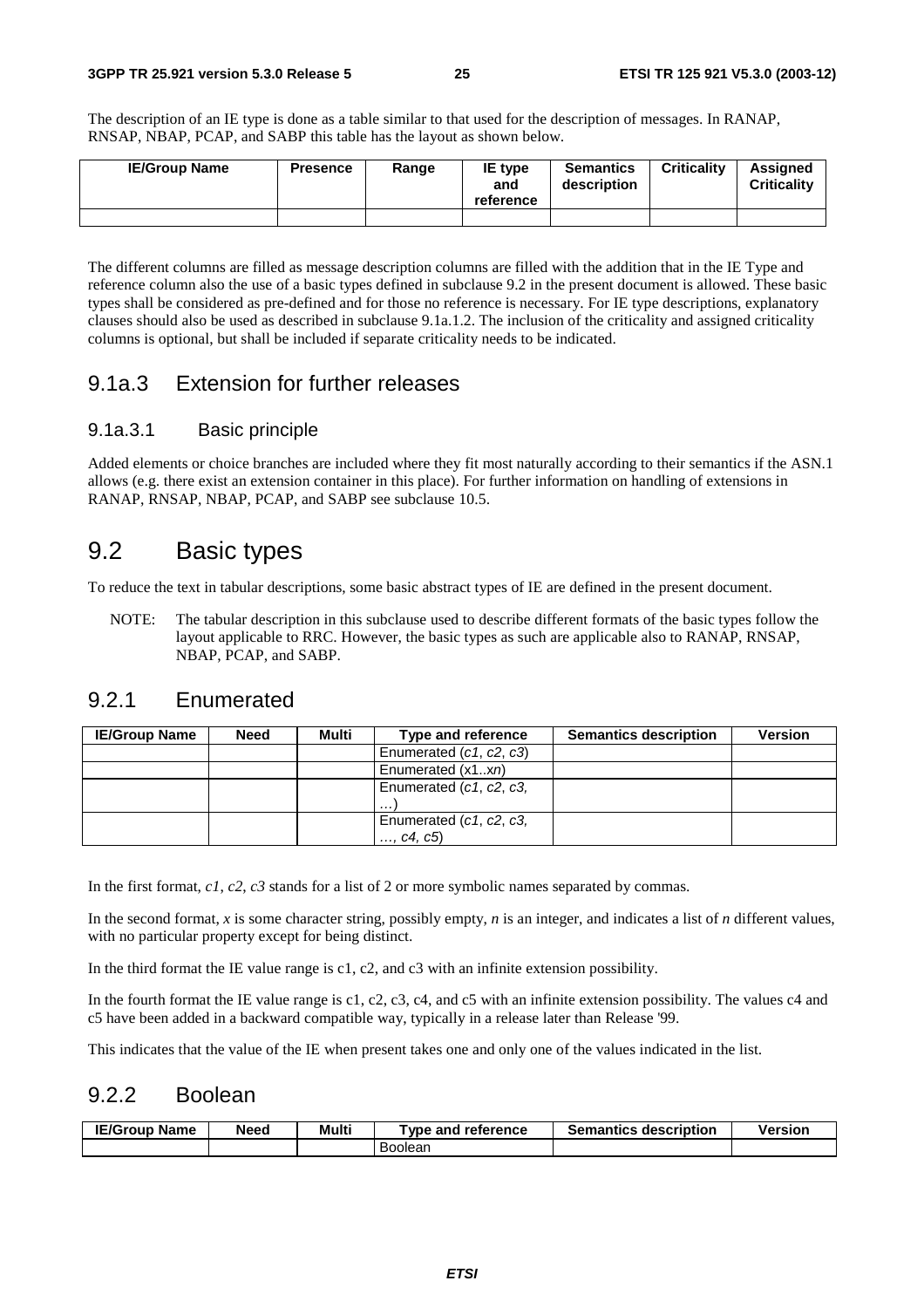The description of an IE type is done as a table similar to that used for the description of messages. In RANAP, RNSAP, NBAP, PCAP, and SABP this table has the layout as shown below.

| IE/Group Name | Presence | Range | IE type and reference | Semantics description | Criticality | Assigned Criticality |
|---|---|---|---|---|---|---|
| | | | | | | |

The different columns are filled as message description columns are filled with the addition that in the IE Type and reference column also the use of a basic types defined in subclause 9.2 in the present document is allowed. These basic types shall be considered as pre-defined and for those no reference is necessary. For IE type descriptions, explanatory clauses should also be used as described in subclause 9.1a.1.2. The inclusion of the criticality and assigned criticality columns is optional, but shall be included if separate criticality needs to be indicated.

### 9.1a.3 Extension for further releases

#### 9.1a.3.1 Basic principle

Added elements or choice branches are included where they fit most naturally according to their semantics if the ASN.1 allows (e.g. there exist an extension container in this place). For further information on handling of extensions in RANAP, RNSAP, NBAP, PCAP, and SABP see subclause 10.5.

## 9.2 Basic types

To reduce the text in tabular descriptions, some basic abstract types of IE are defined in the present document.

NOTE: The tabular description in this subclause used to describe different formats of the basic types follow the layout applicable to RRC. However, the basic types as such are applicable also to RANAP, RNSAP, NBAP, PCAP, and SABP.

### 9.2.1 Enumerated

| IE/Group Name | Need | Multi | Type and reference | Semantics description | Version |
|---|---|---|---|---|---|
| | | | Enumerated (*c1*, *c2*, *c3*) | | |
| | | | Enumerated (x1..*xn*) | | |
| | | | Enumerated (*c1*, *c2*, *c3*, …) | | |
| | | | Enumerated (*c1*, *c2*, *c3*, …, *c4*, *c5*) | | |

In the first format, *c1*, *c2*, *c3* stands for a list of 2 or more symbolic names separated by commas.

In the second format, *x* is some character string, possibly empty, *n* is an integer, and indicates a list of *n* different values, with no particular property except for being distinct.

In the third format the IE value range is c1, c2, and c3 with an infinite extension possibility.

In the fourth format the IE value range is c1, c2, c3, c4, and c5 with an infinite extension possibility. The values c4 and c5 have been added in a backward compatible way, typically in a release later than Release '99.

This indicates that the value of the IE when present takes one and only one of the values indicated in the list.

### 9.2.2 Boolean

| IE/Group Name | Need | Multi | Type and reference | Semantics description | Version |
|---|---|---|---|---|---|
| | | | Boolean | | |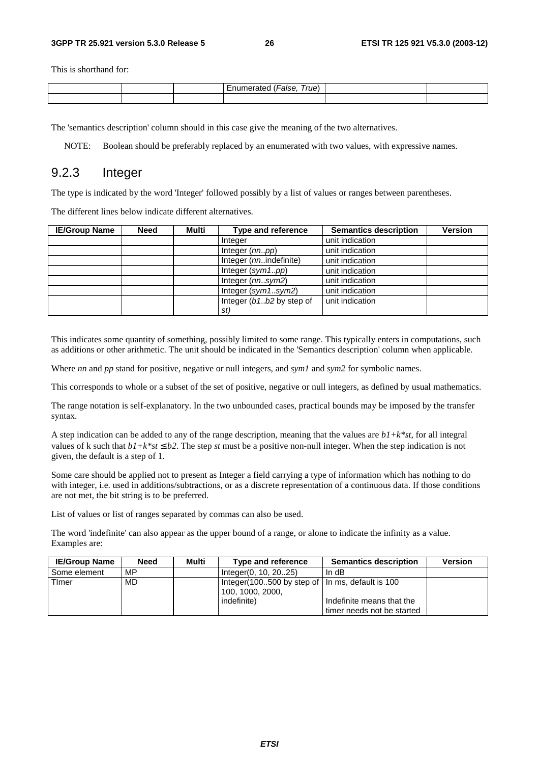This is shorthand for:

| | | | | | |
|---|---|---|---|---|---|
| | | | Enumerated (*False, True*) | | |
| | | | | | |

The 'semantics description' column should in this case give the meaning of the two alternatives.

NOTE: Boolean should be preferably replaced by an enumerated with two values, with expressive names.

### 9.2.3 Integer

The type is indicated by the word 'Integer' followed possibly by a list of values or ranges between parentheses.

The different lines below indicate different alternatives.

| IE/Group Name | Need | Multi | Type and reference | Semantics description | Version |
|---|---|---|---|---|---|
| | | | Integer | unit indication | |
| | | | Integer (*nn..pp*) | unit indication | |
| | | | Integer (*nn*..indefinite) | unit indication | |
| | | | Integer (*sym1..pp*) | unit indication | |
| | | | Integer (*nn..sym2*) | unit indication | |
| | | | Integer (*sym1..sym2*) | unit indication | |
| | | | Integer (*b1..b2* by step of *st)* | unit indication | |

This indicates some quantity of something, possibly limited to some range. This typically enters in computations, such as additions or other arithmetic. The unit should be indicated in the 'Semantics description' column when applicable.

Where *nn* and *pp* stand for positive, negative or null integers, and *sym1* and *sym2* for symbolic names.

This corresponds to whole or a subset of the set of positive, negative or null integers, as defined by usual mathematics.

The range notation is self-explanatory. In the two unbounded cases, practical bounds may be imposed by the transfer syntax.

A step indication can be added to any of the range description, meaning that the values are $b1+k*st$, for all integral values of k such that $b1+k*st \leq b2$. The step *st* must be a positive non-null integer. When the step indication is not given, the default is a step of 1.

Some care should be applied not to present as Integer a field carrying a type of information which has nothing to do with integer, i.e. used in additions/subtractions, or as a discrete representation of a continuous data. If those conditions are not met, the bit string is to be preferred.

List of values or list of ranges separated by commas can also be used.

The word 'indefinite' can also appear as the upper bound of a range, or alone to indicate the infinity as a value. Examples are:

| IE/Group Name | Need | Multi | Type and reference | Semantics description | Version |
|---|---|---|---|---|---|
| Some element | MP | | Integer(0, 10, 20..25) | In dB | |
| TImer | MD | | Integer(100..500 by step of 100, 1000, 2000, indefinite) | In ms, default is 100<br><br>Indefinite means that the timer needs not be started | |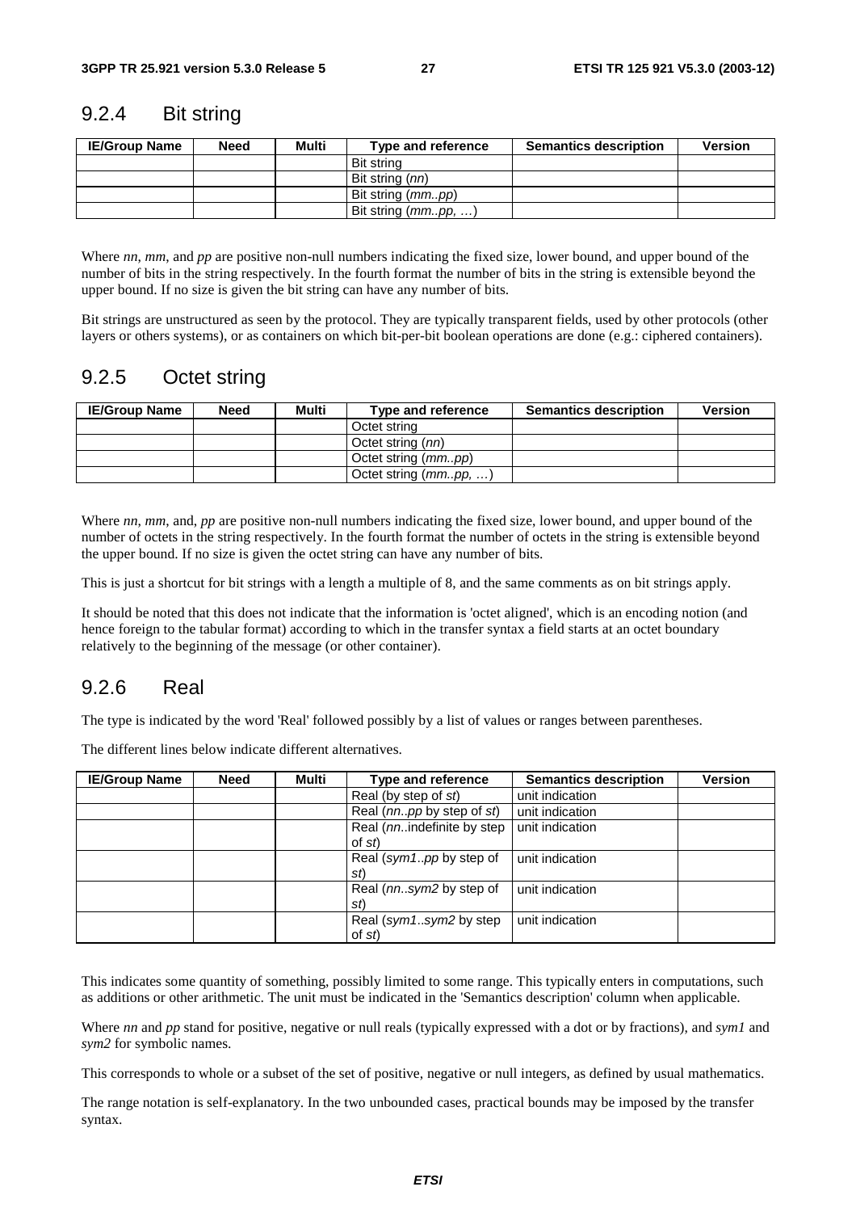### 9.2.4 Bit string

| IE/Group Name | Need | Multi | Type and reference | Semantics description | Version |
|---|---|---|---|---|---|
| | | | Bit string | | |
| | | | Bit string (*nn*) | | |
| | | | Bit string (*mm..pp*) | | |
| | | | Bit string (*mm..pp, …*) | | |

Where *nn*, *mm*, and *pp* are positive non-null numbers indicating the fixed size, lower bound, and upper bound of the number of bits in the string respectively. In the fourth format the number of bits in the string is extensible beyond the upper bound. If no size is given the bit string can have any number of bits.

Bit strings are unstructured as seen by the protocol. They are typically transparent fields, used by other protocols (other layers or others systems), or as containers on which bit-per-bit boolean operations are done (e.g.: ciphered containers).

### 9.2.5 Octet string

| IE/Group Name | Need | Multi | Type and reference | Semantics description | Version |
|---|---|---|---|---|---|
| | | | Octet string | | |
| | | | Octet string (*nn*) | | |
| | | | Octet string (*mm..pp*) | | |
| | | | Octet string (*mm..pp, …*) | | |

Where *nn*, *mm*, and, *pp* are positive non-null numbers indicating the fixed size, lower bound, and upper bound of the number of octets in the string respectively. In the fourth format the number of octets in the string is extensible beyond the upper bound. If no size is given the octet string can have any number of bits.

This is just a shortcut for bit strings with a length a multiple of 8, and the same comments as on bit strings apply.

It should be noted that this does not indicate that the information is 'octet aligned', which is an encoding notion (and hence foreign to the tabular format) according to which in the transfer syntax a field starts at an octet boundary relatively to the beginning of the message (or other container).

### 9.2.6 Real

The type is indicated by the word 'Real' followed possibly by a list of values or ranges between parentheses.

The different lines below indicate different alternatives.

| IE/Group Name | Need | Multi | Type and reference | Semantics description | Version |
|---|---|---|---|---|---|
| | | | Real (by step of *st*) | unit indication | |
| | | | Real (*nn..pp* by step of *st*) | unit indication | |
| | | | Real (*nn..*indefinite by step of *st*) | unit indication | |
| | | | Real (*sym1..pp* by step of *st*) | unit indication | |
| | | | Real (*nn..sym2* by step of *st*) | unit indication | |
| | | | Real (*sym1..sym2* by step of *st*) | unit indication | |

This indicates some quantity of something, possibly limited to some range. This typically enters in computations, such as additions or other arithmetic. The unit must be indicated in the 'Semantics description' column when applicable.

Where *nn* and *pp* stand for positive, negative or null reals (typically expressed with a dot or by fractions), and *sym1* and *sym2* for symbolic names.

This corresponds to whole or a subset of the set of positive, negative or null integers, as defined by usual mathematics.

The range notation is self-explanatory. In the two unbounded cases, practical bounds may be imposed by the transfer syntax.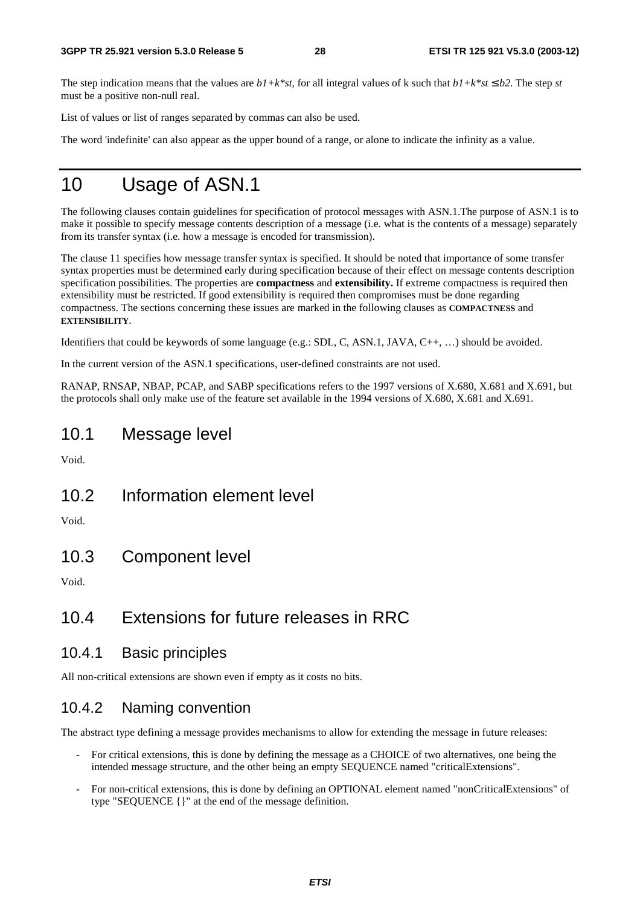The step indication means that the values are $b1+k*st$, for all integral values of k such that $b1+k*st \leq b2$. The step $st$ must be a positive non-null real.

List of values or list of ranges separated by commas can also be used.

The word 'indefinite' can also appear as the upper bound of a range, or alone to indicate the infinity as a value.

# 10 Usage of ASN.1

The following clauses contain guidelines for specification of protocol messages with ASN.1.The purpose of ASN.1 is to make it possible to specify message contents description of a message (i.e. what is the contents of a message) separately from its transfer syntax (i.e. how a message is encoded for transmission).

The clause 11 specifies how message transfer syntax is specified. It should be noted that importance of some transfer syntax properties must be determined early during specification because of their effect on message contents description specification possibilities. The properties are **compactness** and **extensibility.** If extreme compactness is required then extensibility must be restricted. If good extensibility is required then compromises must be done regarding compactness. The sections concerning these issues are marked in the following clauses as **COMPACTNESS** and **EXTENSIBILITY**.

Identifiers that could be keywords of some language (e.g.: SDL, C, ASN.1, JAVA, C++, …) should be avoided.

In the current version of the ASN.1 specifications, user-defined constraints are not used.

RANAP, RNSAP, NBAP, PCAP, and SABP specifications refers to the 1997 versions of X.680, X.681 and X.691, but the protocols shall only make use of the feature set available in the 1994 versions of X.680, X.681 and X.691.

## 10.1 Message level

Void.

## 10.2 Information element level

Void.

## 10.3 Component level

Void.

## 10.4 Extensions for future releases in RRC

### 10.4.1 Basic principles

All non-critical extensions are shown even if empty as it costs no bits.

### 10.4.2 Naming convention

The abstract type defining a message provides mechanisms to allow for extending the message in future releases:

- For critical extensions, this is done by defining the message as a CHOICE of two alternatives, one being the intended message structure, and the other being an empty SEQUENCE named "criticalExtensions".
- For non-critical extensions, this is done by defining an OPTIONAL element named "nonCriticalExtensions" of type "SEQUENCE {}" at the end of the message definition.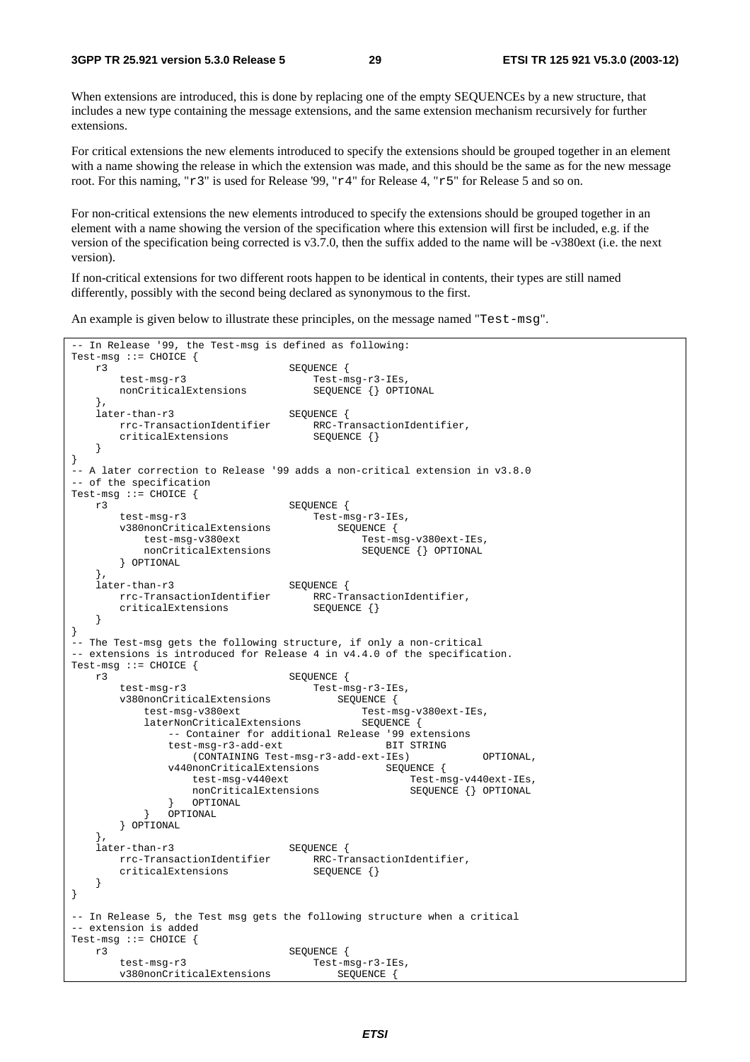When extensions are introduced, this is done by replacing one of the empty SEQUENCEs by a new structure, that includes a new type containing the message extensions, and the same extension mechanism recursively for further extensions.

For critical extensions the new elements introduced to specify the extensions should be grouped together in an element with a name showing the release in which the extension was made, and this should be the same as for the new message root. For this naming, "r3" is used for Release '99, "r4" for Release 4, "r5" for Release 5 and so on.

For non-critical extensions the new elements introduced to specify the extensions should be grouped together in an element with a name showing the version of the specification where this extension will first be included, e.g. if the version of the specification being corrected is v3.7.0, then the suffix added to the name will be -v380ext (i.e. the next version).

If non-critical extensions for two different roots happen to be identical in contents, their types are still named differently, possibly with the second being declared as synonymous to the first.

An example is given below to illustrate these principles, on the message named "Test-msg".

```
-- In Release '99, the Test-msg is defined as following:
Test-msg ::= CHOICE {
    r3                              SEQUENCE {
        test-msg-r3                     Test-msg-r3-IEs,
        nonCriticalExtensions           SEQUENCE {} OPTIONAL
    },
    later-than-r3                   SEQUENCE {
        rrc-TransactionIdentifier       RRC-TransactionIdentifier,
        criticalExtensions              SEQUENCE {}
    }
}
-- A later correction to Release '99 adds a non-critical extension in v3.8.0
-- of the specification
Test-msg ::= CHOICE {
    r3                              SEQUENCE {
        test-msg-r3                     Test-msg-r3-IEs,
        v380nonCriticalExtensions           SEQUENCE {
            test-msg-v380ext                    Test-msg-v380ext-IEs,
            nonCriticalExtensions               SEQUENCE {} OPTIONAL
        } OPTIONAL
    },
    later-than-r3                   SEQUENCE {
        rrc-TransactionIdentifier       RRC-TransactionIdentifier,
        criticalExtensions              SEQUENCE {}
    }
}
-- The Test-msg gets the following structure, if only a non-critical
-- extensions is introduced for Release 4 in v4.4.0 of the specification.
Test-msg ::= CHOICE {
    r3                              SEQUENCE {
        test-msg-r3                     Test-msg-r3-IEs,
        v380nonCriticalExtensions           SEQUENCE {
            test-msg-v380ext                    Test-msg-v380ext-IEs,
            laterNonCriticalExtensions          SEQUENCE {
                -- Container for additional Release '99 extensions
                test-msg-r3-add-ext                 BIT STRING
                    (CONTAINING Test-msg-r3-add-ext-IEs)            OPTIONAL,
                v440nonCriticalExtensions           SEQUENCE {
                    test-msg-v440ext                    Test-msg-v440ext-IEs,
                    nonCriticalExtensions               SEQUENCE {} OPTIONAL
                }   OPTIONAL
            }   OPTIONAL
        } OPTIONAL
    },
    later-than-r3                   SEQUENCE {
        rrc-TransactionIdentifier       RRC-TransactionIdentifier,
        criticalExtensions              SEQUENCE {}
    }
}

-- In Release 5, the Test msg gets the following structure when a critical
-- extension is added
Test-msg ::= CHOICE {
    r3                              SEQUENCE {
        test-msg-r3                     Test-msg-r3-IEs,
        v380nonCriticalExtensions           SEQUENCE {
```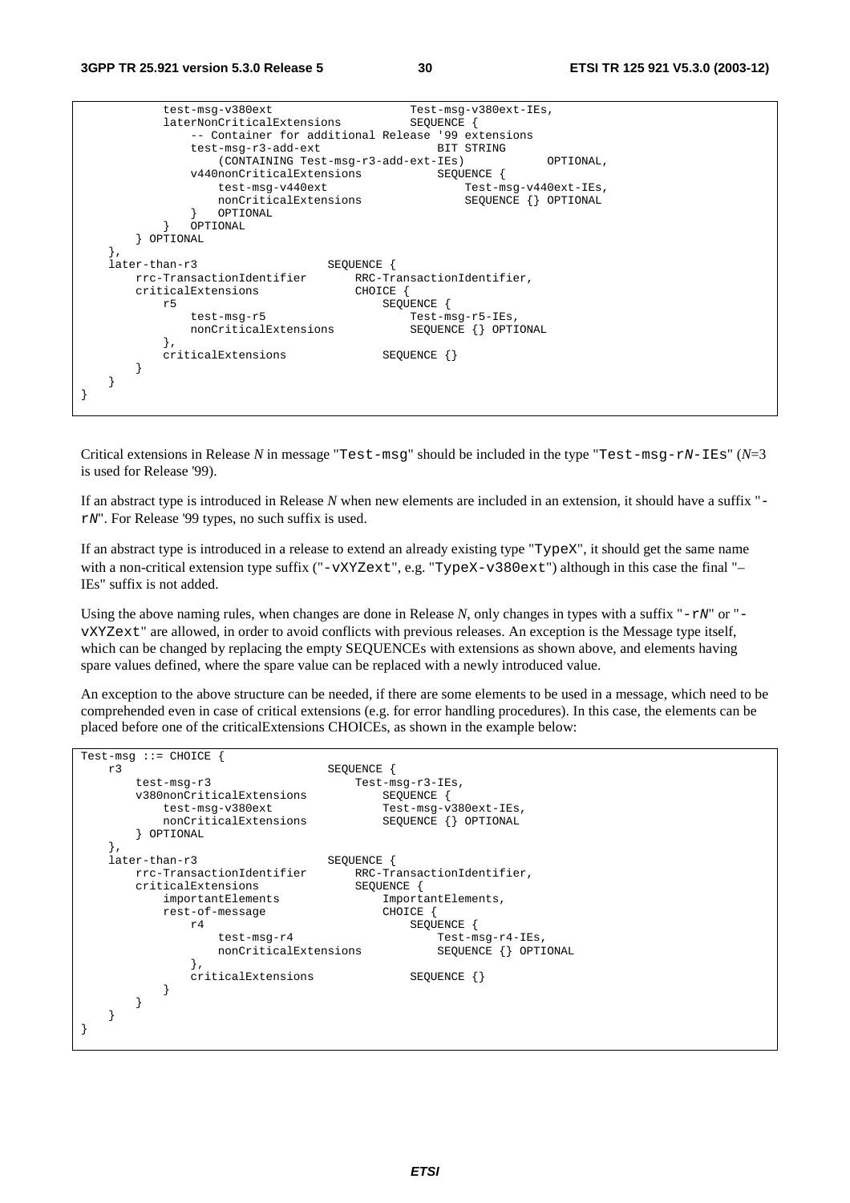```
            test-msg-v380ext                      Test-msg-v380ext-IEs,
            laterNonCriticalExtensions           SEQUENCE {
                -- Container for additional Release '99 extensions
                test-msg-r3-add-ext                  BIT STRING
                    (CONTAINING Test-msg-r3-add-ext-IEs)            OPTIONAL,
                v440nonCriticalExtensions           SEQUENCE {
                    test-msg-v440ext                     Test-msg-v440ext-IEs,
                    nonCriticalExtensions                SEQUENCE {} OPTIONAL
                }   OPTIONAL
            }   OPTIONAL
        } OPTIONAL
    },
    later-than-r3                       SEQUENCE {
        rrc-TransactionIdentifier           RRC-TransactionIdentifier,
        criticalExtensions                  CHOICE {
            r5                                  SEQUENCE {
                test-msg-r5                         Test-msg-r5-IEs,
                nonCriticalExtensions               SEQUENCE {} OPTIONAL
            },
            criticalExtensions                  SEQUENCE {}
        }
    }
}
```

Critical extensions in Release *N* in message "`Test-msg`" should be included in the type "`Test-msg-rN-IEs`" (*N*=3 is used for Release '99).

If an abstract type is introduced in Release *N* when new elements are included in an extension, it should have a suffix "`-rN`". For Release '99 types, no such suffix is used.

If an abstract type is introduced in a release to extend an already existing type "`TypeX`", it should get the same name with a non-critical extension type suffix ("`-vXYZext`", e.g. "`TypeX-v380ext`") although in this case the final "–IEs" suffix is not added.

Using the above naming rules, when changes are done in Release *N*, only changes in types with a suffix "`-rN`" or "`-vXYZext`" are allowed, in order to avoid conflicts with previous releases. An exception is the Message type itself, which can be changed by replacing the empty SEQUENCEs with extensions as shown above, and elements having spare values defined, where the spare value can be replaced with a newly introduced value.

An exception to the above structure can be needed, if there are some elements to be used in a message, which need to be comprehended even in case of critical extensions (e.g. for error handling procedures). In this case, the elements can be placed before one of the criticalExtensions CHOICEs, as shown in the example below:

```
Test-msg ::= CHOICE {
    r3                                  SEQUENCE {
        test-msg-r3                         Test-msg-r3-IEs,
        v380nonCriticalExtensions           SEQUENCE {
            test-msg-v380ext                    Test-msg-v380ext-IEs,
            nonCriticalExtensions               SEQUENCE {} OPTIONAL
        } OPTIONAL
    },
    later-than-r3                       SEQUENCE {
        rrc-TransactionIdentifier           RRC-TransactionIdentifier,
        criticalExtensions                  SEQUENCE {
            importantElements                   ImportantElements,
            rest-of-message                     CHOICE {
                r4                                  SEQUENCE {
                    test-msg-r4                         Test-msg-r4-IEs,
                    nonCriticalExtensions               SEQUENCE {} OPTIONAL
                },
                criticalExtensions                  SEQUENCE {}
            }
        }
    }
}
```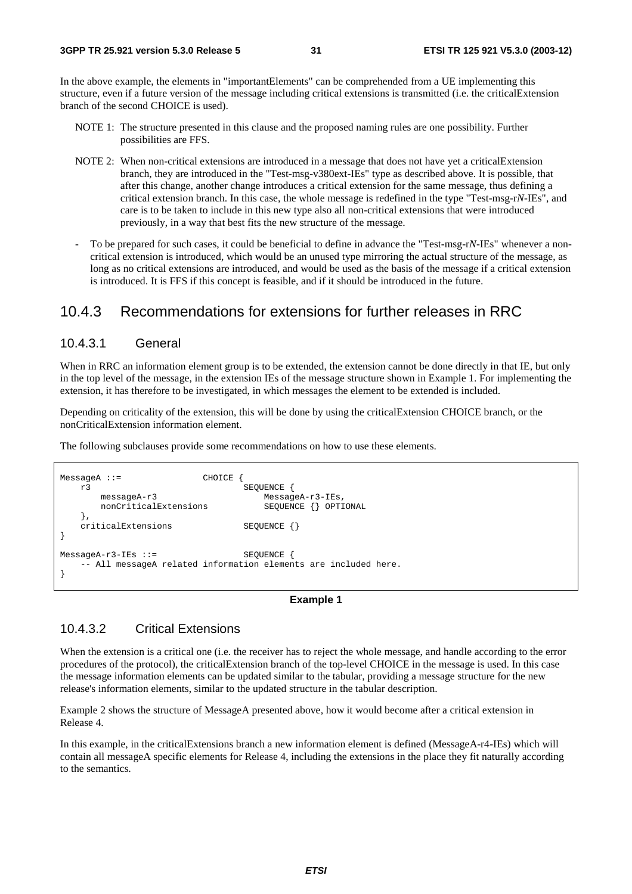In the above example, the elements in "importantElements" can be comprehended from a UE implementing this structure, even if a future version of the message including critical extensions is transmitted (i.e. the criticalExtension branch of the second CHOICE is used).

NOTE 1: The structure presented in this clause and the proposed naming rules are one possibility. Further possibilities are FFS.

NOTE 2: When non-critical extensions are introduced in a message that does not have yet a criticalExtension branch, they are introduced in the "Test-msg-v380ext-IEs" type as described above. It is possible, that after this change, another change introduces a critical extension for the same message, thus defining a critical extension branch. In this case, the whole message is redefined in the type "Test-msg-r*N*-IEs", and care is to be taken to include in this new type also all non-critical extensions that were introduced previously, in a way that best fits the new structure of the message.

- To be prepared for such cases, it could be beneficial to define in advance the "Test-msg-r*N*-IEs" whenever a non-critical extension is introduced, which would be an unused type mirroring the actual structure of the message, as long as no critical extensions are introduced, and would be used as the basis of the message if a critical extension is introduced. It is FFS if this concept is feasible, and if it should be introduced in the future.

## 10.4.3 Recommendations for extensions for further releases in RRC

### 10.4.3.1 General

When in RRC an information element group is to be extended, the extension cannot be done directly in that IE, but only in the top level of the message, in the extension IEs of the message structure shown in Example 1. For implementing the extension, it has therefore to be investigated, in which messages the element to be extended is included.

Depending on criticality of the extension, this will be done by using the criticalExtension CHOICE branch, or the nonCriticalExtension information element.

The following subclauses provide some recommendations on how to use these elements.

```
MessageA ::=                CHOICE {
    r3                              SEQUENCE {
        messageA-r3                     MessageA-r3-IEs,
        nonCriticalExtensions           SEQUENCE {} OPTIONAL
    },
    criticalExtensions              SEQUENCE {}
}

MessageA-r3-IEs ::=                 SEQUENCE {
    -- All messageA related information elements are included here.
}
```

**Example 1**

### 10.4.3.2 Critical Extensions

When the extension is a critical one (i.e. the receiver has to reject the whole message, and handle according to the error procedures of the protocol), the criticalExtension branch of the top-level CHOICE in the message is used. In this case the message information elements can be updated similar to the tabular, providing a message structure for the new release's information elements, similar to the updated structure in the tabular description.

Example 2 shows the structure of MessageA presented above, how it would become after a critical extension in Release 4.

In this example, in the criticalExtensions branch a new information element is defined (MessageA-r4-IEs) which will contain all messageA specific elements for Release 4, including the extensions in the place they fit naturally according to the semantics.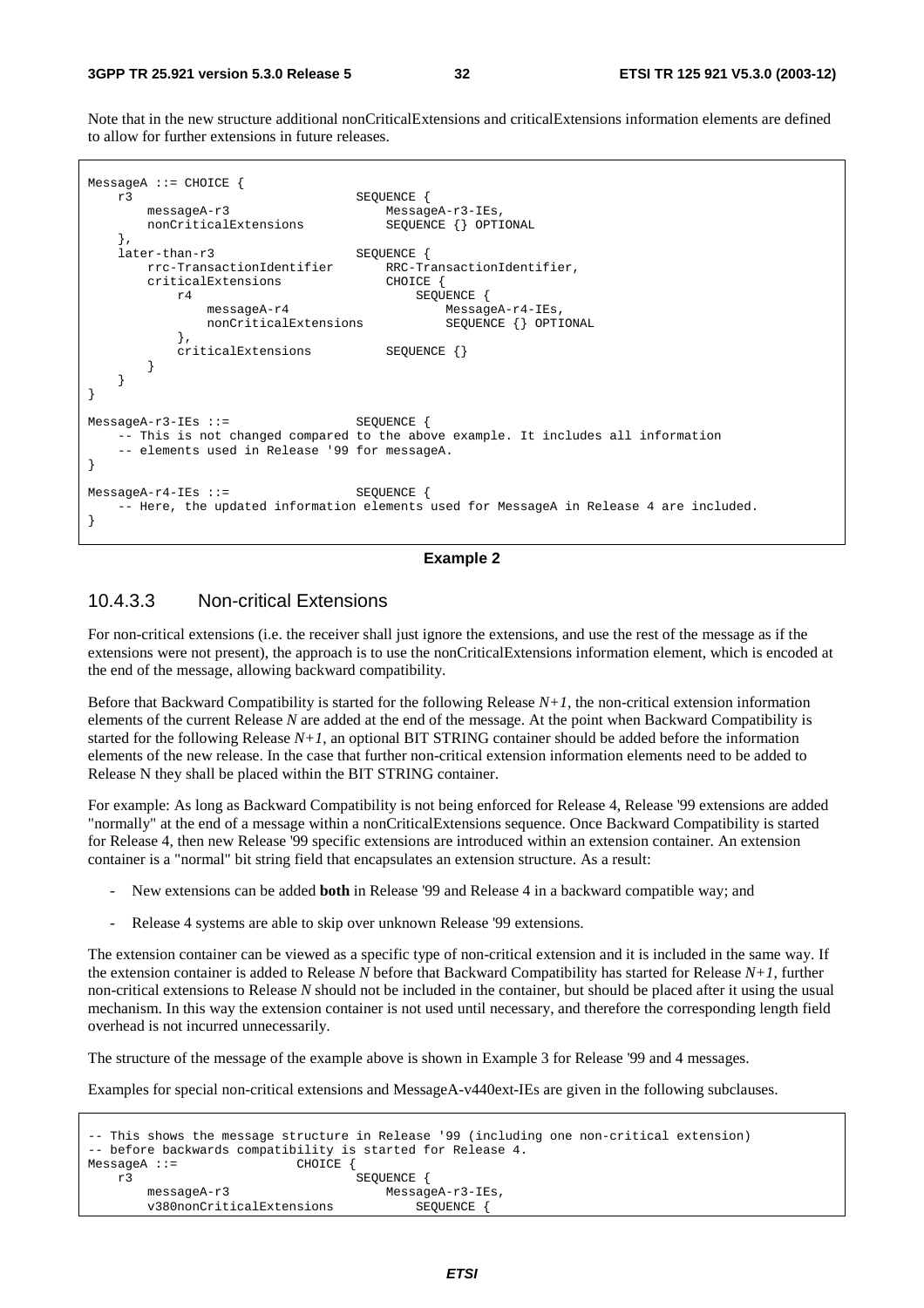Note that in the new structure additional nonCriticalExtensions and criticalExtensions information elements are defined to allow for further extensions in future releases.

```
MessageA ::= CHOICE {
    r3                              SEQUENCE {
        messageA-r3                     MessageA-r3-IEs,
        nonCriticalExtensions           SEQUENCE {} OPTIONAL
    },
    later-than-r3                   SEQUENCE {
        rrc-TransactionIdentifier       RRC-TransactionIdentifier,
        criticalExtensions              CHOICE {
            r4                              SEQUENCE {
                messageA-r4                     MessageA-r4-IEs,
                nonCriticalExtensions           SEQUENCE {} OPTIONAL
            },
            criticalExtensions          SEQUENCE {}
        }
    }
}

MessageA-r3-IEs ::=                 SEQUENCE {
    -- This is not changed compared to the above example. It includes all information
    -- elements used in Release '99 for messageA.
}

MessageA-r4-IEs ::=                 SEQUENCE {
    -- Here, the updated information elements used for MessageA in Release 4 are included.
}
```

**Example 2**

### 10.4.3.3 Non-critical Extensions

For non-critical extensions (i.e. the receiver shall just ignore the extensions, and use the rest of the message as if the extensions were not present), the approach is to use the nonCriticalExtensions information element, which is encoded at the end of the message, allowing backward compatibility.

Before that Backward Compatibility is started for the following Release *N+1*, the non-critical extension information elements of the current Release *N* are added at the end of the message. At the point when Backward Compatibility is started for the following Release *N+1*, an optional BIT STRING container should be added before the information elements of the new release. In the case that further non-critical extension information elements need to be added to Release N they shall be placed within the BIT STRING container.

For example: As long as Backward Compatibility is not being enforced for Release 4, Release '99 extensions are added "normally" at the end of a message within a nonCriticalExtensions sequence. Once Backward Compatibility is started for Release 4, then new Release '99 specific extensions are introduced within an extension container. An extension container is a "normal" bit string field that encapsulates an extension structure. As a result:

- New extensions can be added **both** in Release '99 and Release 4 in a backward compatible way; and
- Release 4 systems are able to skip over unknown Release '99 extensions.

The extension container can be viewed as a specific type of non-critical extension and it is included in the same way. If the extension container is added to Release *N* before that Backward Compatibility has started for Release *N+1*, further non-critical extensions to Release *N* should not be included in the container, but should be placed after it using the usual mechanism. In this way the extension container is not used until necessary, and therefore the corresponding length field overhead is not incurred unnecessarily.

The structure of the message of the example above is shown in Example 3 for Release '99 and 4 messages.

Examples for special non-critical extensions and MessageA-v440ext-IEs are given in the following subclauses.

```
-- This shows the message structure in Release '99 (including one non-critical extension)
-- before backwards compatibility is started for Release 4.
MessageA ::=                CHOICE {
    r3                              SEQUENCE {
        messageA-r3                     MessageA-r3-IEs,
        v380nonCriticalExtensions           SEQUENCE {
```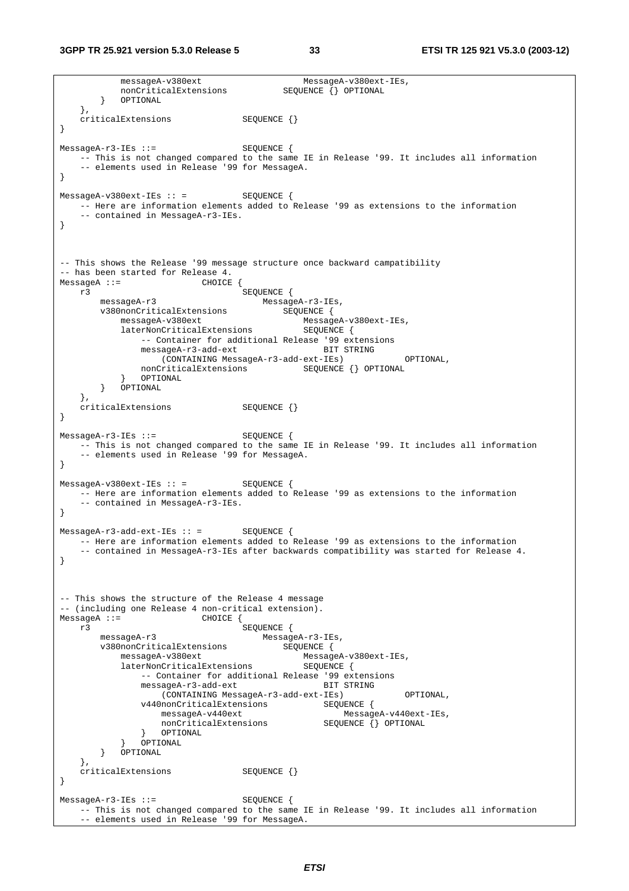```
            messageA-v380ext                    MessageA-v380ext-IEs,
            nonCriticalExtensions           SEQUENCE {} OPTIONAL
        }   OPTIONAL
    },
    criticalExtensions              SEQUENCE {}
}

MessageA-r3-IEs ::=                 SEQUENCE {
    -- This is not changed compared to the same IE in Release '99. It includes all information
    -- elements used in Release '99 for MessageA.
}

MessageA-v380ext-IEs :: =           SEQUENCE {
    -- Here are information elements added to Release '99 as extensions to the information
    -- contained in MessageA-r3-IEs.
}



-- This shows the Release '99 message structure once backward campatibility
-- has been started for Release 4.
MessageA ::=                CHOICE {
    r3                              SEQUENCE {
        messageA-r3                     MessageA-r3-IEs,
        v380nonCriticalExtensions           SEQUENCE {
            messageA-v380ext                    MessageA-v380ext-IEs,
            laterNonCriticalExtensions          SEQUENCE {
                -- Container for additional Release '99 extensions
                messageA-r3-add-ext                 BIT STRING
                    (CONTAINING MessageA-r3-add-ext-IEs)            OPTIONAL,
                nonCriticalExtensions           SEQUENCE {} OPTIONAL
            }   OPTIONAL
        }   OPTIONAL
    },
    criticalExtensions              SEQUENCE {}
}

MessageA-r3-IEs ::=                 SEQUENCE {
    -- This is not changed compared to the same IE in Release '99. It includes all information
    -- elements used in Release '99 for MessageA.
}

MessageA-v380ext-IEs :: =           SEQUENCE {
    -- Here are information elements added to Release '99 as extensions to the information
    -- contained in MessageA-r3-IEs.
}

MessageA-r3-add-ext-IEs :: =        SEQUENCE {
    -- Here are information elements added to Release '99 as extensions to the information
    -- contained in MessageA-r3-IEs after backwards compatibility was started for Release 4.
}



-- This shows the structure of the Release 4 message
-- (including one Release 4 non-critical extension).
MessageA ::=                CHOICE {
    r3                              SEQUENCE {
        messageA-r3                     MessageA-r3-IEs,
        v380nonCriticalExtensions           SEQUENCE {
            messageA-v380ext                    MessageA-v380ext-IEs,
            laterNonCriticalExtensions          SEQUENCE {
                -- Container for additional Release '99 extensions
                messageA-r3-add-ext                 BIT STRING
                    (CONTAINING MessageA-r3-add-ext-IEs)            OPTIONAL,
                v440nonCriticalExtensions           SEQUENCE {
                    messageA-v440ext                    MessageA-v440ext-IEs,
                    nonCriticalExtensions           SEQUENCE {} OPTIONAL
                }   OPTIONAL
            }   OPTIONAL
        }   OPTIONAL
    },
    criticalExtensions              SEQUENCE {}
}

MessageA-r3-IEs ::=                 SEQUENCE {
    -- This is not changed compared to the same IE in Release '99. It includes all information
    -- elements used in Release '99 for MessageA.
```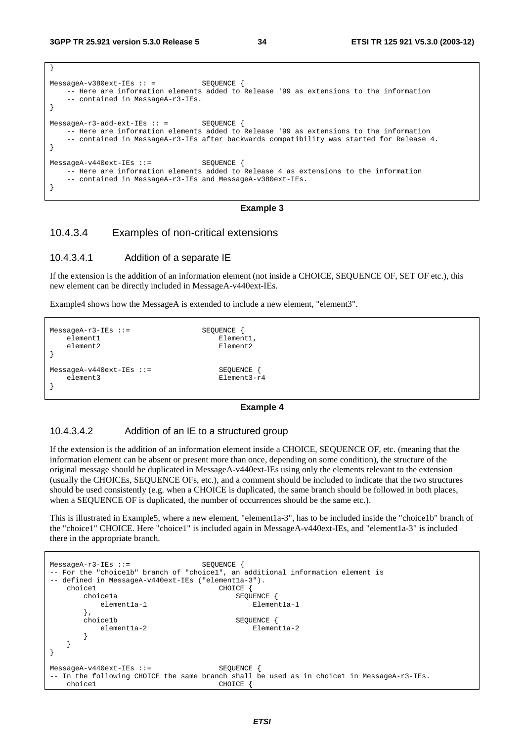```
}

MessageA-v380ext-IEs :: =           SEQUENCE {
    -- Here are information elements added to Release '99 as extensions to the information
    -- contained in MessageA-r3-IEs.
}

MessageA-r3-add-ext-IEs :: =        SEQUENCE {
    -- Here are information elements added to Release '99 as extensions to the information
    -- contained in MessageA-r3-IEs after backwards compatibility was started for Release 4.
}

MessageA-v440ext-IEs ::=            SEQUENCE {
    -- Here are information elements added to Release 4 as extensions to the information
    -- contained in MessageA-r3-IEs and MessageA-v380ext-IEs.
}
```

**Example 3**

### 10.4.3.4 Examples of non-critical extensions

#### 10.4.3.4.1 Addition of a separate IE

If the extension is the addition of an information element (not inside a CHOICE, SEQUENCE OF, SET OF etc.), this new element can be directly included in MessageA-v440ext-IEs.

Example4 shows how the MessageA is extended to include a new element, "element3".

```
MessageA-r3-IEs ::=                 SEQUENCE {
    element1                            Element1,
    element2                            Element2
}

MessageA-v440ext-IEs ::=                SEQUENCE {
    element3                            Element3-r4
}
```

**Example 4**

#### 10.4.3.4.2 Addition of an IE to a structured group

If the extension is the addition of an information element inside a CHOICE, SEQUENCE OF, etc. (meaning that the information element can be absent or present more than once, depending on some condition), the structure of the original message should be duplicated in MessageA-v440ext-IEs using only the elements relevant to the extension (usually the CHOICEs, SEQUENCE OFs, etc.), and a comment should be included to indicate that the two structures should be used consistently (e.g. when a CHOICE is duplicated, the same branch should be followed in both places, when a SEQUENCE OF is duplicated, the number of occurrences should be the same etc.).

This is illustrated in Example5, where a new element, "element1a-3", has to be included inside the "choice1b" branch of the "choice1" CHOICE. Here "choice1" is included again in MessageA-v440ext-IEs, and "element1a-3" is included there in the appropriate branch.

```
MessageA-r3-IEs ::=                 SEQUENCE {
-- For the "choice1b" branch of "choice1", an additional information element is
-- defined in MessageA-v440ext-IEs ("element1a-3").
    choice1                             CHOICE {
        choice1a                            SEQUENCE {
            element1a-1                         Element1a-1
        },
        choice1b                            SEQUENCE {
            element1a-2                         Element1a-2
        }
    }
}

MessageA-v440ext-IEs ::=                SEQUENCE {
-- In the following CHOICE the same branch shall be used as in choice1 in MessageA-r3-IEs.
    choice1                             CHOICE {
```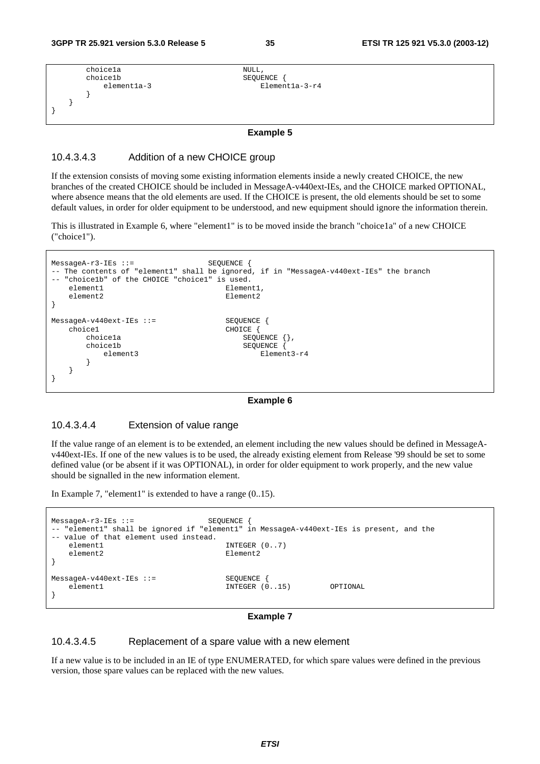```
        choice1a                            NULL,
        choice1b                            SEQUENCE {
            element1a-3                         Element1a-3-r4
        }
    }
}
```

**Example 5**

#### 10.4.3.4.3 Addition of a new CHOICE group

If the extension consists of moving some existing information elements inside a newly created CHOICE, the new branches of the created CHOICE should be included in MessageA-v440ext-IEs, and the CHOICE marked OPTIONAL, where absence means that the old elements are used. If the CHOICE is present, the old elements should be set to some default values, in order for older equipment to be understood, and new equipment should ignore the information therein.

This is illustrated in Example 6, where "element1" is to be moved inside the branch "choice1a" of a new CHOICE ("choice1").

```
MessageA-r3-IEs ::=                 SEQUENCE {
-- The contents of "element1" shall be ignored, if in "MessageA-v440ext-IEs" the branch
-- "choice1b" of the CHOICE "choice1" is used.
    element1                            Element1,
    element2                            Element2
}

MessageA-v440ext-IEs ::=                SEQUENCE {
    choice1                             CHOICE {
        choice1a                            SEQUENCE {},
        choice1b                            SEQUENCE {
            element3                            Element3-r4
        }
    }
}
```

**Example 6**

#### 10.4.3.4.4 Extension of value range

If the value range of an element is to be extended, an element including the new values should be defined in MessageA-v440ext-IEs. If one of the new values is to be used, the already existing element from Release '99 should be set to some defined value (or be absent if it was OPTIONAL), in order for older equipment to work properly, and the new value should be signalled in the new information element.

In Example 7, "element1" is extended to have a range (0..15).

```
MessageA-r3-IEs ::=                 SEQUENCE {
-- "element1" shall be ignored if "element1" in MessageA-v440ext-IEs is present, and the
-- value of that element used instead.
    element1                            INTEGER (0..7)
    element2                            Element2
}

MessageA-v440ext-IEs ::=                SEQUENCE {
    element1                            INTEGER (0..15)         OPTIONAL
}
```

**Example 7**

#### 10.4.3.4.5 Replacement of a spare value with a new element

If a new value is to be included in an IE of type ENUMERATED, for which spare values were defined in the previous version, those spare values can be replaced with the new values.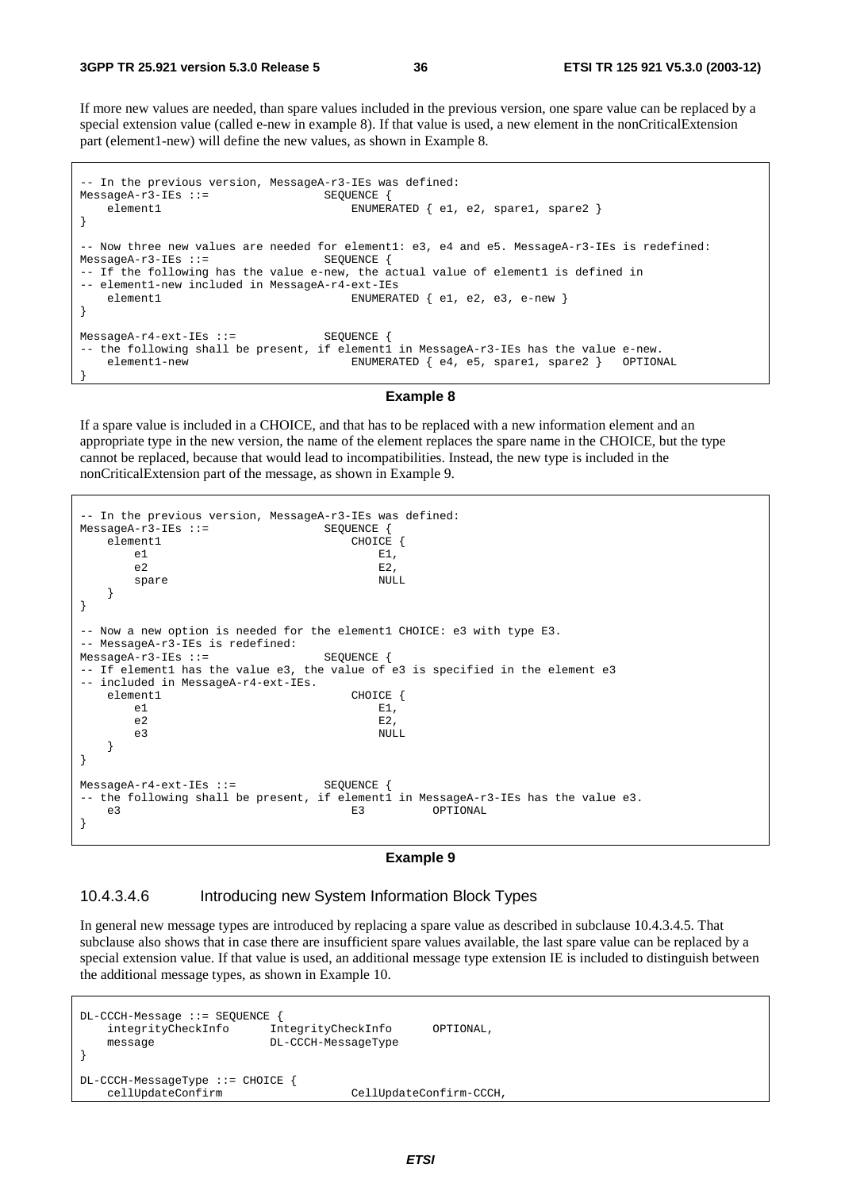If more new values are needed, than spare values included in the previous version, one spare value can be replaced by a special extension value (called e-new in example 8). If that value is used, a new element in the nonCriticalExtension part (element1-new) will define the new values, as shown in Example 8.

```
-- In the previous version, MessageA-r3-IEs was defined:
MessageA-r3-IEs ::=                 SEQUENCE {
    element1                            ENUMERATED { e1, e2, spare1, spare2 }
}

-- Now three new values are needed for element1: e3, e4 and e5. MessageA-r3-IEs is redefined:
MessageA-r3-IEs ::=                 SEQUENCE {
-- If the following has the value e-new, the actual value of element1 is defined in
-- element1-new included in MessageA-r4-ext-IEs
    element1                            ENUMERATED { e1, e2, e3, e-new }
}

MessageA-r4-ext-IEs ::=             SEQUENCE {
-- the following shall be present, if element1 in MessageA-r3-IEs has the value e-new.
    element1-new                        ENUMERATED { e4, e5, spare1, spare2 }   OPTIONAL
}
```

**Example 8**

If a spare value is included in a CHOICE, and that has to be replaced with a new information element and an appropriate type in the new version, the name of the element replaces the spare name in the CHOICE, but the type cannot be replaced, because that would lead to incompatibilities. Instead, the new type is included in the nonCriticalExtension part of the message, as shown in Example 9.

```
-- In the previous version, MessageA-r3-IEs was defined:
MessageA-r3-IEs ::=                 SEQUENCE {
    element1                            CHOICE {
        e1                                  E1,
        e2                                  E2,
        spare                               NULL
    }
}

-- Now a new option is needed for the element1 CHOICE: e3 with type E3.
-- MessageA-r3-IEs is redefined:
MessageA-r3-IEs ::=                 SEQUENCE {
-- If element1 has the value e3, the value of e3 is specified in the element e3
-- included in MessageA-r4-ext-IEs.
    element1                            CHOICE {
        e1                                  E1,
        e2                                  E2,
        e3                                  NULL
    }
}

MessageA-r4-ext-IEs ::=             SEQUENCE {
-- the following shall be present, if element1 in MessageA-r3-IEs has the value e3.
    e3                                  E3          OPTIONAL
}
```

**Example 9**

#### 10.4.3.4.6 Introducing new System Information Block Types

In general new message types are introduced by replacing a spare value as described in subclause 10.4.3.4.5. That subclause also shows that in case there are insufficient spare values available, the last spare value can be replaced by a special extension value. If that value is used, an additional message type extension IE is included to distinguish between the additional message types, as shown in Example 10.

```
DL-CCCH-Message ::= SEQUENCE {
    integrityCheckInfo      IntegrityCheckInfo      OPTIONAL,
    message                 DL-CCCH-MessageType
}

DL-CCCH-MessageType ::= CHOICE {
    cellUpdateConfirm                   CellUpdateConfirm-CCCH,
```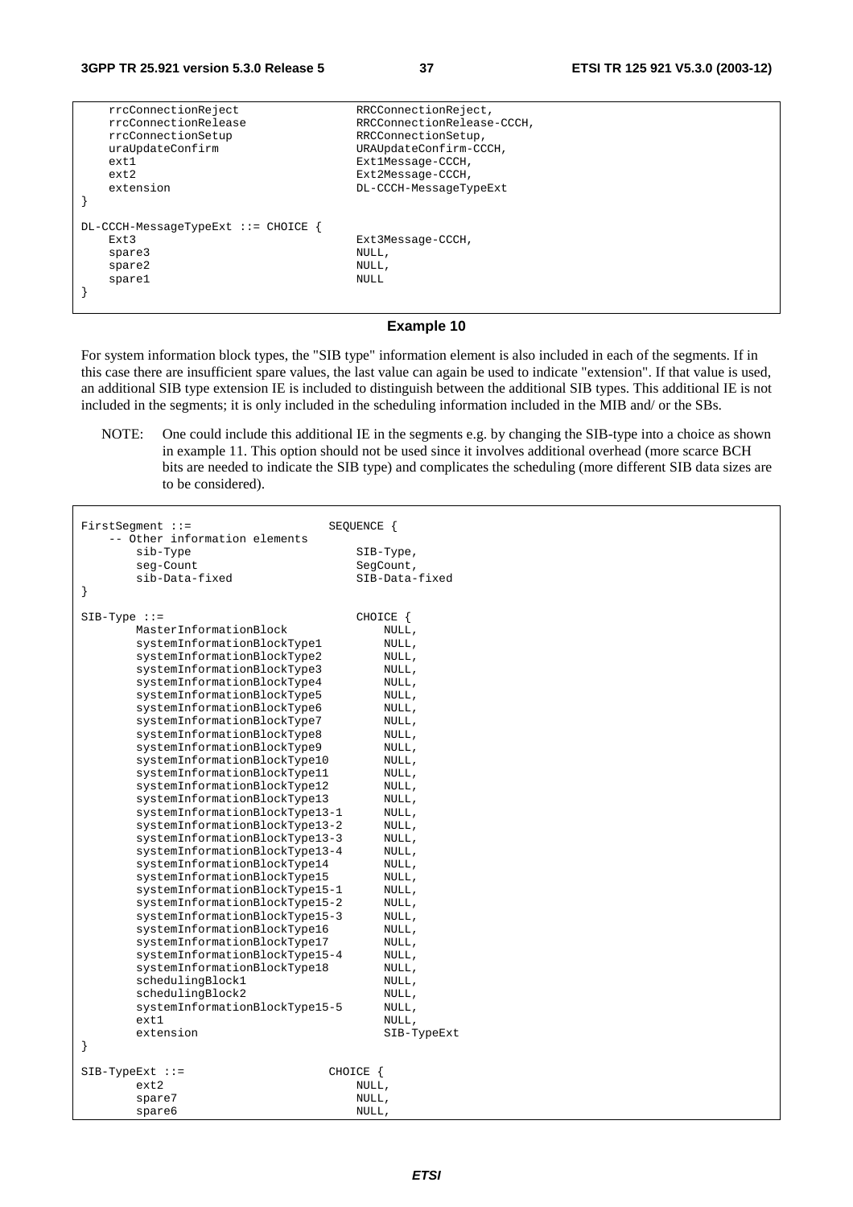```
    rrcConnectionReject             RRCConnectionReject,
    rrcConnectionRelease            RRCConnectionRelease-CCCH,
    rrcConnectionSetup              RRCConnectionSetup,
    uraUpdateConfirm                URAUpdateConfirm-CCCH,
    ext1                            Ext1Message-CCCH,
    ext2                            Ext2Message-CCCH,
    extension                       DL-CCCH-MessageTypeExt
}

DL-CCCH-MessageTypeExt ::= CHOICE {
    Ext3                            Ext3Message-CCCH,
    spare3                          NULL,
    spare2                          NULL,
    spare1                          NULL
}
```

**Example 10**

For system information block types, the "SIB type" information element is also included in each of the segments. If in this case there are insufficient spare values, the last value can again be used to indicate "extension". If that value is used, an additional SIB type extension IE is included to distinguish between the additional SIB types. This additional IE is not included in the segments; it is only included in the scheduling information included in the MIB and/ or the SBs.

NOTE: One could include this additional IE in the segments e.g. by changing the SIB-type into a choice as shown in example 11. This option should not be used since it involves additional overhead (more scarce BCH bits are needed to indicate the SIB type) and complicates the scheduling (more different SIB data sizes are to be considered).

```
FirstSegment ::=                    SEQUENCE {
    -- Other information elements
        sib-Type                        SIB-Type,
        seg-Count                       SegCount,
        sib-Data-fixed                  SIB-Data-fixed
}

SIB-Type ::=                            CHOICE {
        MasterInformationBlock              NULL,
        systemInformationBlockType1         NULL,
        systemInformationBlockType2         NULL,
        systemInformationBlockType3         NULL,
        systemInformationBlockType4         NULL,
        systemInformationBlockType5         NULL,
        systemInformationBlockType6         NULL,
        systemInformationBlockType7         NULL,
        systemInformationBlockType8         NULL,
        systemInformationBlockType9         NULL,
        systemInformationBlockType10        NULL,
        systemInformationBlockType11        NULL,
        systemInformationBlockType12        NULL,
        systemInformationBlockType13        NULL,
        systemInformationBlockType13-1      NULL,
        systemInformationBlockType13-2      NULL,
        systemInformationBlockType13-3      NULL,
        systemInformationBlockType13-4      NULL,
        systemInformationBlockType14        NULL,
        systemInformationBlockType15        NULL,
        systemInformationBlockType15-1      NULL,
        systemInformationBlockType15-2      NULL,
        systemInformationBlockType15-3      NULL,
        systemInformationBlockType16        NULL,
        systemInformationBlockType17        NULL,
        systemInformationBlockType15-4      NULL,
        systemInformationBlockType18        NULL,
        schedulingBlock1                    NULL,
        schedulingBlock2                    NULL,
        systemInformationBlockType15-5      NULL,
        ext1                                NULL,
        extension                           SIB-TypeExt
}

SIB-TypeExt ::=                     CHOICE {
        ext2                            NULL,
        spare7                          NULL,
        spare6                          NULL,
```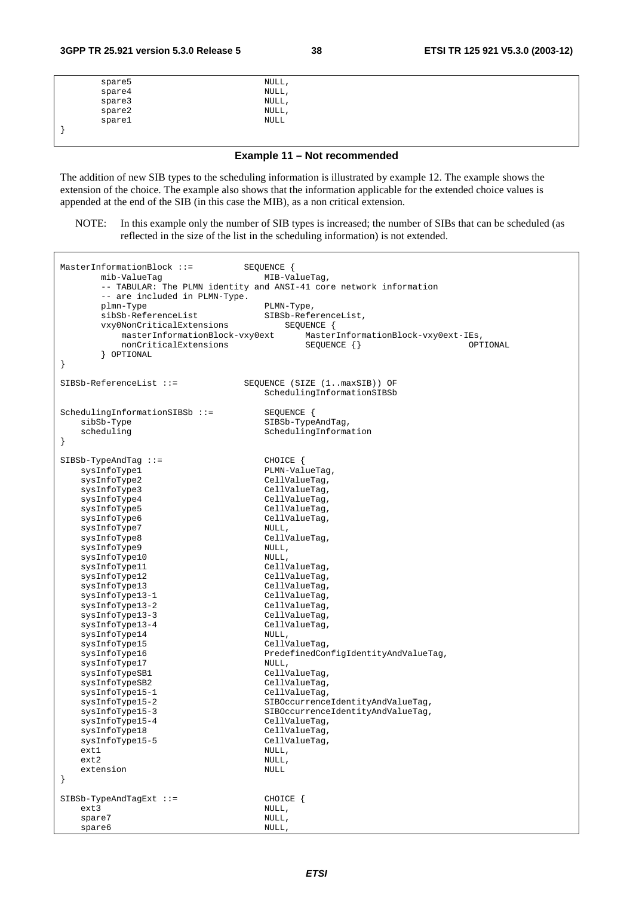```
        spare5                              NULL,
        spare4                              NULL,
        spare3                              NULL,
        spare2                              NULL,
        spare1                              NULL
}
```

**Example 11 – Not recommended**

The addition of new SIB types to the scheduling information is illustrated by example 12. The example shows the extension of the choice. The example also shows that the information applicable for the extended choice values is appended at the end of the SIB (in this case the MIB), as a non critical extension.

NOTE: In this example only the number of SIB types is increased; the number of SIBs that can be scheduled (as reflected in the size of the list in the scheduling information) is not extended.

```
MasterInformationBlock ::=          SEQUENCE {
        mib-ValueTag                        MIB-ValueTag,
        -- TABULAR: The PLMN identity and ANSI-41 core network information
        -- are included in PLMN-Type.
        plmn-Type                           PLMN-Type,
        sibSb-ReferenceList                 SIBSb-ReferenceList,
        vxy0NonCriticalExtensions           SEQUENCE {
            masterInformationBlock-vxy0ext      MasterInformationBlock-vxy0ext-IEs,
            nonCriticalExtensions               SEQUENCE {}                         OPTIONAL
        } OPTIONAL
}

SIBSb-ReferenceList ::=             SEQUENCE (SIZE (1..maxSIB)) OF
                                        SchedulingInformationSIBSb

SchedulingInformationSIBSb ::=          SEQUENCE {
    sibSb-Type                              SIBSb-TypeAndTag,
    scheduling                              SchedulingInformation
}

SIBSb-TypeAndTag ::=                    CHOICE {
    sysInfoType1                            PLMN-ValueTag,
    sysInfoType2                            CellValueTag,
    sysInfoType3                            CellValueTag,
    sysInfoType4                            CellValueTag,
    sysInfoType5                            CellValueTag,
    sysInfoType6                            CellValueTag,
    sysInfoType7                            NULL,
    sysInfoType8                            CellValueTag,
    sysInfoType9                            NULL,
    sysInfoType10                           NULL,
    sysInfoType11                           CellValueTag,
    sysInfoType12                           CellValueTag,
    sysInfoType13                           CellValueTag,
    sysInfoType13-1                         CellValueTag,
    sysInfoType13-2                         CellValueTag,
    sysInfoType13-3                         CellValueTag,
    sysInfoType13-4                         CellValueTag,
    sysInfoType14                           NULL,
    sysInfoType15                           CellValueTag,
    sysInfoType16                           PredefinedConfigIdentityAndValueTag,
    sysInfoType17                           NULL,
    sysInfoTypeSB1                          CellValueTag,
    sysInfoTypeSB2                          CellValueTag,
    sysInfoType15-1                         CellValueTag,
    sysInfoType15-2                         SIBOccurrenceIdentityAndValueTag,
    sysInfoType15-3                         SIBOccurrenceIdentityAndValueTag,
    sysInfoType15-4                         CellValueTag,
    sysInfoType18                           CellValueTag,
    sysInfoType15-5                         CellValueTag,
    ext1                                    NULL,
    ext2                                    NULL,
    extension                               NULL
}

SIBSb-TypeAndTagExt ::=                 CHOICE {
    ext3                                    NULL,
    spare7                                  NULL,
    spare6                                  NULL,
```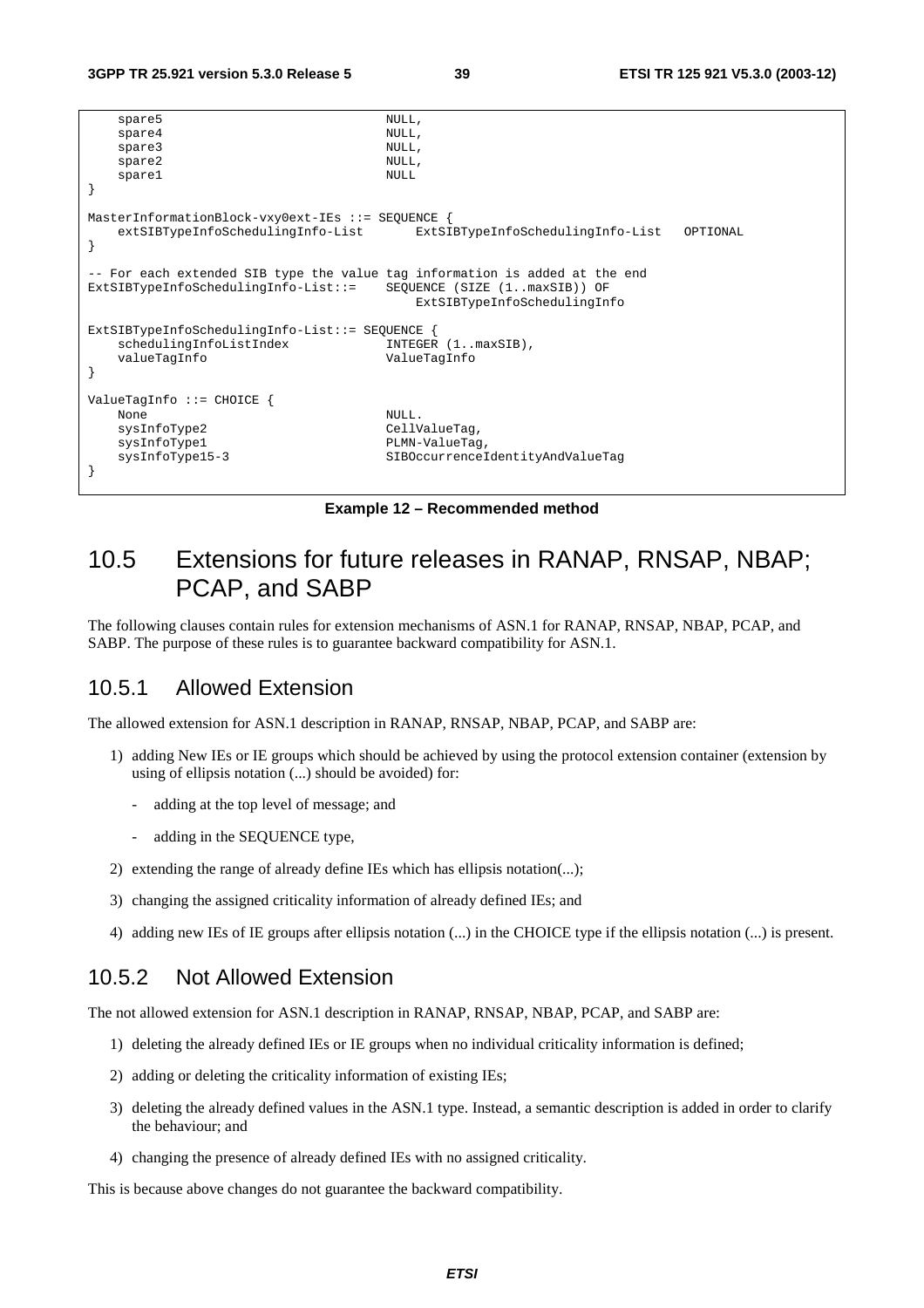```
    spare5                              NULL,
    spare4                              NULL,
    spare3                              NULL,
    spare2                              NULL,
    spare1                              NULL
}

MasterInformationBlock-vxy0ext-IEs ::= SEQUENCE {
    extSIBTypeInfoSchedulingInfo-List       ExtSIBTypeInfoSchedulingInfo-List   OPTIONAL
}

-- For each extended SIB type the value tag information is added at the end
ExtSIBTypeInfoSchedulingInfo-List::=    SEQUENCE (SIZE (1..maxSIB)) OF
                                            ExtSIBTypeInfoSchedulingInfo

ExtSIBTypeInfoSchedulingInfo-List::= SEQUENCE {
    schedulingInfoListIndex             INTEGER (1..maxSIB),
    valueTagInfo                        ValueTagInfo
}

ValueTagInfo ::= CHOICE {
    None                                NULL.
    sysInfoType2                        CellValueTag,
    sysInfoType1                        PLMN-ValueTag,
    sysInfoType15-3                     SIBOccurrenceIdentityAndValueTag
}
```

**Example 12 – Recommended method**

## 10.5 Extensions for future releases in RANAP, RNSAP, NBAP; PCAP, and SABP

The following clauses contain rules for extension mechanisms of ASN.1 for RANAP, RNSAP, NBAP, PCAP, and SABP. The purpose of these rules is to guarantee backward compatibility for ASN.1.

### 10.5.1 Allowed Extension

The allowed extension for ASN.1 description in RANAP, RNSAP, NBAP, PCAP, and SABP are:

1) adding New IEs or IE groups which should be achieved by using the protocol extension container (extension by using of ellipsis notation (...) should be avoided) for:
    - adding at the top level of message; and
    - adding in the SEQUENCE type,
2) extending the range of already define IEs which has ellipsis notation(...);
3) changing the assigned criticality information of already defined IEs; and
4) adding new IEs of IE groups after ellipsis notation (...) in the CHOICE type if the ellipsis notation (...) is present.

### 10.5.2 Not Allowed Extension

The not allowed extension for ASN.1 description in RANAP, RNSAP, NBAP, PCAP, and SABP are:

1) deleting the already defined IEs or IE groups when no individual criticality information is defined;
2) adding or deleting the criticality information of existing IEs;
3) deleting the already defined values in the ASN.1 type. Instead, a semantic description is added in order to clarify the behaviour; and
4) changing the presence of already defined IEs with no assigned criticality.

This is because above changes do not guarantee the backward compatibility.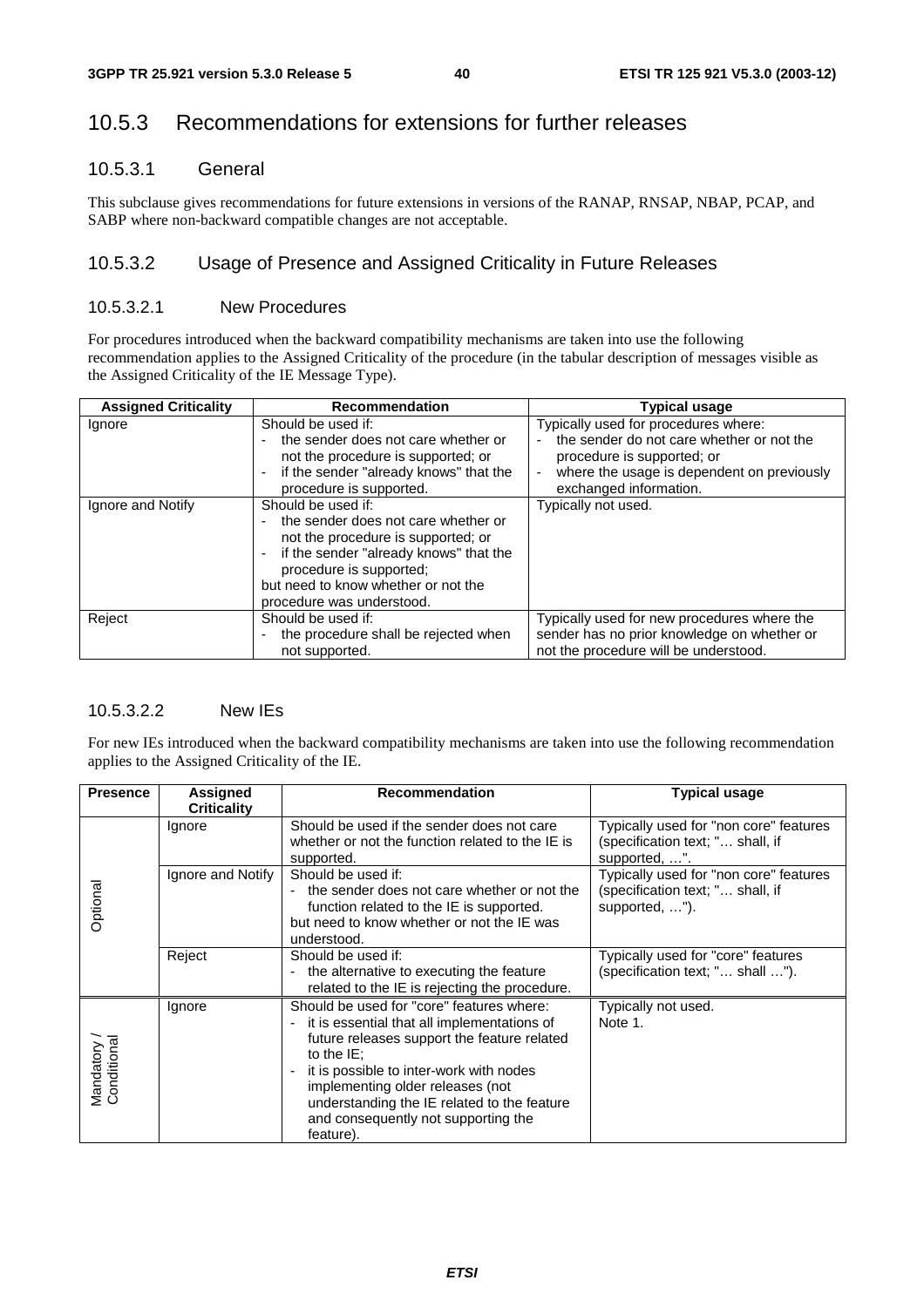## 10.5.3 Recommendations for extensions for further releases

### 10.5.3.1 General

This subclause gives recommendations for future extensions in versions of the RANAP, RNSAP, NBAP, PCAP, and SABP where non-backward compatible changes are not acceptable.

### 10.5.3.2 Usage of Presence and Assigned Criticality in Future Releases

#### 10.5.3.2.1 New Procedures

For procedures introduced when the backward compatibility mechanisms are taken into use the following recommendation applies to the Assigned Criticality of the procedure (in the tabular description of messages visible as the Assigned Criticality of the IE Message Type).

| Assigned Criticality | Recommendation | Typical usage |
|---|---|---|
| Ignore | Should be used if:<br>- the sender does not care whether or not the procedure is supported; or<br>- if the sender "already knows" that the procedure is supported. | Typically used for procedures where:<br>- the sender do not care whether or not the procedure is supported; or<br>- where the usage is dependent on previously exchanged information. |
| Ignore and Notify | Should be used if:<br>- the sender does not care whether or not the procedure is supported; or<br>- if the sender "already knows" that the procedure is supported;<br>but need to know whether or not the procedure was understood. | Typically not used. |
| Reject | Should be used if:<br>- the procedure shall be rejected when not supported. | Typically used for new procedures where the sender has no prior knowledge on whether or not the procedure will be understood. |

#### 10.5.3.2.2 New IEs

For new IEs introduced when the backward compatibility mechanisms are taken into use the following recommendation applies to the Assigned Criticality of the IE.

| Presence | Assigned Criticality | Recommendation | Typical usage |
|---|---|---|---|
| Optional | Ignore | Should be used if the sender does not care whether or not the function related to the IE is supported. | Typically used for "non core" features (specification text; "… shall, if supported, …". |
| | Ignore and Notify | Should be used if:<br>- the sender does not care whether or not the function related to the IE is supported.<br>but need to know whether or not the IE was understood. | Typically used for "non core" features (specification text; "… shall, if supported, …"). |
| | Reject | Should be used if:<br>- the alternative to executing the feature related to the IE is rejecting the procedure. | Typically used for "core" features (specification text; "… shall …"). |
| Mandatory / Conditional | Ignore | Should be used for "core" features where:<br>- it is essential that all implementations of future releases support the feature related to the IE;<br>- it is possible to inter-work with nodes implementing older releases (not understanding the IE related to the feature and consequently not supporting the feature). | Typically not used.<br>Note 1. |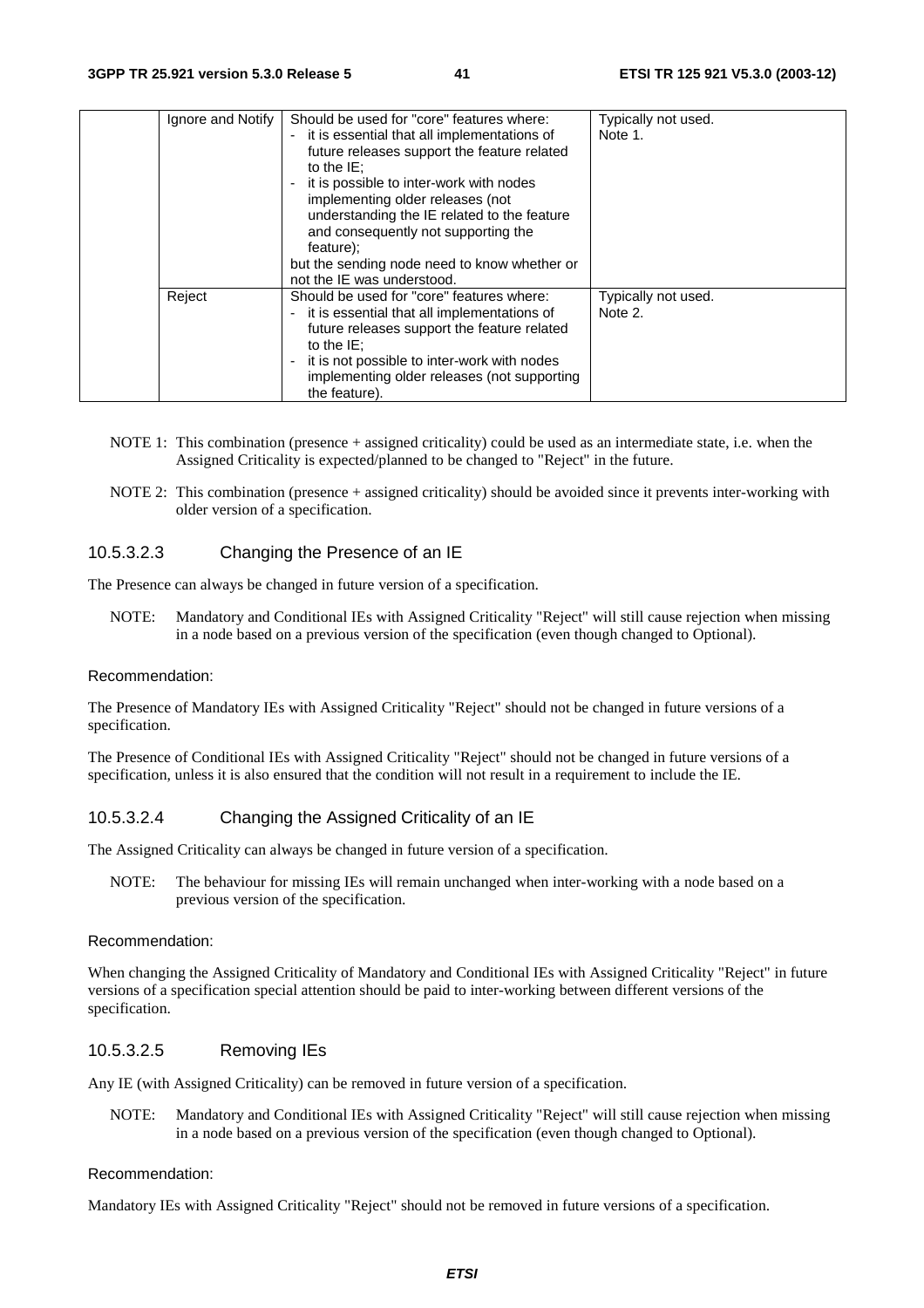| | Ignore and Notify | Should be used for "core" features where:<br>- it is essential that all implementations of future releases support the feature related to the IE;<br>- it is possible to inter-work with nodes implementing older releases (not understanding the IE related to the feature and consequently not supporting the feature);<br>but the sending node need to know whether or not the IE was understood. | Typically not used.<br>Note 1. |
|---|---|---|---|
| | Reject | Should be used for "core" features where:<br>- it is essential that all implementations of future releases support the feature related to the IE;<br>- it is not possible to inter-work with nodes implementing older releases (not supporting the feature). | Typically not used.<br>Note 2. |

NOTE 1: This combination (presence + assigned criticality) could be used as an intermediate state, i.e. when the Assigned Criticality is expected/planned to be changed to "Reject" in the future.

NOTE 2: This combination (presence + assigned criticality) should be avoided since it prevents inter-working with older version of a specification.

#### 10.5.3.2.3 Changing the Presence of an IE

The Presence can always be changed in future version of a specification.

NOTE: Mandatory and Conditional IEs with Assigned Criticality "Reject" will still cause rejection when missing in a node based on a previous version of the specification (even though changed to Optional).

Recommendation:

The Presence of Mandatory IEs with Assigned Criticality "Reject" should not be changed in future versions of a specification.

The Presence of Conditional IEs with Assigned Criticality "Reject" should not be changed in future versions of a specification, unless it is also ensured that the condition will not result in a requirement to include the IE.

#### 10.5.3.2.4 Changing the Assigned Criticality of an IE

The Assigned Criticality can always be changed in future version of a specification.

NOTE: The behaviour for missing IEs will remain unchanged when inter-working with a node based on a previous version of the specification.

Recommendation:

When changing the Assigned Criticality of Mandatory and Conditional IEs with Assigned Criticality "Reject" in future versions of a specification special attention should be paid to inter-working between different versions of the specification.

#### 10.5.3.2.5 Removing IEs

Any IE (with Assigned Criticality) can be removed in future version of a specification.

NOTE: Mandatory and Conditional IEs with Assigned Criticality "Reject" will still cause rejection when missing in a node based on a previous version of the specification (even though changed to Optional).

Recommendation:

Mandatory IEs with Assigned Criticality "Reject" should not be removed in future versions of a specification.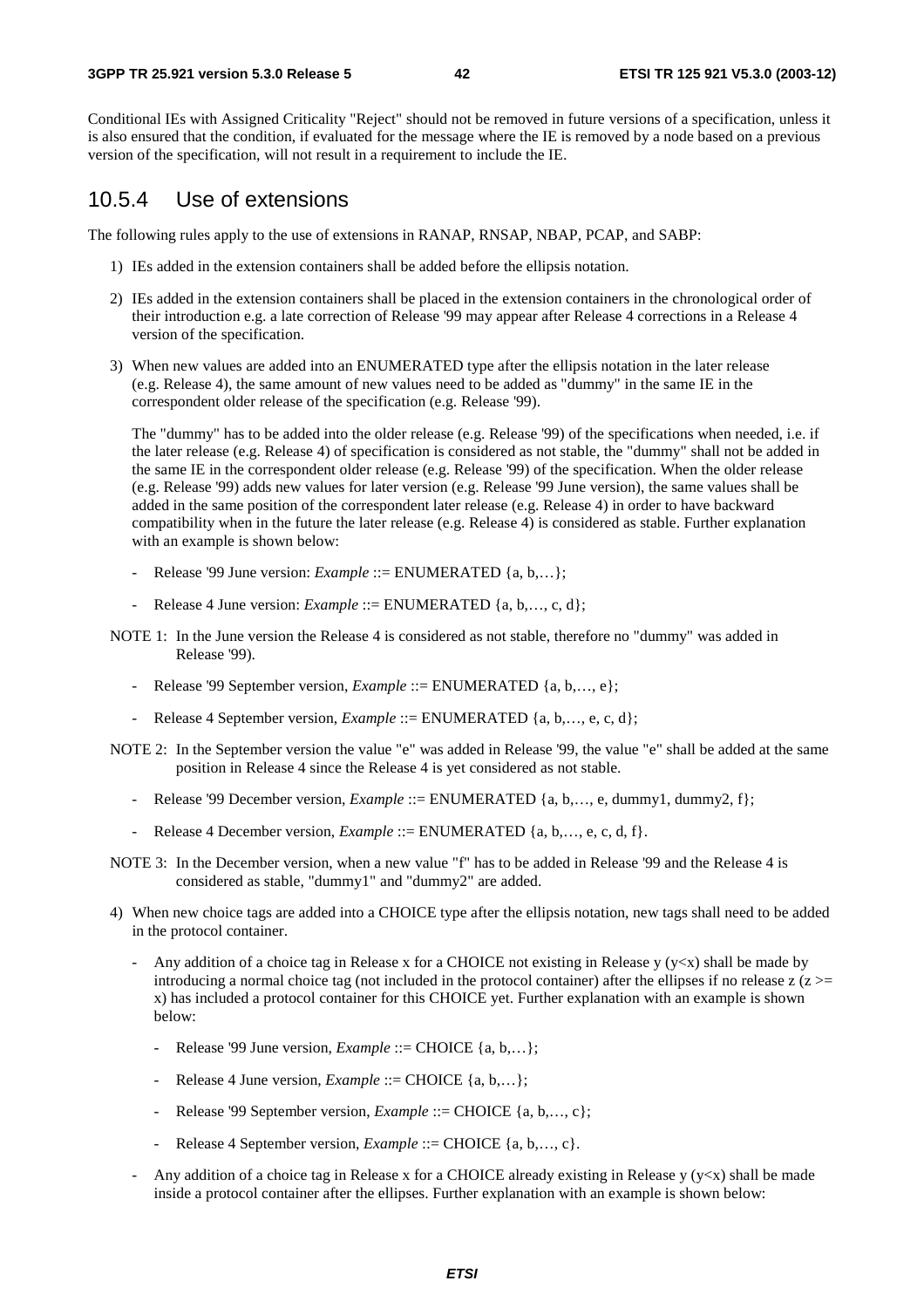Conditional IEs with Assigned Criticality "Reject" should not be removed in future versions of a specification, unless it is also ensured that the condition, if evaluated for the message where the IE is removed by a node based on a previous version of the specification, will not result in a requirement to include the IE.

### 10.5.4 Use of extensions

The following rules apply to the use of extensions in RANAP, RNSAP, NBAP, PCAP, and SABP:

1) IEs added in the extension containers shall be added before the ellipsis notation.

2) IEs added in the extension containers shall be placed in the extension containers in the chronological order of their introduction e.g. a late correction of Release '99 may appear after Release 4 corrections in a Release 4 version of the specification.

3) When new values are added into an ENUMERATED type after the ellipsis notation in the later release (e.g. Release 4), the same amount of new values need to be added as "dummy" in the same IE in the correspondent older release of the specification (e.g. Release '99).

   The "dummy" has to be added into the older release (e.g. Release '99) of the specifications when needed, i.e. if the later release (e.g. Release 4) of specification is considered as not stable, the "dummy" shall not be added in the same IE in the correspondent older release (e.g. Release '99) of the specification. When the older release (e.g. Release '99) adds new values for later version (e.g. Release '99 June version), the same values shall be added in the same position of the correspondent later release (e.g. Release 4) in order to have backward compatibility when in the future the later release (e.g. Release 4) is considered as stable. Further explanation with an example is shown below:

   - Release '99 June version: *Example* ::= ENUMERATED {a, b,…};

   - Release 4 June version: *Example* ::= ENUMERATED {a, b,…, c, d};

NOTE 1: In the June version the Release 4 is considered as not stable, therefore no "dummy" was added in Release '99).

   - Release '99 September version, *Example* ::= ENUMERATED {a, b,…, e};

   - Release 4 September version, *Example* ::= ENUMERATED {a, b,…, e, c, d};

NOTE 2: In the September version the value "e" was added in Release '99, the value "e" shall be added at the same position in Release 4 since the Release 4 is yet considered as not stable.

   - Release '99 December version, *Example* ::= ENUMERATED {a, b,…, e, dummy1, dummy2, f};

   - Release 4 December version, *Example* ::= ENUMERATED {a, b,…, e, c, d, f}.

NOTE 3: In the December version, when a new value "f" has to be added in Release '99 and the Release 4 is considered as stable, "dummy1" and "dummy2" are added.

4) When new choice tags are added into a CHOICE type after the ellipsis notation, new tags shall need to be added in the protocol container.

   - Any addition of a choice tag in Release x for a CHOICE not existing in Release y (y<x) shall be made by introducing a normal choice tag (not included in the protocol container) after the ellipses if no release z (z >= x) has included a protocol container for this CHOICE yet. Further explanation with an example is shown below:

     - Release '99 June version, *Example* ::= CHOICE {a, b,…};

     - Release 4 June version, *Example* ::= CHOICE {a, b,…};

     - Release '99 September version, *Example* ::= CHOICE {a, b,…, c};

     - Release 4 September version, *Example* ::= CHOICE {a, b,…, c}.

   - Any addition of a choice tag in Release x for a CHOICE already existing in Release y (y<x) shall be made inside a protocol container after the ellipses. Further explanation with an example is shown below: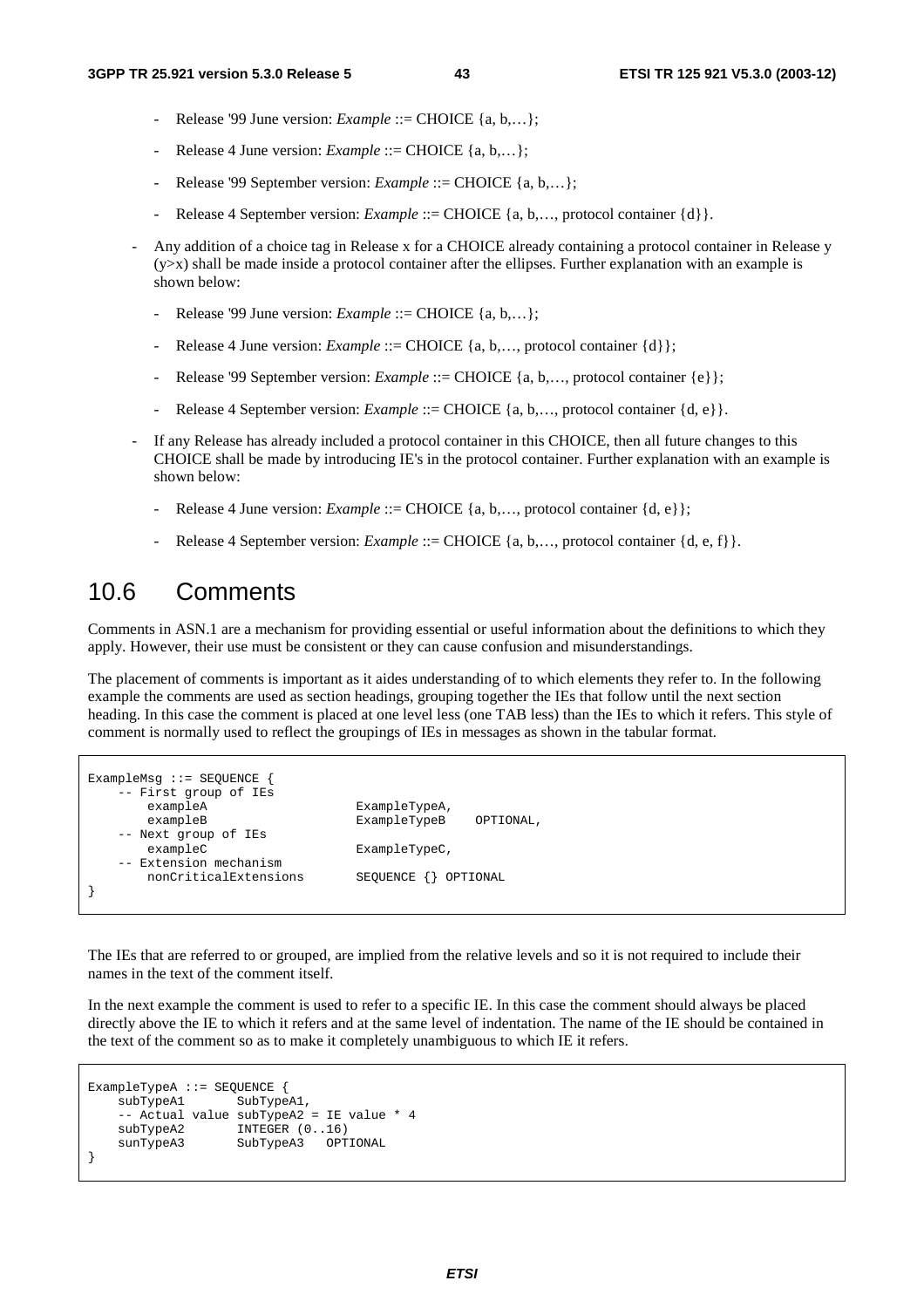- Release '99 June version: *Example* ::= CHOICE {a, b,…};
- Release 4 June version: *Example* ::= CHOICE {a, b,…};
- Release '99 September version: *Example* ::= CHOICE {a, b,…};
- Release 4 September version: *Example* ::= CHOICE {a, b,…, protocol container {d}}.

- Any addition of a choice tag in Release x for a CHOICE already containing a protocol container in Release y (y>x) shall be made inside a protocol container after the ellipses. Further explanation with an example is shown below:
  - Release '99 June version: *Example* ::= CHOICE {a, b,…};
  - Release 4 June version: *Example* ::= CHOICE {a, b,…, protocol container {d}};
  - Release '99 September version: *Example* ::= CHOICE {a, b,…, protocol container {e}};
  - Release 4 September version: *Example* ::= CHOICE {a, b,…, protocol container {d, e}}.

- If any Release has already included a protocol container in this CHOICE, then all future changes to this CHOICE shall be made by introducing IE's in the protocol container. Further explanation with an example is shown below:
  - Release 4 June version: *Example* ::= CHOICE {a, b,…, protocol container {d, e}};
  - Release 4 September version: *Example* ::= CHOICE {a, b,…, protocol container {d, e, f}}.

## 10.6 Comments

Comments in ASN.1 are a mechanism for providing essential or useful information about the definitions to which they apply. However, their use must be consistent or they can cause confusion and misunderstandings.

The placement of comments is important as it aides understanding of to which elements they refer to. In the following example the comments are used as section headings, grouping together the IEs that follow until the next section heading. In this case the comment is placed at one level less (one TAB less) than the IEs to which it refers. This style of comment is normally used to reflect the groupings of IEs in messages as shown in the tabular format.

```
ExampleMsg ::= SEQUENCE {
    -- First group of IEs
        exampleA                    ExampleTypeA,
        exampleB                    ExampleTypeB    OPTIONAL,
    -- Next group of IEs
        exampleC                    ExampleTypeC,
    -- Extension mechanism
        nonCriticalExtensions       SEQUENCE {} OPTIONAL
}
```

The IEs that are referred to or grouped, are implied from the relative levels and so it is not required to include their names in the text of the comment itself.

In the next example the comment is used to refer to a specific IE. In this case the comment should always be placed directly above the IE to which it refers and at the same level of indentation. The name of the IE should be contained in the text of the comment so as to make it completely unambiguous to which IE it refers.

```
ExampleTypeA ::= SEQUENCE {
    subTypeA1       SubTypeA1,
    -- Actual value subTypeA2 = IE value * 4
    subTypeA2       INTEGER (0..16)
    sunTypeA3       SubTypeA3   OPTIONAL
}
```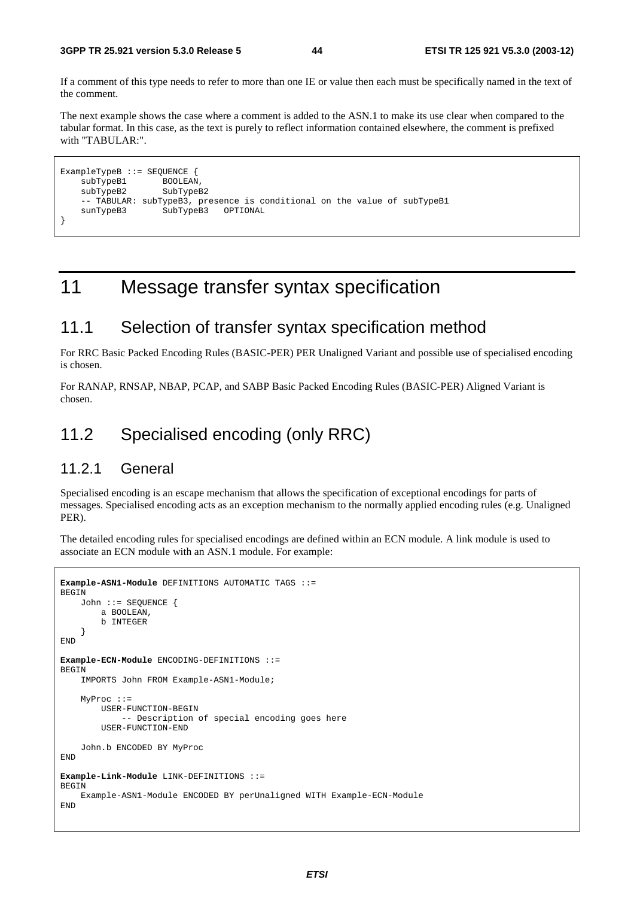If a comment of this type needs to refer to more than one IE or value then each must be specifically named in the text of the comment.

The next example shows the case where a comment is added to the ASN.1 to make its use clear when compared to the tabular format. In this case, as the text is purely to reflect information contained elsewhere, the comment is prefixed with "TABULAR:".

```
ExampleTypeB ::= SEQUENCE {
    subTypeB1       BOOLEAN,
    subTypeB2       SubTypeB2
    -- TABULAR: subTypeB3, presence is conditional on the value of subTypeB1
    sunTypeB3       SubTypeB3   OPTIONAL
}
```

# 11 Message transfer syntax specification

## 11.1 Selection of transfer syntax specification method

For RRC Basic Packed Encoding Rules (BASIC-PER) PER Unaligned Variant and possible use of specialised encoding is chosen.

For RANAP, RNSAP, NBAP, PCAP, and SABP Basic Packed Encoding Rules (BASIC-PER) Aligned Variant is chosen.

## 11.2 Specialised encoding (only RRC)

### 11.2.1 General

Specialised encoding is an escape mechanism that allows the specification of exceptional encodings for parts of messages. Specialised encoding acts as an exception mechanism to the normally applied encoding rules (e.g. Unaligned PER).

The detailed encoding rules for specialised encodings are defined within an ECN module. A link module is used to associate an ECN module with an ASN.1 module. For example:

```
Example-ASN1-Module DEFINITIONS AUTOMATIC TAGS ::=
BEGIN
    John ::= SEQUENCE {
        a BOOLEAN,
        b INTEGER
    }
END

Example-ECN-Module ENCODING-DEFINITIONS ::=
BEGIN
    IMPORTS John FROM Example-ASN1-Module;

    MyProc ::=
        USER-FUNCTION-BEGIN
            -- Description of special encoding goes here
        USER-FUNCTION-END

    John.b ENCODED BY MyProc
END

Example-Link-Module LINK-DEFINITIONS ::=
BEGIN
    Example-ASN1-Module ENCODED BY perUnaligned WITH Example-ECN-Module
END
```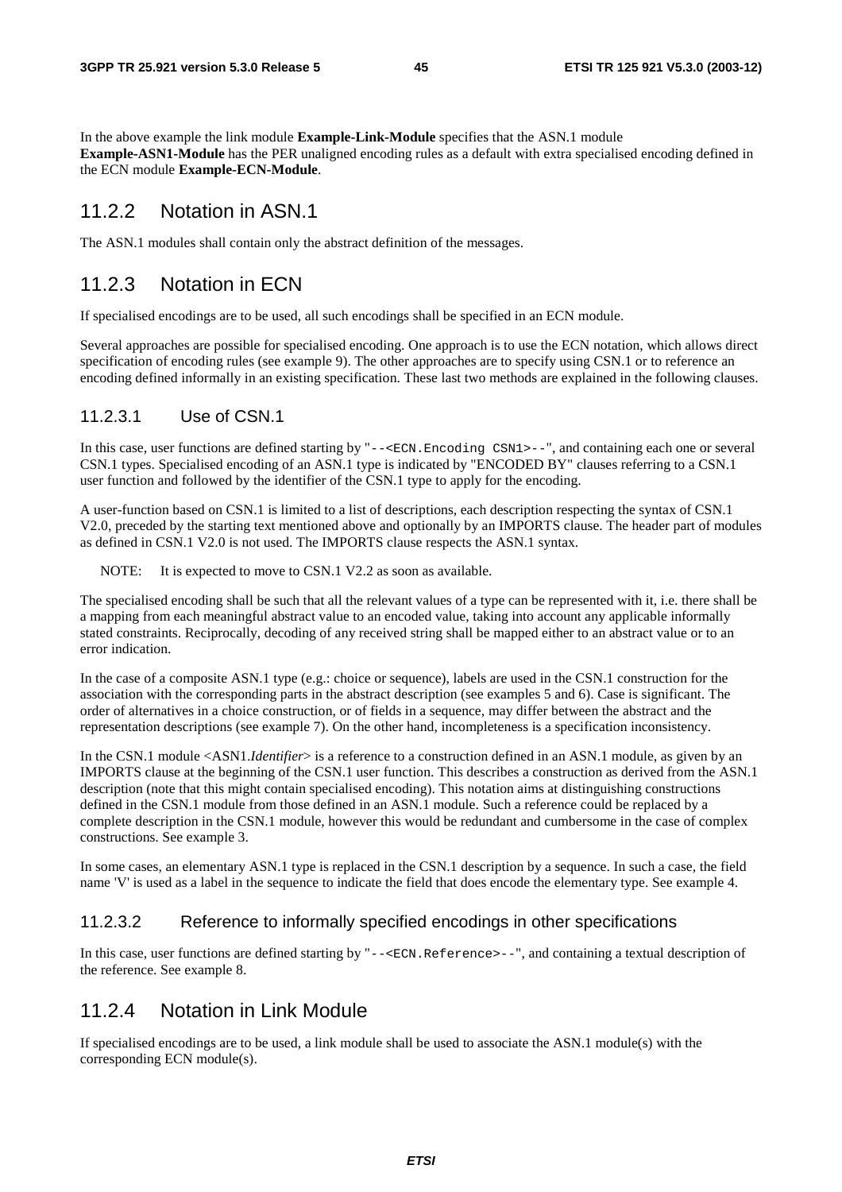In the above example the link module **Example-Link-Module** specifies that the ASN.1 module **Example-ASN1-Module** has the PER unaligned encoding rules as a default with extra specialised encoding defined in the ECN module **Example-ECN-Module**.

## 11.2.2 Notation in ASN.1

The ASN.1 modules shall contain only the abstract definition of the messages.

## 11.2.3 Notation in ECN

If specialised encodings are to be used, all such encodings shall be specified in an ECN module.

Several approaches are possible for specialised encoding. One approach is to use the ECN notation, which allows direct specification of encoding rules (see example 9). The other approaches are to specify using CSN.1 or to reference an encoding defined informally in an existing specification. These last two methods are explained in the following clauses.

### 11.2.3.1 Use of CSN.1

In this case, user functions are defined starting by "`--<ECN.Encoding CSN1>--`", and containing each one or several CSN.1 types. Specialised encoding of an ASN.1 type is indicated by "ENCODED BY" clauses referring to a CSN.1 user function and followed by the identifier of the CSN.1 type to apply for the encoding.

A user-function based on CSN.1 is limited to a list of descriptions, each description respecting the syntax of CSN.1 V2.0, preceded by the starting text mentioned above and optionally by an IMPORTS clause. The header part of modules as defined in CSN.1 V2.0 is not used. The IMPORTS clause respects the ASN.1 syntax.

NOTE: It is expected to move to CSN.1 V2.2 as soon as available.

The specialised encoding shall be such that all the relevant values of a type can be represented with it, i.e. there shall be a mapping from each meaningful abstract value to an encoded value, taking into account any applicable informally stated constraints. Reciprocally, decoding of any received string shall be mapped either to an abstract value or to an error indication.

In the case of a composite ASN.1 type (e.g.: choice or sequence), labels are used in the CSN.1 construction for the association with the corresponding parts in the abstract description (see examples 5 and 6). Case is significant. The order of alternatives in a choice construction, or of fields in a sequence, may differ between the abstract and the representation descriptions (see example 7). On the other hand, incompleteness is a specification inconsistency.

In the CSN.1 module <ASN1.*Identifier*> is a reference to a construction defined in an ASN.1 module, as given by an IMPORTS clause at the beginning of the CSN.1 user function. This describes a construction as derived from the ASN.1 description (note that this might contain specialised encoding). This notation aims at distinguishing constructions defined in the CSN.1 module from those defined in an ASN.1 module. Such a reference could be replaced by a complete description in the CSN.1 module, however this would be redundant and cumbersome in the case of complex constructions. See example 3.

In some cases, an elementary ASN.1 type is replaced in the CSN.1 description by a sequence. In such a case, the field name 'V' is used as a label in the sequence to indicate the field that does encode the elementary type. See example 4.

### 11.2.3.2 Reference to informally specified encodings in other specifications

In this case, user functions are defined starting by "`--<ECN.Reference>--`", and containing a textual description of the reference. See example 8.

## 11.2.4 Notation in Link Module

If specialised encodings are to be used, a link module shall be used to associate the ASN.1 module(s) with the corresponding ECN module(s).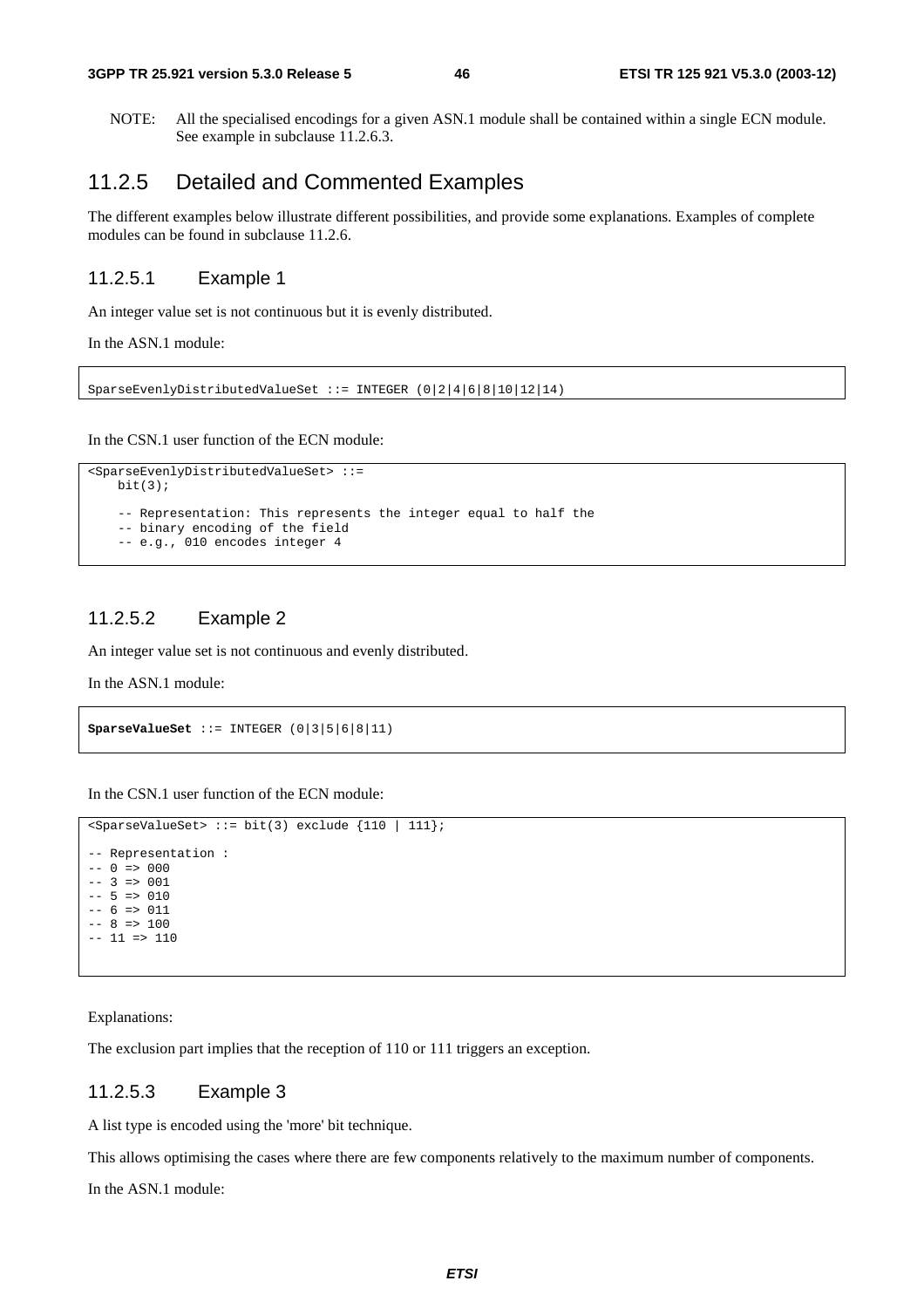NOTE: All the specialised encodings for a given ASN.1 module shall be contained within a single ECN module. See example in subclause 11.2.6.3.

### 11.2.5 Detailed and Commented Examples

The different examples below illustrate different possibilities, and provide some explanations. Examples of complete modules can be found in subclause 11.2.6.

#### 11.2.5.1 Example 1

An integer value set is not continuous but it is evenly distributed.

In the ASN.1 module:

```
SparseEvenlyDistributedValueSet ::= INTEGER (0|2|4|6|8|10|12|14)
```

In the CSN.1 user function of the ECN module:

```
<SparseEvenlyDistributedValueSet> ::=
    bit(3);

    -- Representation: This represents the integer equal to half the
    -- binary encoding of the field
    -- e.g., 010 encodes integer 4
```

#### 11.2.5.2 Example 2

An integer value set is not continuous and evenly distributed.

In the ASN.1 module:

```
SparseValueSet ::= INTEGER (0|3|5|6|8|11)
```

In the CSN.1 user function of the ECN module:

```
<SparseValueSet> ::= bit(3) exclude {110 | 111};

-- Representation :
-- 0 => 000
-- 3 => 001
-- 5 => 010
-- 6 => 011
-- 8 => 100
-- 11 => 110
```

Explanations:

The exclusion part implies that the reception of 110 or 111 triggers an exception.

#### 11.2.5.3 Example 3

A list type is encoded using the 'more' bit technique.

This allows optimising the cases where there are few components relatively to the maximum number of components.

In the ASN.1 module: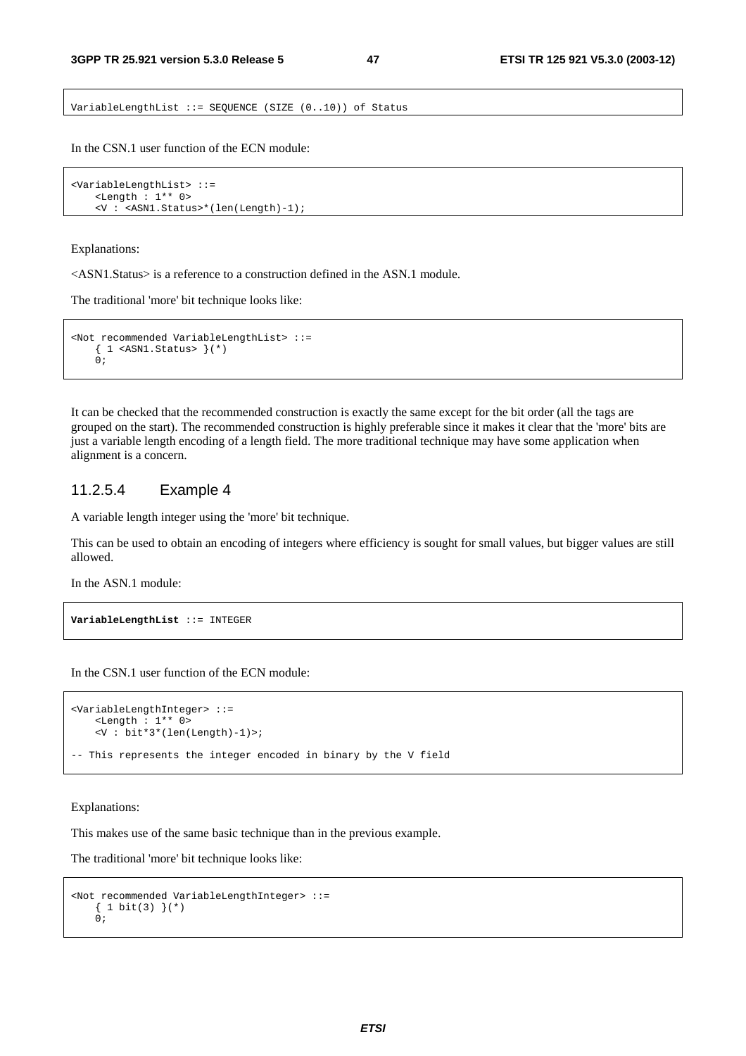```
VariableLengthList ::= SEQUENCE (SIZE (0..10)) of Status
```

In the CSN.1 user function of the ECN module:

```
<VariableLengthList> ::=
    <Length : 1** 0>
    <V : <ASN1.Status>*(len(Length)-1);
```

Explanations:

<ASN1.Status> is a reference to a construction defined in the ASN.1 module.

The traditional 'more' bit technique looks like:

```
<Not recommended VariableLengthList> ::=
    { 1 <ASN1.Status> }(*)
    0;
```

It can be checked that the recommended construction is exactly the same except for the bit order (all the tags are grouped on the start). The recommended construction is highly preferable since it makes it clear that the 'more' bits are just a variable length encoding of a length field. The more traditional technique may have some application when alignment is a concern.

#### 11.2.5.4 Example 4

A variable length integer using the 'more' bit technique.

This can be used to obtain an encoding of integers where efficiency is sought for small values, but bigger values are still allowed.

In the ASN.1 module:

```
VariableLengthList ::= INTEGER
```

In the CSN.1 user function of the ECN module:

```
<VariableLengthInteger> ::=
    <Length : 1** 0>
    <V : bit*3*(len(Length)-1)>;

-- This represents the integer encoded in binary by the V field
```

Explanations:

This makes use of the same basic technique than in the previous example.

The traditional 'more' bit technique looks like:

```
<Not recommended VariableLengthInteger> ::=
    { 1 bit(3) }(*)
    0;
```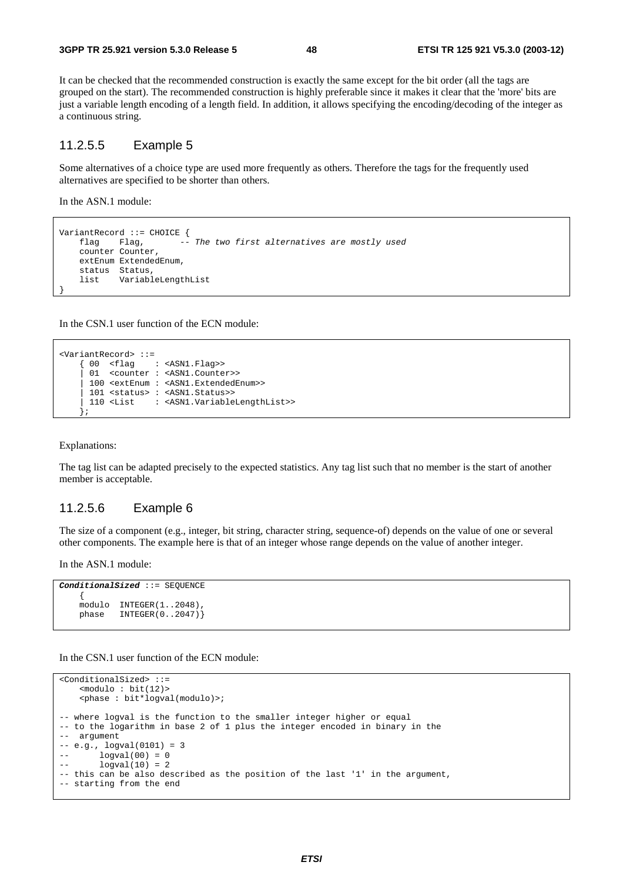It can be checked that the recommended construction is exactly the same except for the bit order (all the tags are grouped on the start). The recommended construction is highly preferable since it makes it clear that the 'more' bits are just a variable length encoding of a length field. In addition, it allows specifying the encoding/decoding of the integer as a continuous string.

### 11.2.5.5 Example 5

Some alternatives of a choice type are used more frequently as others. Therefore the tags for the frequently used alternatives are specified to be shorter than others.

In the ASN.1 module:

```
VariantRecord ::= CHOICE {
    flag    Flag,       -- The two first alternatives are mostly used
    counter Counter,
    extEnum ExtendedEnum,
    status  Status,
    list    VariableLengthList
}
```

In the CSN.1 user function of the ECN module:

```
<VariantRecord> ::=
    { 00  <flag    : <ASN1.Flag>>
    | 01  <counter : <ASN1.Counter>>
    | 100 <extEnum : <ASN1.ExtendedEnum>>
    | 101 <status> : <ASN1.Status>>
    | 110 <List    : <ASN1.VariableLengthList>>
    };
```

Explanations:

The tag list can be adapted precisely to the expected statistics. Any tag list such that no member is the start of another member is acceptable.

### 11.2.5.6 Example 6

The size of a component (e.g., integer, bit string, character string, sequence-of) depends on the value of one or several other components. The example here is that of an integer whose range depends on the value of another integer.

In the ASN.1 module:

```
ConditionalSized ::= SEQUENCE
    {
    modulo  INTEGER(1..2048),
    phase   INTEGER(0..2047)}
```

In the CSN.1 user function of the ECN module:

```
<ConditionalSized> ::=
    <modulo : bit(12)>
    <phase : bit*logval(modulo)>;

-- where logval is the function to the smaller integer higher or equal
-- to the logarithm in base 2 of 1 plus the integer encoded in binary in the
--  argument
-- e.g., logval(0101) = 3
--       logval(00) = 0
--       logval(10) = 2
-- this can be also described as the position of the last '1' in the argument,
-- starting from the end
```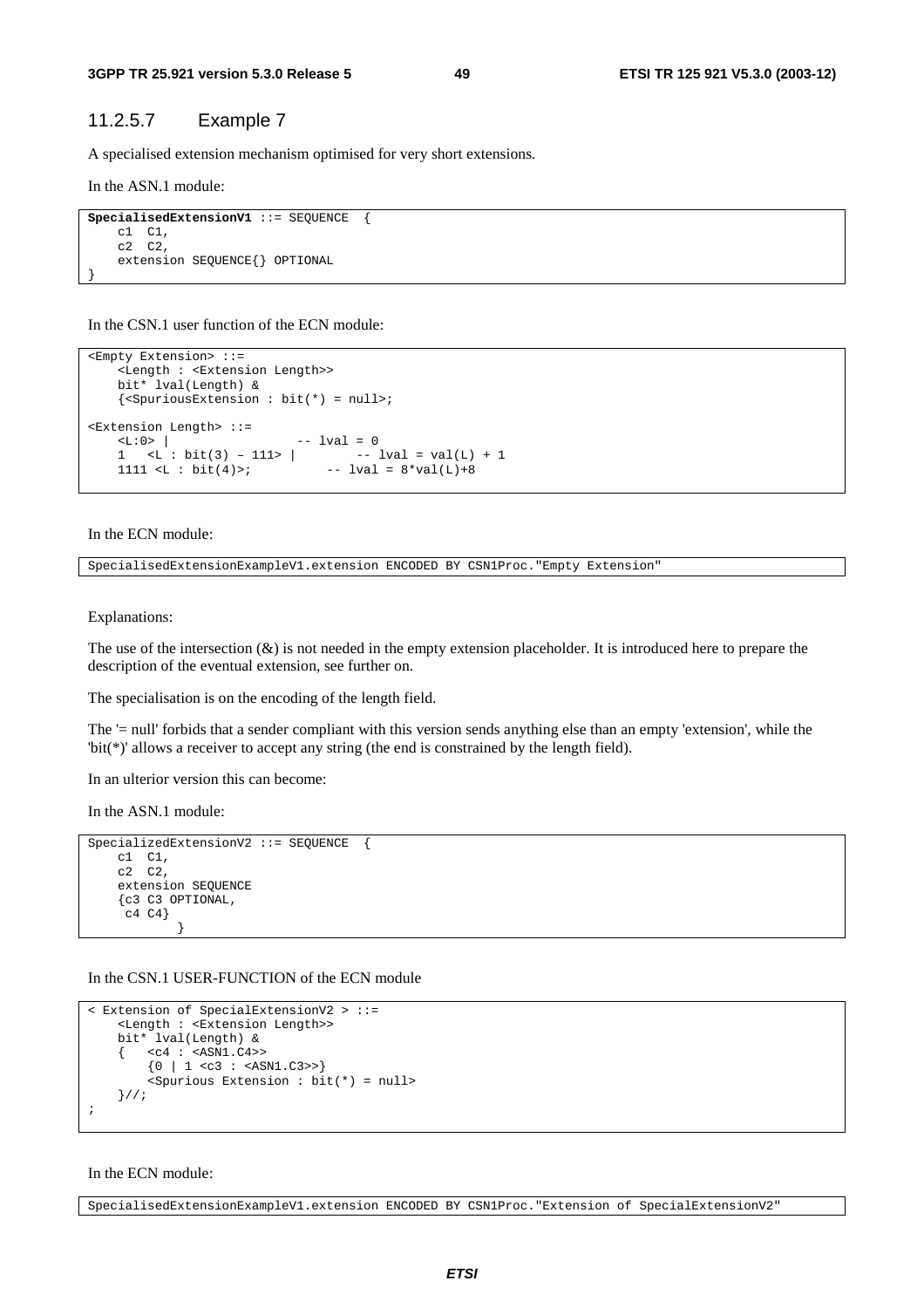### 11.2.5.7 Example 7

A specialised extension mechanism optimised for very short extensions.

In the ASN.1 module:

```
SpecialisedExtensionV1 ::= SEQUENCE  {
    c1  C1,
    c2  C2,
    extension SEQUENCE{} OPTIONAL
}
```

In the CSN.1 user function of the ECN module:

```
<Empty Extension> ::=
    <Length : <Extension Length>>
    bit* lval(Length) &
    {<SpuriousExtension : bit(*) = null>;

<Extension Length> ::=
    <L:0> |                 -- lval = 0
    1   <L : bit(3) – 111> |        -- lval = val(L) + 1
    1111 <L : bit(4)>;          -- lval = 8*val(L)+8
```

In the ECN module:

```
SpecialisedExtensionExampleV1.extension ENCODED BY CSN1Proc."Empty Extension"
```

Explanations:

The use of the intersection (&) is not needed in the empty extension placeholder. It is introduced here to prepare the description of the eventual extension, see further on.

The specialisation is on the encoding of the length field.

The '= null' forbids that a sender compliant with this version sends anything else than an empty 'extension', while the 'bit(*)' allows a receiver to accept any string (the end is constrained by the length field).

In an ulterior version this can become:

In the ASN.1 module:

```
SpecializedExtensionV2 ::= SEQUENCE  {
    c1  C1,
    c2  C2,
    extension SEQUENCE
    {c3 C3 OPTIONAL,
     c4 C4}
            }
```

In the CSN.1 USER-FUNCTION of the ECN module

```
< Extension of SpecialExtensionV2 > ::=
    <Length : <Extension Length>>
    bit* lval(Length) &
    {   <c4 : <ASN1.C4>>
        {0 | 1 <c3 : <ASN1.C3>>}
        <Spurious Extension : bit(*) = null>
    }//;
;
```

In the ECN module:

```
SpecialisedExtensionExampleV1.extension ENCODED BY CSN1Proc."Extension of SpecialExtensionV2"
```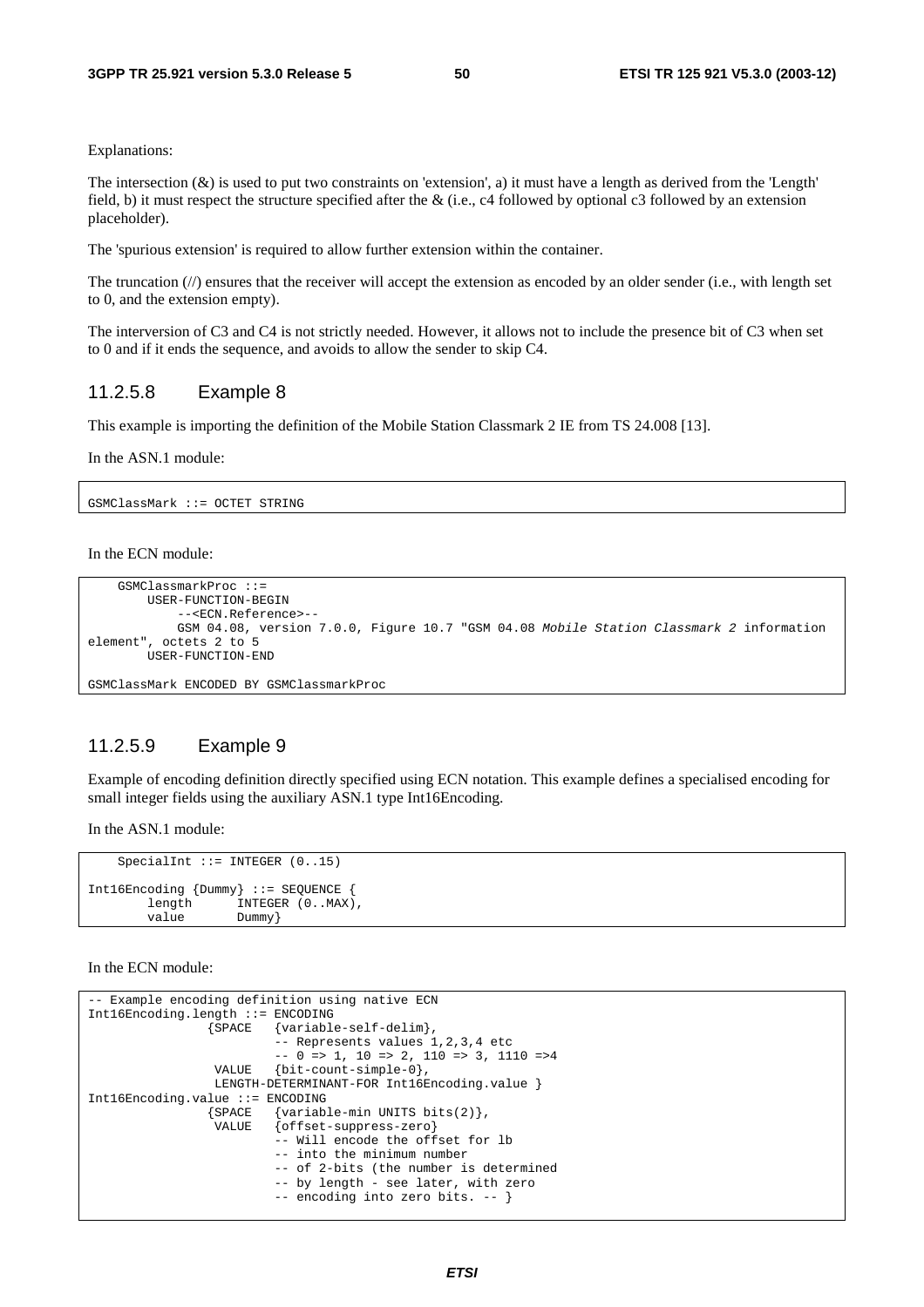Explanations:

The intersection (&) is used to put two constraints on 'extension', a) it must have a length as derived from the 'Length' field, b) it must respect the structure specified after the & (i.e., c4 followed by optional c3 followed by an extension placeholder).

The 'spurious extension' is required to allow further extension within the container.

The truncation (//) ensures that the receiver will accept the extension as encoded by an older sender (i.e., with length set to 0, and the extension empty).

The interversion of C3 and C4 is not strictly needed. However, it allows not to include the presence bit of C3 when set to 0 and if it ends the sequence, and avoids to allow the sender to skip C4.

### 11.2.5.8 Example 8

This example is importing the definition of the Mobile Station Classmark 2 IE from TS 24.008 [13].

In the ASN.1 module:

```
GSMClassMark ::= OCTET STRING
```

In the ECN module:

```
    GSMClassmarkProc ::=
        USER-FUNCTION-BEGIN
            --<ECN.Reference>--
            GSM 04.08, version 7.0.0, Figure 10.7 "GSM 04.08 Mobile Station Classmark 2 information
element", octets 2 to 5
        USER-FUNCTION-END

GSMClassMark ENCODED BY GSMClassmarkProc
```

### 11.2.5.9 Example 9

Example of encoding definition directly specified using ECN notation. This example defines a specialised encoding for small integer fields using the auxiliary ASN.1 type Int16Encoding.

In the ASN.1 module:

```
    SpecialInt ::= INTEGER (0..15)

Int16Encoding {Dummy} ::= SEQUENCE {
        length      INTEGER (0..MAX),
        value       Dummy}
```

In the ECN module:

```
-- Example encoding definition using native ECN
Int16Encoding.length ::= ENCODING
                {SPACE   {variable-self-delim},
                         -- Represents values 1,2,3,4 etc
                         -- 0 => 1, 10 => 2, 110 => 3, 1110 =>4
                 VALUE   {bit-count-simple-0},
                 LENGTH-DETERMINANT-FOR Int16Encoding.value }
Int16Encoding.value ::= ENCODING
                {SPACE   {variable-min UNITS bits(2)},
                 VALUE   {offset-suppress-zero}
                         -- Will encode the offset for lb
                         -- into the minimum number
                         -- of 2-bits (the number is determined
                         -- by length - see later, with zero
                         -- encoding into zero bits. -- }
```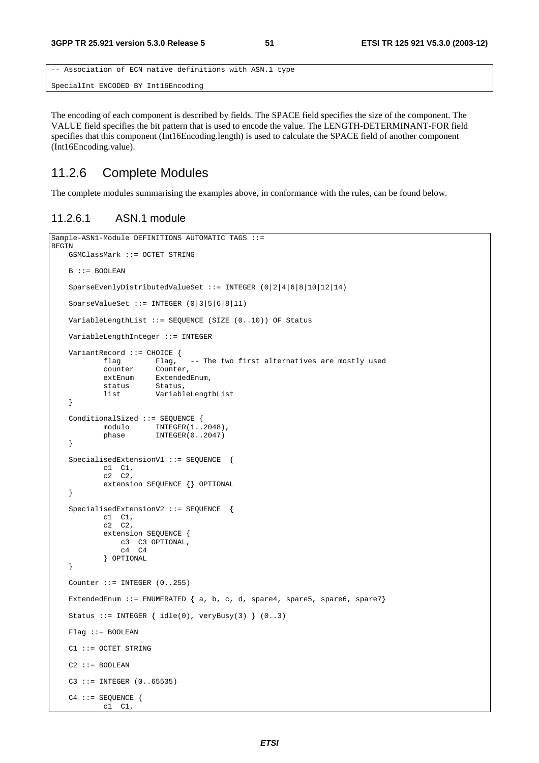```
-- Association of ECN native definitions with ASN.1 type

SpecialInt ENCODED BY Int16Encoding
```

The encoding of each component is described by fields. The SPACE field specifies the size of the component. The VALUE field specifies the bit pattern that is used to encode the value. The LENGTH-DETERMINANT-FOR field specifies that this component (Int16Encoding.length) is used to calculate the SPACE field of another component (Int16Encoding.value).

## 11.2.6 Complete Modules

The complete modules summarising the examples above, in conformance with the rules, can be found below.

### 11.2.6.1 ASN.1 module

```
Sample-ASN1-Module DEFINITIONS AUTOMATIC TAGS ::=
BEGIN
    GSMClassMark ::= OCTET STRING

    B ::= BOOLEAN

    SparseEvenlyDistributedValueSet ::= INTEGER (0|2|4|6|8|10|12|14)

    SparseValueSet ::= INTEGER (0|3|5|6|8|11)

    VariableLengthList ::= SEQUENCE (SIZE (0..10)) OF Status

    VariableLengthInteger ::= INTEGER

    VariantRecord ::= CHOICE {
            flag        Flag,   -- The two first alternatives are mostly used
            counter     Counter,
            extEnum     ExtendedEnum,
            status      Status,
            list        VariableLengthList
    }

    ConditionalSized ::= SEQUENCE {
            modulo      INTEGER(1..2048),
            phase       INTEGER(0..2047)
    }

    SpecialisedExtensionV1 ::= SEQUENCE  {
            c1  C1,
            c2  C2,
            extension SEQUENCE {} OPTIONAL
    }

    SpecialisedExtensionV2 ::= SEQUENCE  {
            c1  C1,
            c2  C2,
            extension SEQUENCE {
                c3  C3 OPTIONAL,
                c4  C4
            } OPTIONAL
    }

    Counter ::= INTEGER (0..255)

    ExtendedEnum ::= ENUMERATED { a, b, c, d, spare4, spare5, spare6, spare7}

    Status ::= INTEGER { idle(0), veryBusy(3) } (0..3)

    Flag ::= BOOLEAN

    C1 ::= OCTET STRING

    C2 ::= BOOLEAN

    C3 ::= INTEGER (0..65535)

    C4 ::= SEQUENCE {
            c1  C1,
```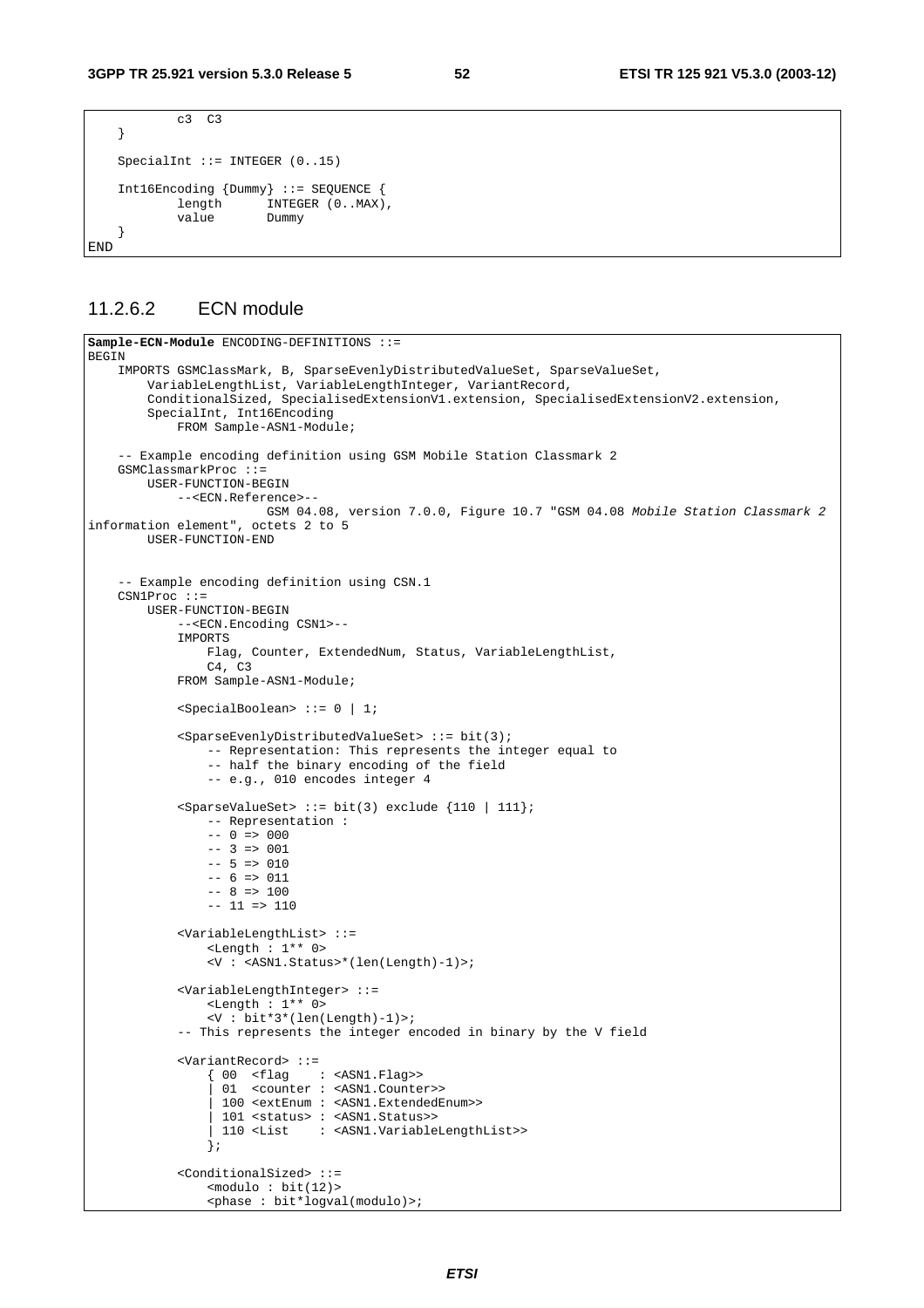```
            c3  C3
    }

    SpecialInt ::= INTEGER (0..15)

    Int16Encoding {Dummy} ::= SEQUENCE {
            length      INTEGER (0..MAX),
            value       Dummy
    }
END
```

### 11.2.6.2 ECN module

```
Sample-ECN-Module ENCODING-DEFINITIONS ::=
BEGIN
    IMPORTS GSMClassMark, B, SparseEvenlyDistributedValueSet, SparseValueSet,
        VariableLengthList, VariableLengthInteger, VariantRecord,
        ConditionalSized, SpecialisedExtensionV1.extension, SpecialisedExtensionV2.extension,
        SpecialInt, Int16Encoding
            FROM Sample-ASN1-Module;

    -- Example encoding definition using GSM Mobile Station Classmark 2
    GSMClassmarkProc ::=
        USER-FUNCTION-BEGIN
            --<ECN.Reference>--
                        GSM 04.08, version 7.0.0, Figure 10.7 "GSM 04.08 Mobile Station Classmark 2
information element", octets 2 to 5
        USER-FUNCTION-END


    -- Example encoding definition using CSN.1
    CSN1Proc ::=
        USER-FUNCTION-BEGIN
            --<ECN.Encoding CSN1>--
            IMPORTS
                Flag, Counter, ExtendedNum, Status, VariableLengthList,
                C4, C3
            FROM Sample-ASN1-Module;

            <SpecialBoolean> ::= 0 | 1;

            <SparseEvenlyDistributedValueSet> ::= bit(3);
                -- Representation: This represents the integer equal to
                -- half the binary encoding of the field
                -- e.g., 010 encodes integer 4

            <SparseValueSet> ::= bit(3) exclude {110 | 111};
                -- Representation :
                -- 0 => 000
                -- 3 => 001
                -- 5 => 010
                -- 6 => 011
                -- 8 => 100
                -- 11 => 110

            <VariableLengthList> ::=
                <Length : 1** 0>
                <V : <ASN1.Status>*(len(Length)-1)>;

            <VariableLengthInteger> ::=
                <Length : 1** 0>
                <V : bit*3*(len(Length)-1)>;
            -- This represents the integer encoded in binary by the V field

            <VariantRecord> ::=
                { 00  <flag    : <ASN1.Flag>>
                | 01  <counter : <ASN1.Counter>>
                | 100 <extEnum : <ASN1.ExtendedEnum>>
                | 101 <status> : <ASN1.Status>>
                | 110 <List    : <ASN1.VariableLengthList>>
                };

            <ConditionalSized> ::=
                <modulo : bit(12)>
                <phase : bit*logval(modulo)>;
```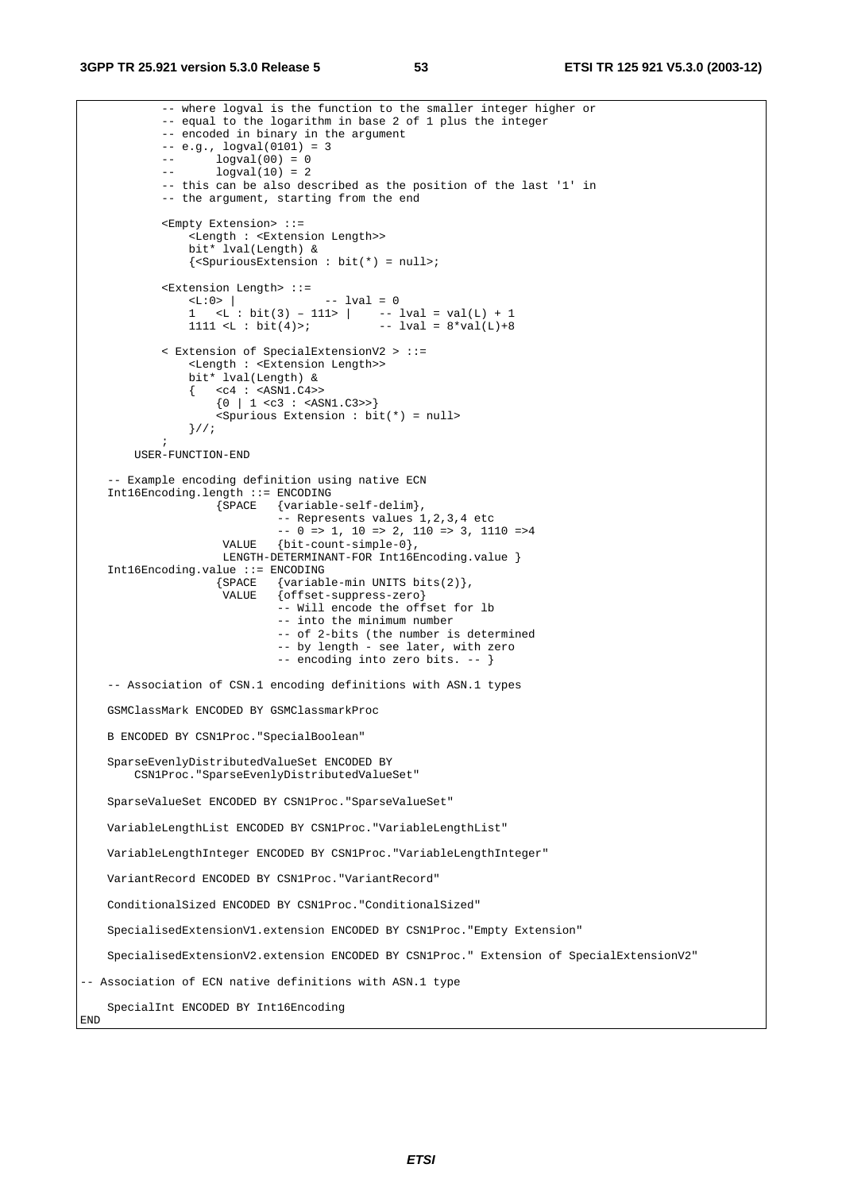```
            -- where logval is the function to the smaller integer higher or
            -- equal to the logarithm in base 2 of 1 plus the integer
            -- encoded in binary in the argument
            -- e.g., logval(0101) = 3
            --       logval(00) = 0
            --       logval(10) = 2
            -- this can be also described as the position of the last '1' in
            -- the argument, starting from the end

            <Empty Extension> ::=
                <Length : <Extension Length>>
                bit* lval(Length) &
                {<SpuriousExtension : bit(*) = null>;

            <Extension Length> ::=
                <L:0> |               -- lval = 0
                1   <L : bit(3) – 111> |    -- lval = val(L) + 1
                1111 <L : bit(4)>;          -- lval = 8*val(L)+8

            < Extension of SpecialExtensionV2 > ::=
                <Length : <Extension Length>>
                bit* lval(Length) &
                {   <c4 : <ASN1.C4>>
                    {0 | 1 <c3 : <ASN1.C3>>}
                    <Spurious Extension : bit(*) = null>
                }//;
            ;
        USER-FUNCTION-END

    -- Example encoding definition using native ECN
    Int16Encoding.length ::= ENCODING
                    {SPACE   {variable-self-delim},
                             -- Represents values 1,2,3,4 etc
                             -- 0 => 1, 10 => 2, 110 => 3, 1110 =>4
                     VALUE   {bit-count-simple-0},
                     LENGTH-DETERMINANT-FOR Int16Encoding.value }
    Int16Encoding.value ::= ENCODING
                    {SPACE   {variable-min UNITS bits(2)},
                     VALUE   {offset-suppress-zero}
                             -- Will encode the offset for lb
                             -- into the minimum number
                             -- of 2-bits (the number is determined
                             -- by length - see later, with zero
                             -- encoding into zero bits. -- }

    -- Association of CSN.1 encoding definitions with ASN.1 types

    GSMClassMark ENCODED BY GSMClassmarkProc

    B ENCODED BY CSN1Proc."SpecialBoolean"

    SparseEvenlyDistributedValueSet ENCODED BY
        CSN1Proc."SparseEvenlyDistributedValueSet"

    SparseValueSet ENCODED BY CSN1Proc."SparseValueSet"

    VariableLengthList ENCODED BY CSN1Proc."VariableLengthList"

    VariableLengthInteger ENCODED BY CSN1Proc."VariableLengthInteger"

    VariantRecord ENCODED BY CSN1Proc."VariantRecord"

    ConditionalSized ENCODED BY CSN1Proc."ConditionalSized"

    SpecialisedExtensionV1.extension ENCODED BY CSN1Proc."Empty Extension"

    SpecialisedExtensionV2.extension ENCODED BY CSN1Proc." Extension of SpecialExtensionV2"

-- Association of ECN native definitions with ASN.1 type

    SpecialInt ENCODED BY Int16Encoding
END
```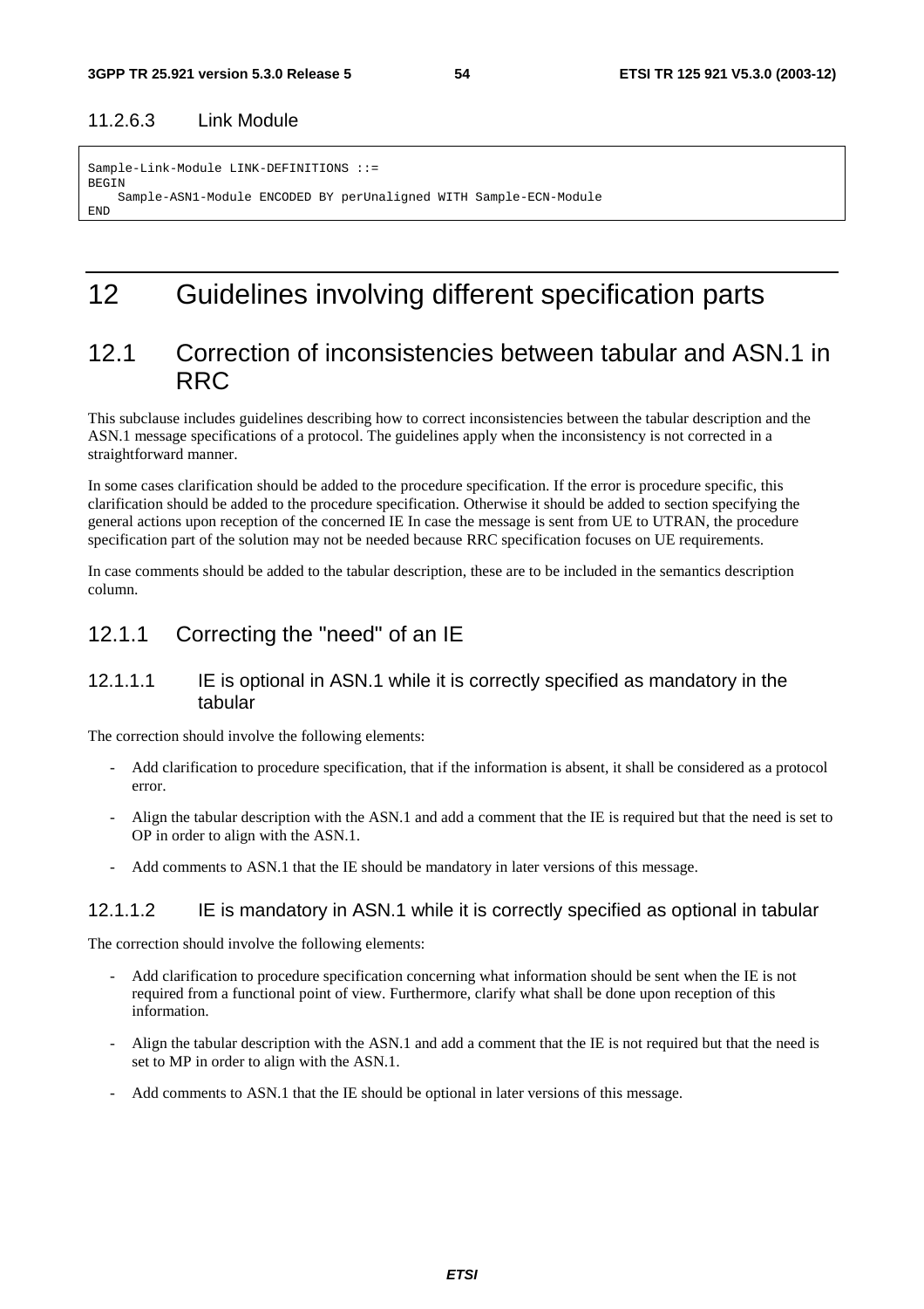#### 11.2.6.3 Link Module

```
Sample-Link-Module LINK-DEFINITIONS ::=
BEGIN
    Sample-ASN1-Module ENCODED BY perUnaligned WITH Sample-ECN-Module
END
```

# 12 Guidelines involving different specification parts

## 12.1 Correction of inconsistencies between tabular and ASN.1 in RRC

This subclause includes guidelines describing how to correct inconsistencies between the tabular description and the ASN.1 message specifications of a protocol. The guidelines apply when the inconsistency is not corrected in a straightforward manner.

In some cases clarification should be added to the procedure specification. If the error is procedure specific, this clarification should be added to the procedure specification. Otherwise it should be added to section specifying the general actions upon reception of the concerned IE In case the message is sent from UE to UTRAN, the procedure specification part of the solution may not be needed because RRC specification focuses on UE requirements.

In case comments should be added to the tabular description, these are to be included in the semantics description column.

### 12.1.1 Correcting the "need" of an IE

#### 12.1.1.1 IE is optional in ASN.1 while it is correctly specified as mandatory in the tabular

The correction should involve the following elements:

- Add clarification to procedure specification, that if the information is absent, it shall be considered as a protocol error.
- Align the tabular description with the ASN.1 and add a comment that the IE is required but that the need is set to OP in order to align with the ASN.1.
- Add comments to ASN.1 that the IE should be mandatory in later versions of this message.

#### 12.1.1.2 IE is mandatory in ASN.1 while it is correctly specified as optional in tabular

The correction should involve the following elements:

- Add clarification to procedure specification concerning what information should be sent when the IE is not required from a functional point of view. Furthermore, clarify what shall be done upon reception of this information.
- Align the tabular description with the ASN.1 and add a comment that the IE is not required but that the need is set to MP in order to align with the ASN.1.
- Add comments to ASN.1 that the IE should be optional in later versions of this message.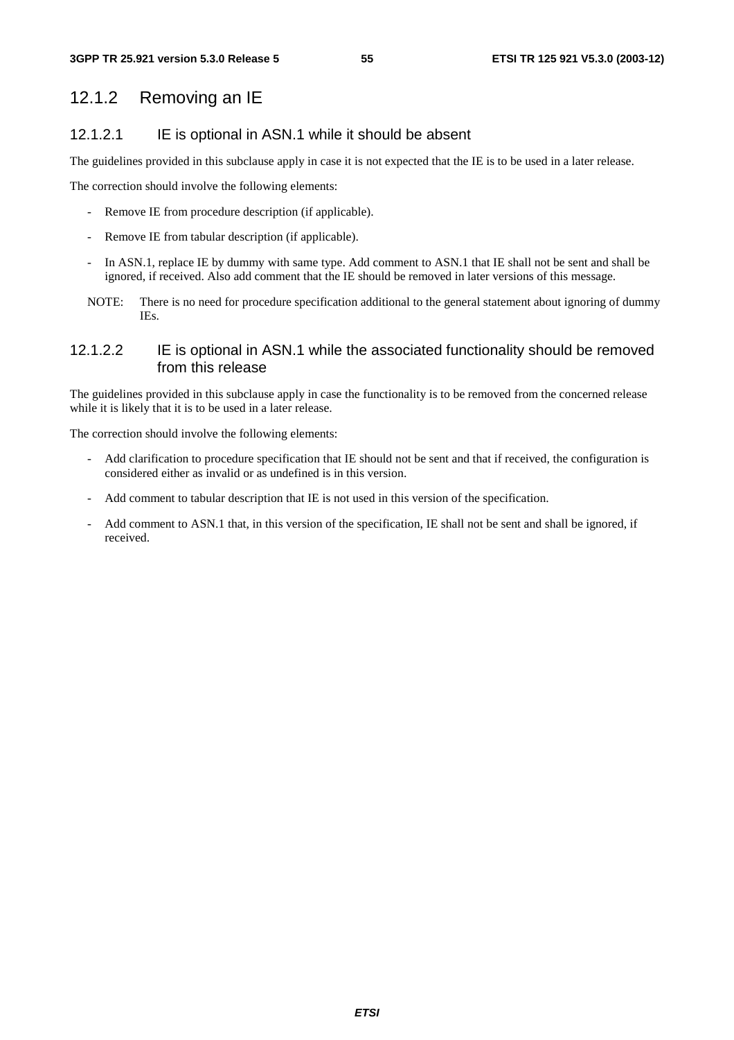### 12.1.2 Removing an IE

#### 12.1.2.1 IE is optional in ASN.1 while it should be absent

The guidelines provided in this subclause apply in case it is not expected that the IE is to be used in a later release.

The correction should involve the following elements:

- Remove IE from procedure description (if applicable).
- Remove IE from tabular description (if applicable).
- In ASN.1, replace IE by dummy with same type. Add comment to ASN.1 that IE shall not be sent and shall be ignored, if received. Also add comment that the IE should be removed in later versions of this message.

NOTE: There is no need for procedure specification additional to the general statement about ignoring of dummy IEs.

#### 12.1.2.2 IE is optional in ASN.1 while the associated functionality should be removed from this release

The guidelines provided in this subclause apply in case the functionality is to be removed from the concerned release while it is likely that it is to be used in a later release.

The correction should involve the following elements:

- Add clarification to procedure specification that IE should not be sent and that if received, the configuration is considered either as invalid or as undefined is in this version.
- Add comment to tabular description that IE is not used in this version of the specification.
- Add comment to ASN.1 that, in this version of the specification, IE shall not be sent and shall be ignored, if received.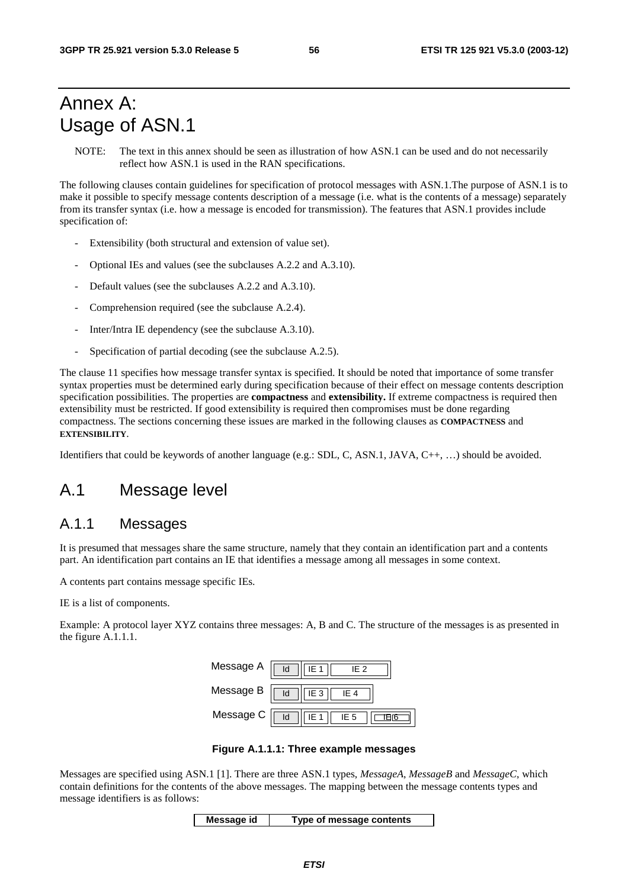# Annex A: Usage of ASN.1

NOTE: The text in this annex should be seen as illustration of how ASN.1 can be used and do not necessarily reflect how ASN.1 is used in the RAN specifications.

The following clauses contain guidelines for specification of protocol messages with ASN.1.The purpose of ASN.1 is to make it possible to specify message contents description of a message (i.e. what is the contents of a message) separately from its transfer syntax (i.e. how a message is encoded for transmission). The features that ASN.1 provides include specification of:

- Extensibility (both structural and extension of value set).
- Optional IEs and values (see the subclauses A.2.2 and A.3.10).
- Default values (see the subclauses A.2.2 and A.3.10).
- Comprehension required (see the subclause A.2.4).
- Inter/Intra IE dependency (see the subclause A.3.10).
- Specification of partial decoding (see the subclause A.2.5).

The clause 11 specifies how message transfer syntax is specified. It should be noted that importance of some transfer syntax properties must be determined early during specification because of their effect on message contents description specification possibilities. The properties are **compactness** and **extensibility.** If extreme compactness is required then extensibility must be restricted. If good extensibility is required then compromises must be done regarding compactness. The sections concerning these issues are marked in the following clauses as **COMPACTNESS** and **EXTENSIBILITY**.

Identifiers that could be keywords of another language (e.g.: SDL, C, ASN.1, JAVA, C++, …) should be avoided.

## A.1 Message level

### A.1.1 Messages

It is presumed that messages share the same structure, namely that they contain an identification part and a contents part. An identification part contains an IE that identifies a message among all messages in some context.

A contents part contains message specific IEs.

IE is a list of components.

Example: A protocol layer XYZ contains three messages: A, B and C. The structure of the messages is as presented in the figure A.1.1.1.

| | | | | |
|---|---|---|---|---|
| Message A | Id | IE 1 | IE 2 | |
| Message B | Id | IE 3 | IE 4 | |
| Message C | Id | IE 1 | IE 5 | IE 6 |

**Figure A.1.1.1: Three example messages**

Messages are specified using ASN.1 [1]. There are three ASN.1 types, *MessageA*, *MessageB* and *MessageC*, which contain definitions for the contents of the above messages. The mapping between the message contents types and message identifiers is as follows:

| Message id | Type of message contents |
|---|---|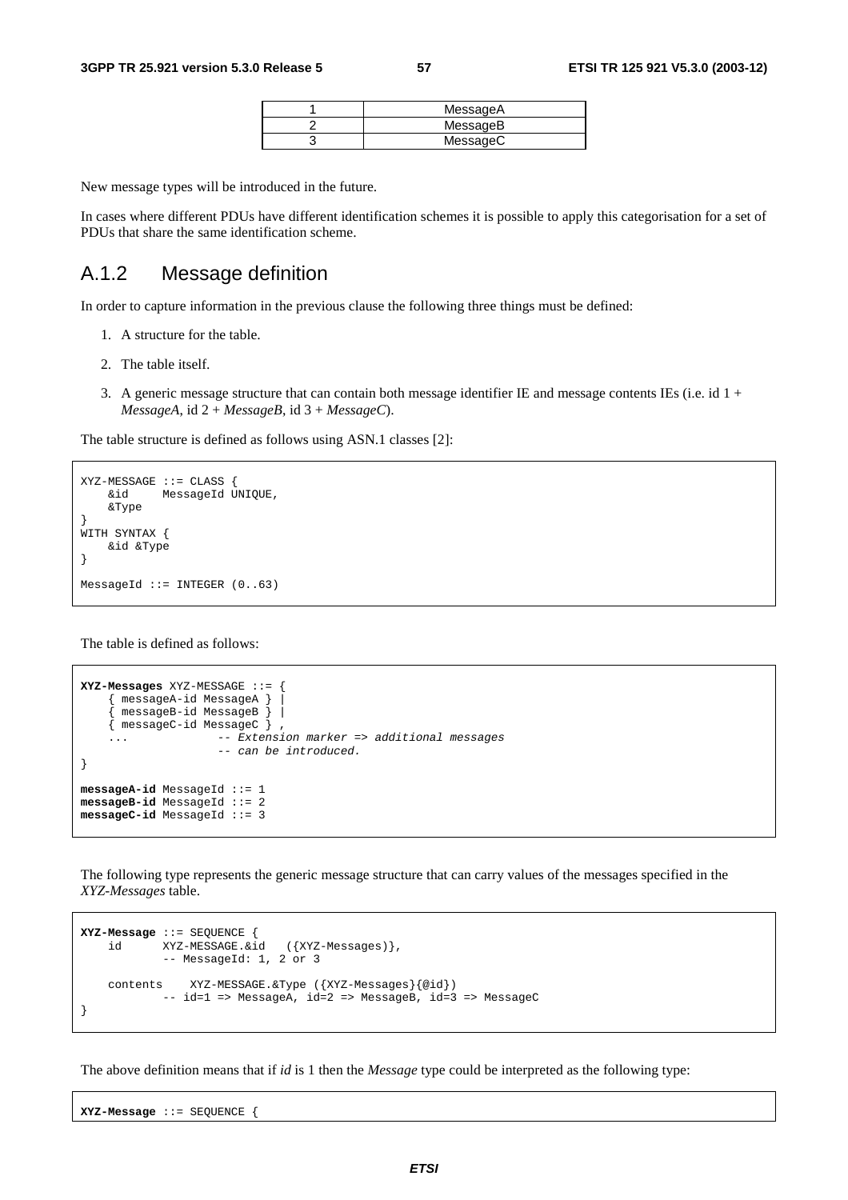| 1 | MessageA |
|---|---|
| 2 | MessageB |
| 3 | MessageC |

New message types will be introduced in the future.

In cases where different PDUs have different identification schemes it is possible to apply this categorisation for a set of PDUs that share the same identification scheme.

## A.1.2 Message definition

In order to capture information in the previous clause the following three things must be defined:

1. A structure for the table.
2. The table itself.
3. A generic message structure that can contain both message identifier IE and message contents IEs (i.e. id 1 + *MessageA*, id 2 + *MessageB*, id 3 + *MessageC*).

The table structure is defined as follows using ASN.1 classes [2]:

```
XYZ-MESSAGE ::= CLASS {
    &id     MessageId UNIQUE,
    &Type
}
WITH SYNTAX {
    &id &Type
}

MessageId ::= INTEGER (0..63)
```

The table is defined as follows:

```
XYZ-Messages XYZ-MESSAGE ::= {
    { messageA-id MessageA } |
    { messageB-id MessageB } |
    { messageC-id MessageC } ,
    ...             -- Extension marker => additional messages
                    -- can be introduced.
}

messageA-id MessageId ::= 1
messageB-id MessageId ::= 2
messageC-id MessageId ::= 3
```

The following type represents the generic message structure that can carry values of the messages specified in the *XYZ-Messages* table.

```
XYZ-Message ::= SEQUENCE {
    id      XYZ-MESSAGE.&id   ({XYZ-Messages)},
            -- MessageId: 1, 2 or 3

    contents    XYZ-MESSAGE.&Type ({XYZ-Messages}{@id})
            -- id=1 => MessageA, id=2 => MessageB, id=3 => MessageC
}
```

The above definition means that if *id* is 1 then the *Message* type could be interpreted as the following type:

```
XYZ-Message ::= SEQUENCE {
```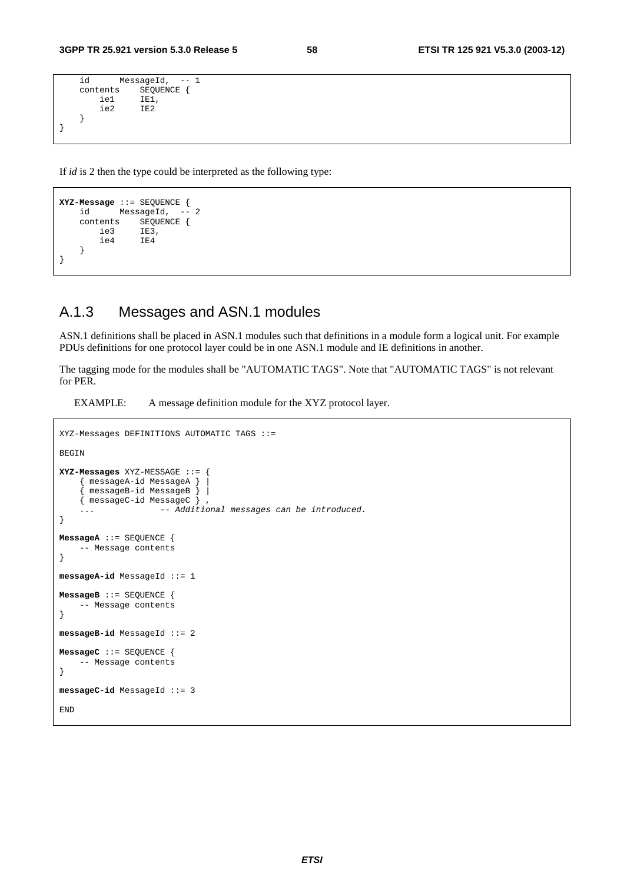```
    id      MessageId,  -- 1
    contents    SEQUENCE {
        ie1     IE1,
        ie2     IE2
    }
}
```

If *id* is 2 then the type could be interpreted as the following type:

```
XYZ-Message ::= SEQUENCE {
    id      MessageId,  -- 2
    contents    SEQUENCE {
        ie3     IE3,
        ie4     IE4
    }
}
```

## A.1.3 Messages and ASN.1 modules

ASN.1 definitions shall be placed in ASN.1 modules such that definitions in a module form a logical unit. For example PDUs definitions for one protocol layer could be in one ASN.1 module and IE definitions in another.

The tagging mode for the modules shall be "AUTOMATIC TAGS". Note that "AUTOMATIC TAGS" is not relevant for PER.

EXAMPLE: A message definition module for the XYZ protocol layer.

```
XYZ-Messages DEFINITIONS AUTOMATIC TAGS ::=

BEGIN

XYZ-Messages XYZ-MESSAGE ::= {
    { messageA-id MessageA } |
    { messageB-id MessageB } |
    { messageC-id MessageC } ,
    ...             -- Additional messages can be introduced.
}

MessageA ::= SEQUENCE {
    -- Message contents
}

messageA-id MessageId ::= 1

MessageB ::= SEQUENCE {
    -- Message contents
}

messageB-id MessageId ::= 2

MessageC ::= SEQUENCE {
    -- Message contents
}

messageC-id MessageId ::= 3

END
```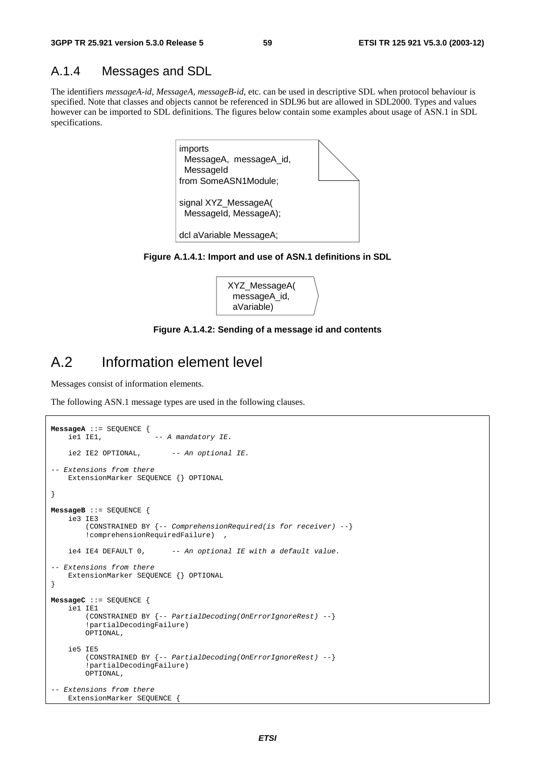## A.1.4 Messages and SDL

The identifiers *messageA-id*, *MessageA*, *messageB-id*, etc. can be used in descriptive SDL when protocol behaviour is specified. Note that classes and objects cannot be referenced in SDL96 but are allowed in SDL2000. Types and values however can be imported to SDL definitions. The figures below contain some examples about usage of ASN.1 in SDL specifications.

```
imports
  MessageA,  messageA_id,
  MessageId
from SomeASN1Module;

signal XYZ_MessageA(
  MessageId, MessageA);

dcl aVariable MessageA;
```

**Figure A.1.4.1: Import and use of ASN.1 definitions in SDL**

```
XYZ_MessageA(
  messageA_id,
  aVariable)
```

**Figure A.1.4.2: Sending of a message id and contents**

# A.2 Information element level

Messages consist of information elements.

The following ASN.1 message types are used in the following clauses.

```
MessageA ::= SEQUENCE {
    ie1 IE1,            -- A mandatory IE.

    ie2 IE2 OPTIONAL,       -- An optional IE.

-- Extensions from there
    ExtensionMarker SEQUENCE {} OPTIONAL

}

MessageB ::= SEQUENCE {
    ie3 IE3
        (CONSTRAINED BY {-- ComprehensionRequired(is for receiver) --}
        !comprehensionRequiredFailure)  ,

    ie4 IE4 DEFAULT 0,      -- An optional IE with a default value.

-- Extensions from there
    ExtensionMarker SEQUENCE {} OPTIONAL
}

MessageC ::= SEQUENCE {
    ie1 IE1
        (CONSTRAINED BY {-- PartialDecoding(OnErrorIgnoreRest) --}
        !partialDecodingFailure)
        OPTIONAL,

    ie5 IE5
        (CONSTRAINED BY {-- PartialDecoding(OnErrorIgnoreRest) --}
        !partialDecodingFailure)
        OPTIONAL,

-- Extensions from there
    ExtensionMarker SEQUENCE {
```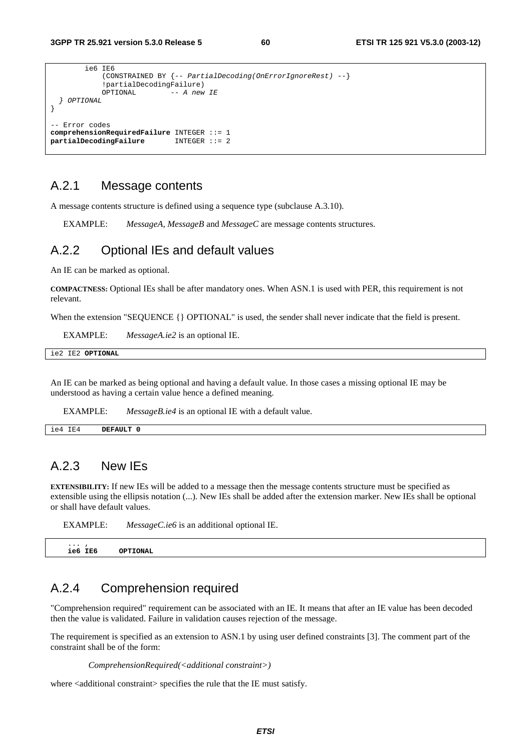```
        ie6 IE6
            (CONSTRAINED BY {-- PartialDecoding(OnErrorIgnoreRest) --}
            !partialDecodingFailure)
            OPTIONAL        -- A new IE
  } OPTIONAL
}

-- Error codes
comprehensionRequiredFailure INTEGER ::= 1
partialDecodingFailure       INTEGER ::= 2
```

## A.2.1 Message contents

A message contents structure is defined using a sequence type (subclause A.3.10).

EXAMPLE: *MessageA*, *MessageB* and *MessageC* are message contents structures.

## A.2.2 Optional IEs and default values

An IE can be marked as optional.

**COMPACTNESS:** Optional IEs shall be after mandatory ones. When ASN.1 is used with PER, this requirement is not relevant.

When the extension "SEQUENCE {} OPTIONAL" is used, the sender shall never indicate that the field is present.

EXAMPLE: *MessageA.ie2* is an optional IE.

```
ie2 IE2 OPTIONAL
```

An IE can be marked as being optional and having a default value. In those cases a missing optional IE may be understood as having a certain value hence a defined meaning.

EXAMPLE: *MessageB.ie4* is an optional IE with a default value.

```
ie4 IE4     DEFAULT 0
```

## A.2.3 New IEs

**EXTENSIBILITY:** If new IEs will be added to a message then the message contents structure must be specified as extensible using the ellipsis notation (...). New IEs shall be added after the extension marker. New IEs shall be optional or shall have default values.

EXAMPLE: *MessageC.ie6* is an additional optional IE.

```
    ... ,
    ie6 IE6     OPTIONAL
```

## A.2.4 Comprehension required

"Comprehension required" requirement can be associated with an IE. It means that after an IE value has been decoded then the value is validated. Failure in validation causes rejection of the message.

The requirement is specified as an extension to ASN.1 by using user defined constraints [3]. The comment part of the constraint shall be of the form:

*ComprehensionRequired(<additional constraint>)*

where <additional constraint> specifies the rule that the IE must satisfy.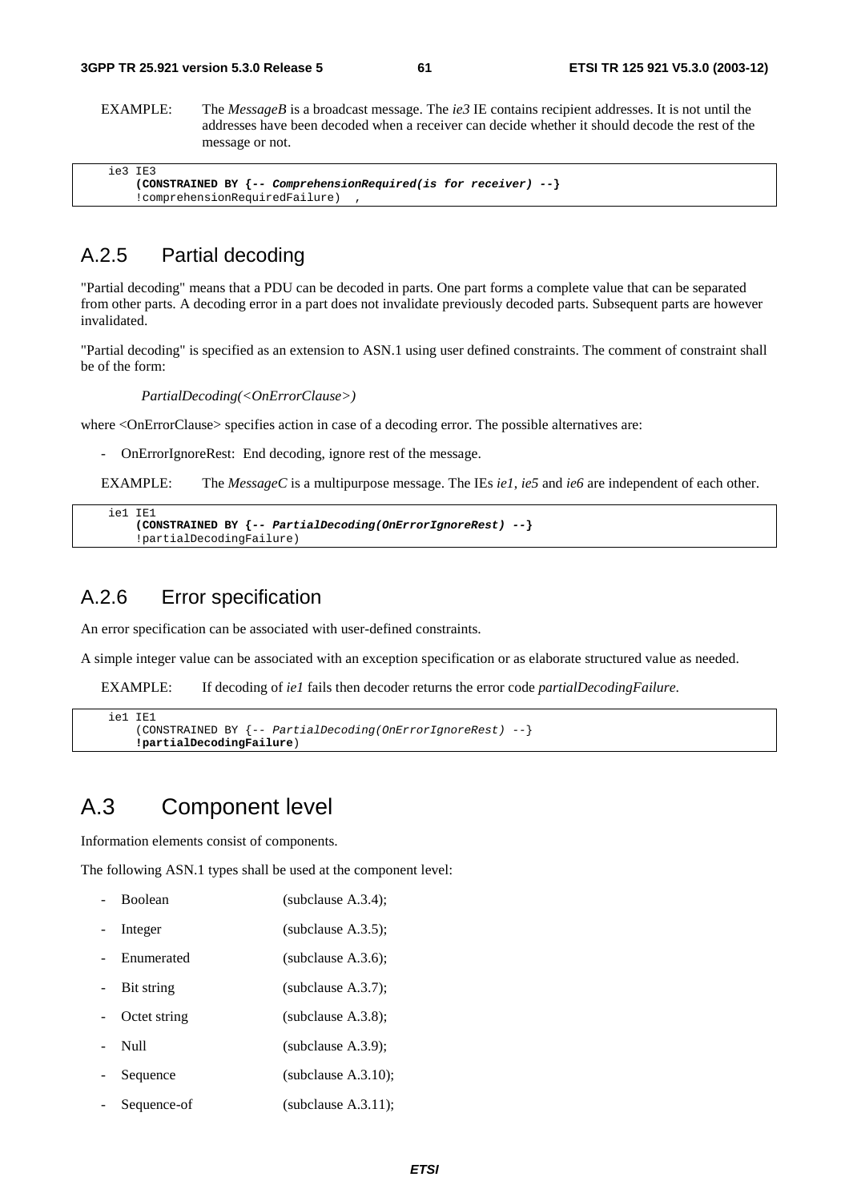EXAMPLE: The *MessageB* is a broadcast message. The *ie3* IE contains recipient addresses. It is not until the addresses have been decoded when a receiver can decide whether it should decode the rest of the message or not.

```
ie3 IE3
    (CONSTRAINED BY {-- ComprehensionRequired(is for receiver) --}
    !comprehensionRequiredFailure)  ,
```

## A.2.5 Partial decoding

"Partial decoding" means that a PDU can be decoded in parts. One part forms a complete value that can be separated from other parts. A decoding error in a part does not invalidate previously decoded parts. Subsequent parts are however invalidated.

"Partial decoding" is specified as an extension to ASN.1 using user defined constraints. The comment of constraint shall be of the form:

*PartialDecoding(<OnErrorClause>)*

where <OnErrorClause> specifies action in case of a decoding error. The possible alternatives are:

- OnErrorIgnoreRest: End decoding, ignore rest of the message.

EXAMPLE: The *MessageC* is a multipurpose message. The IEs *ie1*, *ie5* and *ie6* are independent of each other.

```
ie1 IE1
    (CONSTRAINED BY {-- PartialDecoding(OnErrorIgnoreRest) --}
    !partialDecodingFailure)
```

## A.2.6 Error specification

An error specification can be associated with user-defined constraints.

A simple integer value can be associated with an exception specification or as elaborate structured value as needed.

EXAMPLE: If decoding of *ie1* fails then decoder returns the error code *partialDecodingFailure*.

```
ie1 IE1
    (CONSTRAINED BY {-- PartialDecoding(OnErrorIgnoreRest) --}
    !partialDecodingFailure)
```

# A.3 Component level

Information elements consist of components.

The following ASN.1 types shall be used at the component level:

- Boolean (subclause A.3.4);
- Integer (subclause A.3.5);
- Enumerated (subclause A.3.6);
- Bit string (subclause A.3.7);
- Octet string (subclause A.3.8);
- Null (subclause A.3.9);
- Sequence (subclause A.3.10);
- Sequence-of (subclause A.3.11);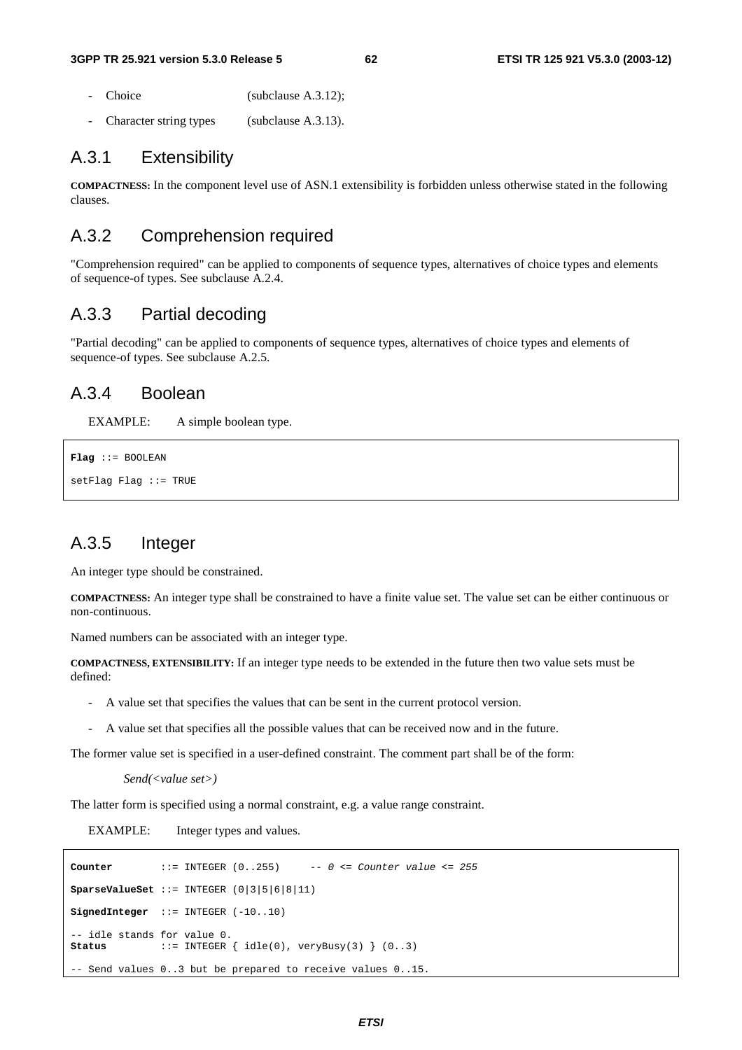- Choice (subclause A.3.12);
- Character string types (subclause A.3.13).

### A.3.1 Extensibility

**COMPACTNESS:** In the component level use of ASN.1 extensibility is forbidden unless otherwise stated in the following clauses.

### A.3.2 Comprehension required

"Comprehension required" can be applied to components of sequence types, alternatives of choice types and elements of sequence-of types. See subclause A.2.4.

### A.3.3 Partial decoding

"Partial decoding" can be applied to components of sequence types, alternatives of choice types and elements of sequence-of types. See subclause A.2.5.

### A.3.4 Boolean

EXAMPLE: A simple boolean type.

```
Flag ::= BOOLEAN

setFlag Flag ::= TRUE
```

### A.3.5 Integer

An integer type should be constrained.

**COMPACTNESS:** An integer type shall be constrained to have a finite value set. The value set can be either continuous or non-continuous.

Named numbers can be associated with an integer type.

**COMPACTNESS, EXTENSIBILITY:** If an integer type needs to be extended in the future then two value sets must be defined:

- A value set that specifies the values that can be sent in the current protocol version.
- A value set that specifies all the possible values that can be received now and in the future.

The former value set is specified in a user-defined constraint. The comment part shall be of the form:

*Send(<value set>)*

The latter form is specified using a normal constraint, e.g. a value range constraint.

EXAMPLE: Integer types and values.

```
Counter        ::= INTEGER (0..255)     -- 0 <= Counter value <= 255

SparseValueSet ::= INTEGER (0|3|5|6|8|11)

SignedInteger  ::= INTEGER (-10..10)

-- idle stands for value 0.
Status         ::= INTEGER { idle(0), veryBusy(3) } (0..3)

-- Send values 0..3 but be prepared to receive values 0..15.
```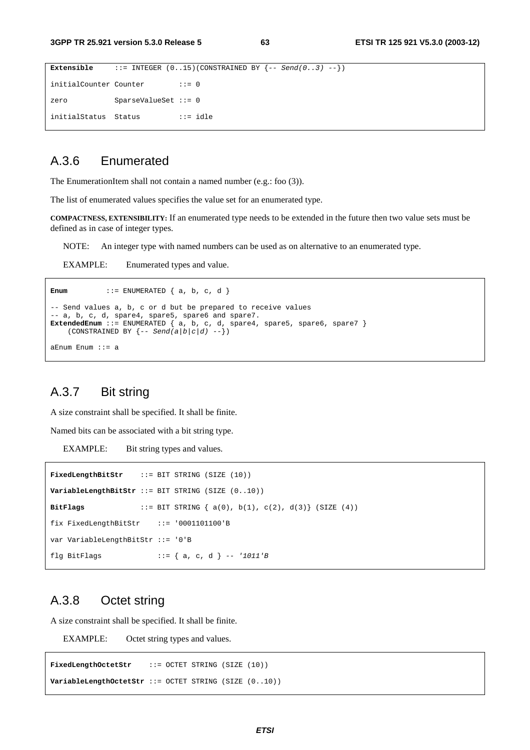```
Extensible     ::= INTEGER (0..15)(CONSTRAINED BY {-- Send(0..3) --})

initialCounter Counter        ::= 0

zero           SparseValueSet ::= 0

initialStatus  Status         ::= idle
```

## A.3.6 Enumerated

The EnumerationItem shall not contain a named number (e.g.: foo (3)).

The list of enumerated values specifies the value set for an enumerated type.

**COMPACTNESS, EXTENSIBILITY:** If an enumerated type needs to be extended in the future then two value sets must be defined as in case of integer types.

NOTE: An integer type with named numbers can be used as on alternative to an enumerated type.

EXAMPLE: Enumerated types and value.

```
Enum         ::= ENUMERATED { a, b, c, d }

-- Send values a, b, c or d but be prepared to receive values
-- a, b, c, d, spare4, spare5, spare6 and spare7.
ExtendedEnum ::= ENUMERATED { a, b, c, d, spare4, spare5, spare6, spare7 }
    (CONSTRAINED BY {-- Send(a|b|c|d) --})

aEnum Enum ::= a
```

## A.3.7 Bit string

A size constraint shall be specified. It shall be finite.

Named bits can be associated with a bit string type.

EXAMPLE: Bit string types and values.

```
FixedLengthBitStr    ::= BIT STRING (SIZE (10))

VariableLengthBitStr ::= BIT STRING (SIZE (0..10))

BitFlags             ::= BIT STRING { a(0), b(1), c(2), d(3)} (SIZE (4))

fix FixedLengthBitStr    ::= '0001101100'B

var VariableLengthBitStr ::= '0'B

flg BitFlags             ::= { a, c, d } -- '1011'B
```

## A.3.8 Octet string

A size constraint shall be specified. It shall be finite.

EXAMPLE: Octet string types and values.

```
FixedLengthOctetStr    ::= OCTET STRING (SIZE (10))

VariableLengthOctetStr ::= OCTET STRING (SIZE (0..10))
```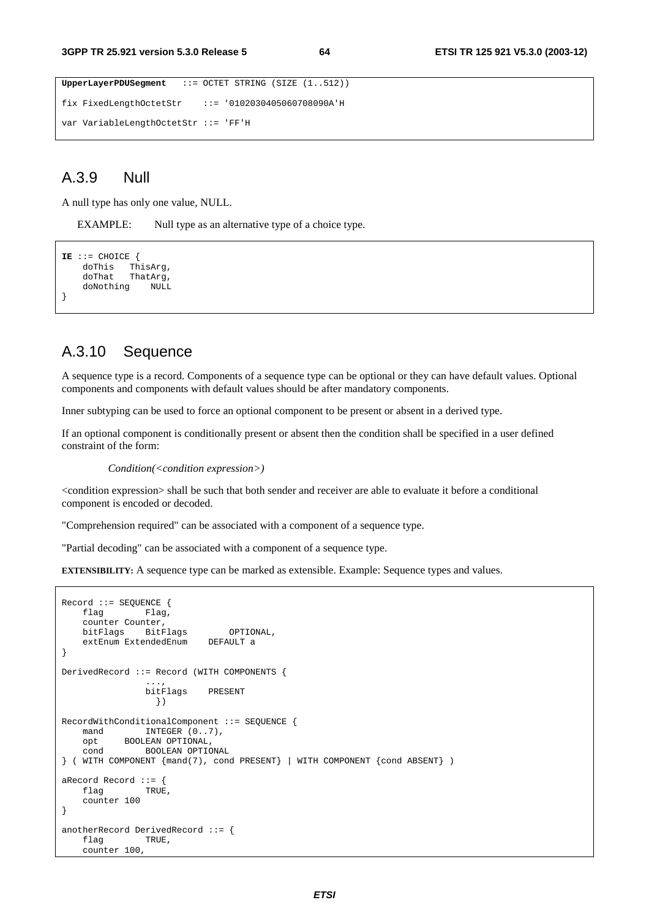```
UpperLayerPDUSegment   ::= OCTET STRING (SIZE (1..512))

fix FixedLengthOctetStr    ::= '0102030405060708090A'H

var VariableLengthOctetStr ::= 'FF'H
```

## A.3.9 Null

A null type has only one value, NULL.

EXAMPLE: Null type as an alternative type of a choice type.

```
IE ::= CHOICE {
    doThis   ThisArg,
    doThat   ThatArg,
    doNothing    NULL
}
```

## A.3.10 Sequence

A sequence type is a record. Components of a sequence type can be optional or they can have default values. Optional components and components with default values should be after mandatory components.

Inner subtyping can be used to force an optional component to be present or absent in a derived type.

If an optional component is conditionally present or absent then the condition shall be specified in a user defined constraint of the form:

*Condition(<condition expression>)*

<condition expression> shall be such that both sender and receiver are able to evaluate it before a conditional component is encoded or decoded.

"Comprehension required" can be associated with a component of a sequence type.

"Partial decoding" can be associated with a component of a sequence type.

**EXTENSIBILITY:** A sequence type can be marked as extensible. Example: Sequence types and values.

```
Record ::= SEQUENCE {
    flag        Flag,
    counter Counter,
    bitFlags    BitFlags        OPTIONAL,
    extEnum ExtendedEnum    DEFAULT a
}

DerivedRecord ::= Record (WITH COMPONENTS {
                ...,
                bitFlags    PRESENT
                  })

RecordWithConditionalComponent ::= SEQUENCE {
    mand        INTEGER (0..7),
    opt     BOOLEAN OPTIONAL,
    cond        BOOLEAN OPTIONAL
} ( WITH COMPONENT {mand(7), cond PRESENT} | WITH COMPONENT {cond ABSENT} )

aRecord Record ::= {
    flag        TRUE,
    counter 100
}

anotherRecord DerivedRecord ::= {
    flag        TRUE,
    counter 100,
```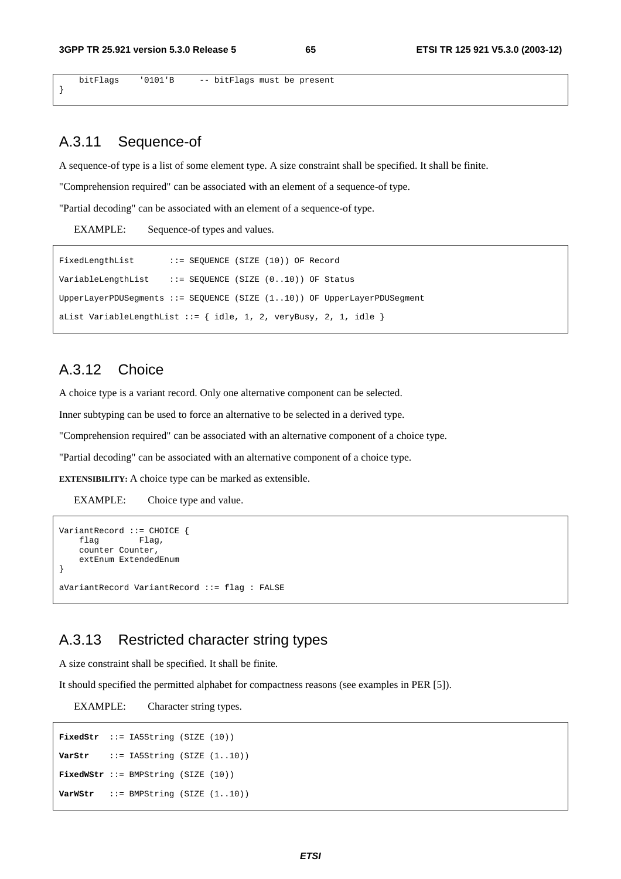```
    bitFlags    '0101'B     -- bitFlags must be present
}
```

### A.3.11 Sequence-of

A sequence-of type is a list of some element type. A size constraint shall be specified. It shall be finite.

"Comprehension required" can be associated with an element of a sequence-of type.

"Partial decoding" can be associated with an element of a sequence-of type.

EXAMPLE: Sequence-of types and values.

```
FixedLengthList       ::= SEQUENCE (SIZE (10)) OF Record

VariableLengthList    ::= SEQUENCE (SIZE (0..10)) OF Status

UpperLayerPDUSegments ::= SEQUENCE (SIZE (1..10)) OF UpperLayerPDUSegment

aList VariableLengthList ::= { idle, 1, 2, veryBusy, 2, 1, idle }
```

### A.3.12 Choice

A choice type is a variant record. Only one alternative component can be selected.

Inner subtyping can be used to force an alternative to be selected in a derived type.

"Comprehension required" can be associated with an alternative component of a choice type.

"Partial decoding" can be associated with an alternative component of a choice type.

**EXTENSIBILITY:** A choice type can be marked as extensible.

EXAMPLE: Choice type and value.

```
VariantRecord ::= CHOICE {
    flag        Flag,
    counter Counter,
    extEnum ExtendedEnum
}

aVariantRecord VariantRecord ::= flag : FALSE
```

### A.3.13 Restricted character string types

A size constraint shall be specified. It shall be finite.

It should specified the permitted alphabet for compactness reasons (see examples in PER [5]).

EXAMPLE: Character string types.

```
FixedStr  ::= IA5String (SIZE (10))

VarStr    ::= IA5String (SIZE (1..10))

FixedWStr ::= BMPString (SIZE (10))

VarWStr   ::= BMPString (SIZE (1..10))
```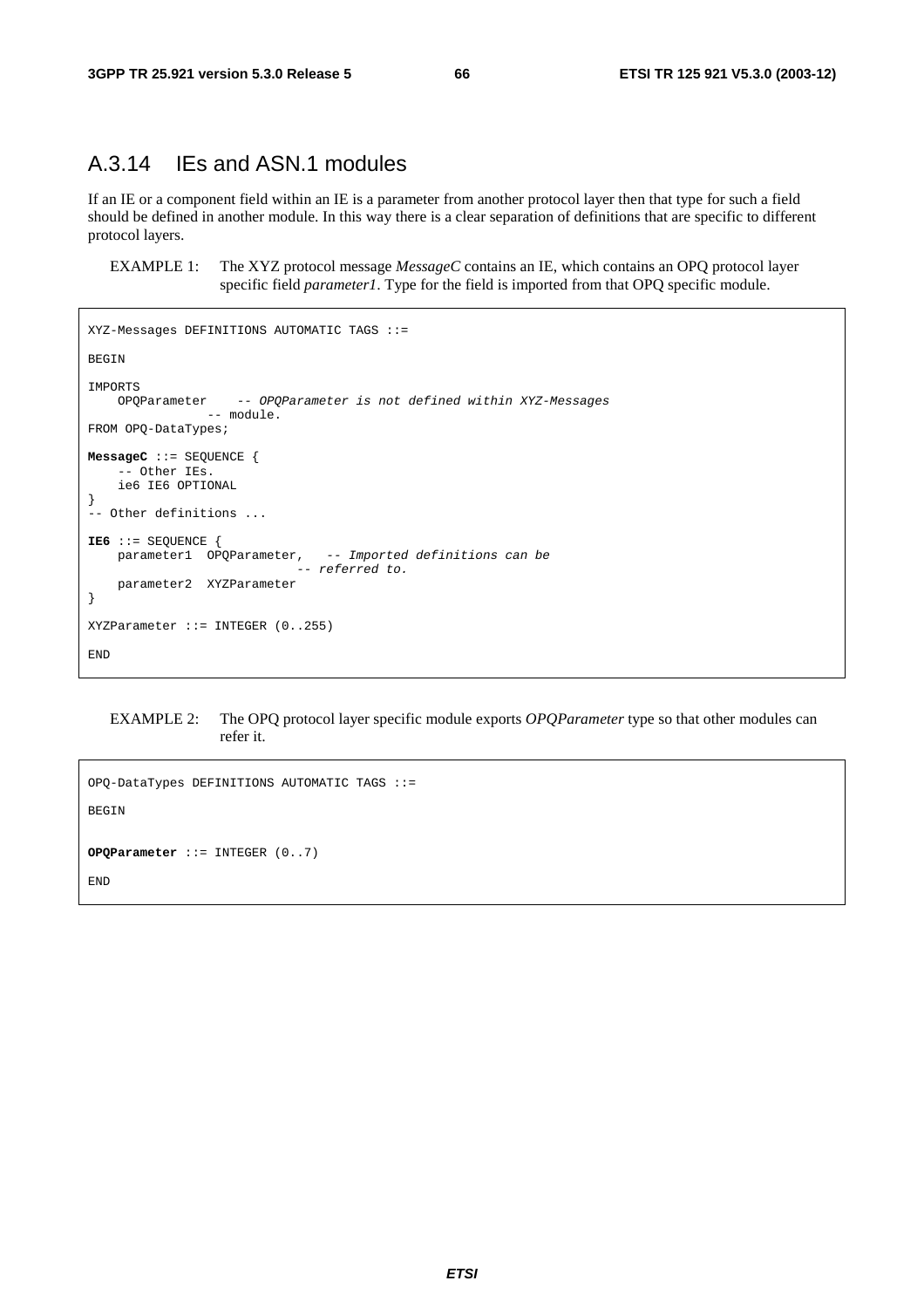## A.3.14 IEs and ASN.1 modules

If an IE or a component field within an IE is a parameter from another protocol layer then that type for such a field should be defined in another module. In this way there is a clear separation of definitions that are specific to different protocol layers.

EXAMPLE 1: The XYZ protocol message *MessageC* contains an IE, which contains an OPQ protocol layer specific field *parameter1*. Type for the field is imported from that OPQ specific module.

```
XYZ-Messages DEFINITIONS AUTOMATIC TAGS ::=

BEGIN

IMPORTS
    OPQParameter    -- OPQParameter is not defined within XYZ-Messages
                -- module.
FROM OPQ-DataTypes;

MessageC ::= SEQUENCE {
    -- Other IEs.
    ie6 IE6 OPTIONAL
}
-- Other definitions ...

IE6 ::= SEQUENCE {
    parameter1  OPQParameter,   -- Imported definitions can be
                            -- referred to.
    parameter2  XYZParameter
}

XYZParameter ::= INTEGER (0..255)

END
```

EXAMPLE 2: The OPQ protocol layer specific module exports *OPQParameter* type so that other modules can refer it.

```
OPQ-DataTypes DEFINITIONS AUTOMATIC TAGS ::=

BEGIN

OPQParameter ::= INTEGER (0..7)

END
```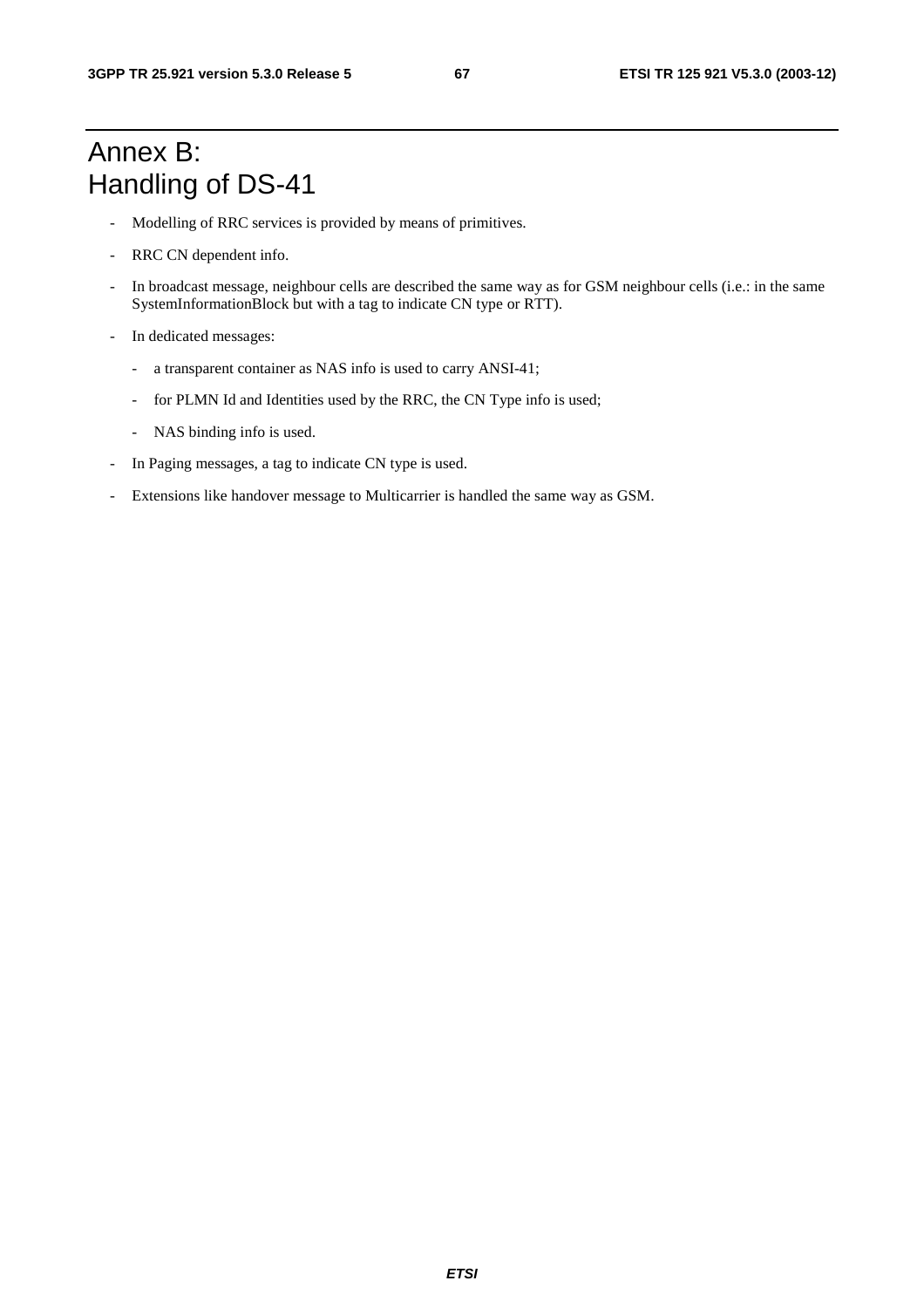# Annex B: Handling of DS-41

- Modelling of RRC services is provided by means of primitives.
- RRC CN dependent info.
- In broadcast message, neighbour cells are described the same way as for GSM neighbour cells (i.e.: in the same SystemInformationBlock but with a tag to indicate CN type or RTT).
- In dedicated messages:
  - a transparent container as NAS info is used to carry ANSI-41;
  - for PLMN Id and Identities used by the RRC, the CN Type info is used;
  - NAS binding info is used.
- In Paging messages, a tag to indicate CN type is used.
- Extensions like handover message to Multicarrier is handled the same way as GSM.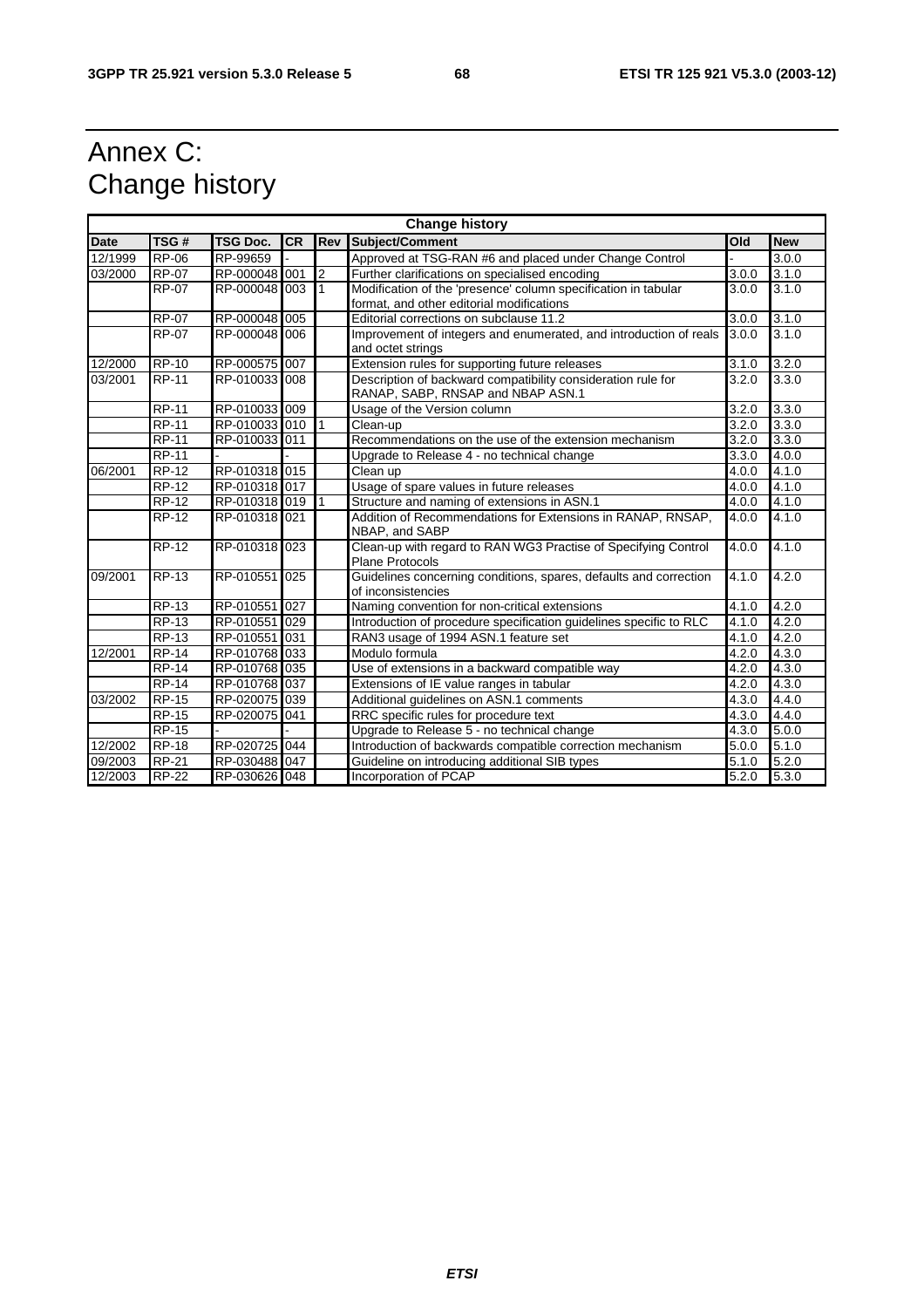# Annex C: Change history

| Change history | | | | | | | |
|---|---|---|---|---|---|---|---|
| **Date** | **TSG #** | **TSG Doc.** | **CR** | **Rev** | **Subject/Comment** | **Old** | **New** |
| 12/1999 | RP-06 | RP-99659 | - | | Approved at TSG-RAN #6 and placed under Change Control | - | 3.0.0 |
| 03/2000 | RP-07 | RP-000048 | 001 | 2 | Further clarifications on specialised encoding | 3.0.0 | 3.1.0 |
| | RP-07 | RP-000048 | 003 | 1 | Modification of the 'presence' column specification in tabular format, and other editorial modifications | 3.0.0 | 3.1.0 |
| | RP-07 | RP-000048 | 005 | | Editorial corrections on subclause 11.2 | 3.0.0 | 3.1.0 |
| | RP-07 | RP-000048 | 006 | | Improvement of integers and enumerated, and introduction of reals and octet strings | 3.0.0 | 3.1.0 |
| 12/2000 | RP-10 | RP-000575 | 007 | | Extension rules for supporting future releases | 3.1.0 | 3.2.0 |
| 03/2001 | RP-11 | RP-010033 | 008 | | Description of backward compatibility consideration rule for RANAP, SABP, RNSAP and NBAP ASN.1 | 3.2.0 | 3.3.0 |
| | RP-11 | RP-010033 | 009 | | Usage of the Version column | 3.2.0 | 3.3.0 |
| | RP-11 | RP-010033 | 010 | 1 | Clean-up | 3.2.0 | 3.3.0 |
| | RP-11 | RP-010033 | 011 | | Recommendations on the use of the extension mechanism | 3.2.0 | 3.3.0 |
| | RP-11 | - | - | | Upgrade to Release 4 - no technical change | 3.3.0 | 4.0.0 |
| 06/2001 | RP-12 | RP-010318 | 015 | | Clean up | 4.0.0 | 4.1.0 |
| | RP-12 | RP-010318 | 017 | | Usage of spare values in future releases | 4.0.0 | 4.1.0 |
| | RP-12 | RP-010318 | 019 | 1 | Structure and naming of extensions in ASN.1 | 4.0.0 | 4.1.0 |
| | RP-12 | RP-010318 | 021 | | Addition of Recommendations for Extensions in RANAP, RNSAP, NBAP, and SABP | 4.0.0 | 4.1.0 |
| | RP-12 | RP-010318 | 023 | | Clean-up with regard to RAN WG3 Practise of Specifying Control Plane Protocols | 4.0.0 | 4.1.0 |
| 09/2001 | RP-13 | RP-010551 | 025 | | Guidelines concerning conditions, spares, defaults and correction of inconsistencies | 4.1.0 | 4.2.0 |
| | RP-13 | RP-010551 | 027 | | Naming convention for non-critical extensions | 4.1.0 | 4.2.0 |
| | RP-13 | RP-010551 | 029 | | Introduction of procedure specification guidelines specific to RLC | 4.1.0 | 4.2.0 |
| | RP-13 | RP-010551 | 031 | | RAN3 usage of 1994 ASN.1 feature set | 4.1.0 | 4.2.0 |
| 12/2001 | RP-14 | RP-010768 | 033 | | Modulo formula | 4.2.0 | 4.3.0 |
| | RP-14 | RP-010768 | 035 | | Use of extensions in a backward compatible way | 4.2.0 | 4.3.0 |
| | RP-14 | RP-010768 | 037 | | Extensions of IE value ranges in tabular | 4.2.0 | 4.3.0 |
| 03/2002 | RP-15 | RP-020075 | 039 | | Additional guidelines on ASN.1 comments | 4.3.0 | 4.4.0 |
| | RP-15 | RP-020075 | 041 | | RRC specific rules for procedure text | 4.3.0 | 4.4.0 |
| | RP-15 | - | - | | Upgrade to Release 5 - no technical change | 4.3.0 | 5.0.0 |
| 12/2002 | RP-18 | RP-020725 | 044 | | Introduction of backwards compatible correction mechanism | 5.0.0 | 5.1.0 |
| 09/2003 | RP-21 | RP-030488 | 047 | | Guideline on introducing additional SIB types | 5.1.0 | 5.2.0 |
| 12/2003 | RP-22 | RP-030626 | 048 | | Incorporation of PCAP | 5.2.0 | 5.3.0 |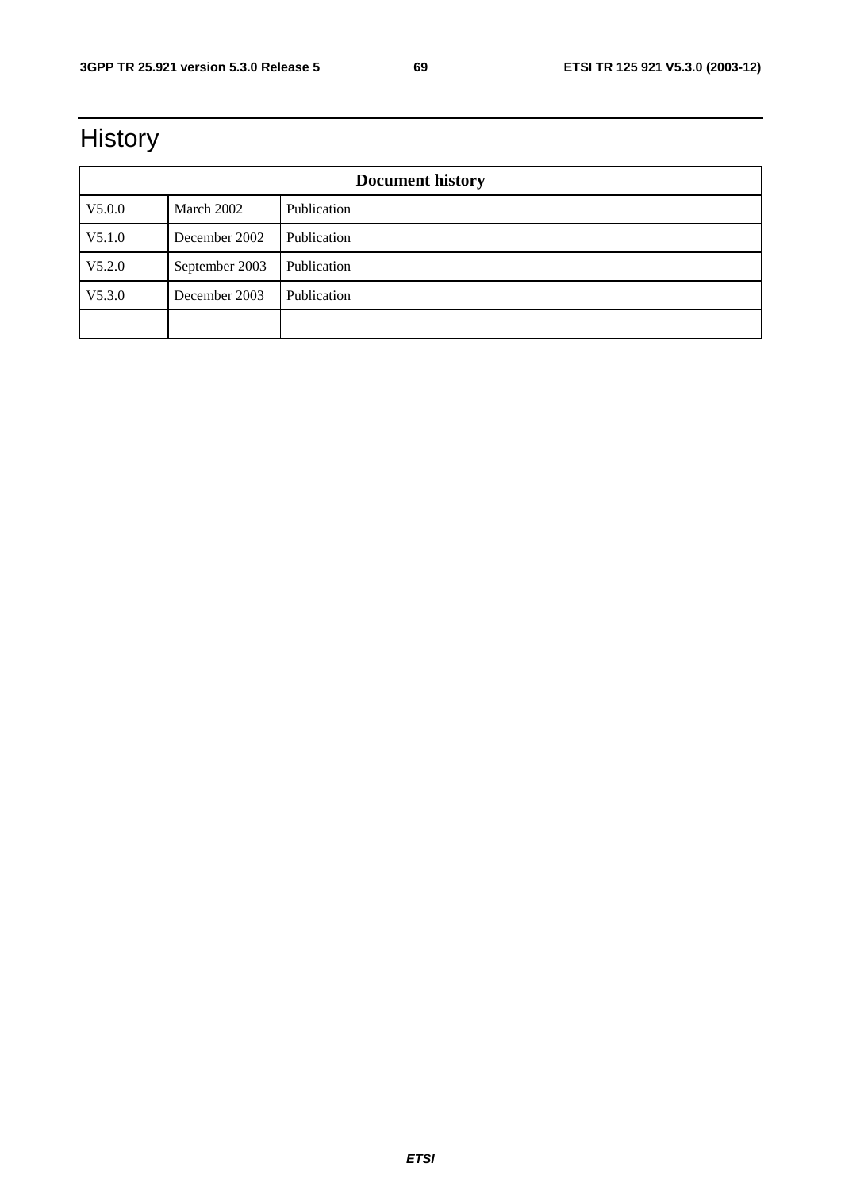# History

| Document history | | |
|---|---|---|
| V5.0.0 | March 2002 | Publication |
| V5.1.0 | December 2002 | Publication |
| V5.2.0 | September 2003 | Publication |
| V5.3.0 | December 2003 | Publication |
| | | |